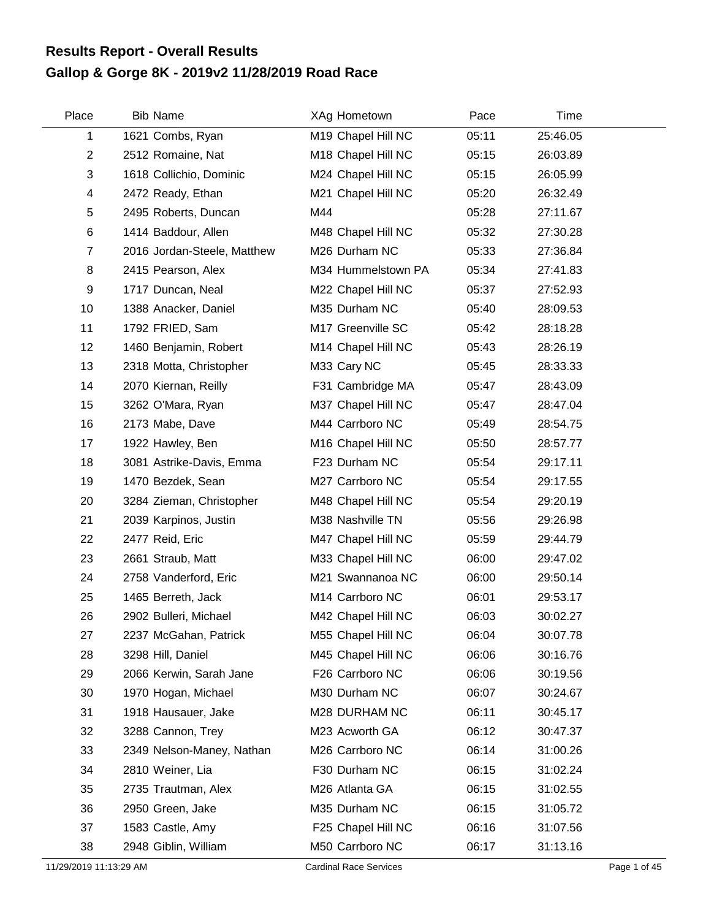# Results Report - Overall Results

## Gallop & Gorge 8K - 2019v2 11/28/2019 Road Race

| Place | Bib | Name | XAg | Hometown | Pace | Time |
|---|---|---|---|---|---|---|
| 1 | 1621 | Combs, Ryan | M19 | Chapel Hill NC | 05:11 | 25:46.05 |
| 2 | 2512 | Romaine, Nat | M18 | Chapel Hill NC | 05:15 | 26:03.89 |
| 3 | 1618 | Collichio, Dominic | M24 | Chapel Hill NC | 05:15 | 26:05.99 |
| 4 | 2472 | Ready, Ethan | M21 | Chapel Hill NC | 05:20 | 26:32.49 |
| 5 | 2495 | Roberts, Duncan | M44 | | 05:28 | 27:11.67 |
| 6 | 1414 | Baddour, Allen | M48 | Chapel Hill NC | 05:32 | 27:30.28 |
| 7 | 2016 | Jordan-Steele, Matthew | M26 | Durham NC | 05:33 | 27:36.84 |
| 8 | 2415 | Pearson, Alex | M34 | Hummelstown PA | 05:34 | 27:41.83 |
| 9 | 1717 | Duncan, Neal | M22 | Chapel Hill NC | 05:37 | 27:52.93 |
| 10 | 1388 | Anacker, Daniel | M35 | Durham NC | 05:40 | 28:09.53 |
| 11 | 1792 | FRIED, Sam | M17 | Greenville SC | 05:42 | 28:18.28 |
| 12 | 1460 | Benjamin, Robert | M14 | Chapel Hill NC | 05:43 | 28:26.19 |
| 13 | 2318 | Motta, Christopher | M33 | Cary NC | 05:45 | 28:33.33 |
| 14 | 2070 | Kiernan, Reilly | F31 | Cambridge MA | 05:47 | 28:43.09 |
| 15 | 3262 | O'Mara, Ryan | M37 | Chapel Hill NC | 05:47 | 28:47.04 |
| 16 | 2173 | Mabe, Dave | M44 | Carrboro NC | 05:49 | 28:54.75 |
| 17 | 1922 | Hawley, Ben | M16 | Chapel Hill NC | 05:50 | 28:57.77 |
| 18 | 3081 | Astrike-Davis, Emma | F23 | Durham NC | 05:54 | 29:17.11 |
| 19 | 1470 | Bezdek, Sean | M27 | Carrboro NC | 05:54 | 29:17.55 |
| 20 | 3284 | Zieman, Christopher | M48 | Chapel Hill NC | 05:54 | 29:20.19 |
| 21 | 2039 | Karpinos, Justin | M38 | Nashville TN | 05:56 | 29:26.98 |
| 22 | 2477 | Reid, Eric | M47 | Chapel Hill NC | 05:59 | 29:44.79 |
| 23 | 2661 | Straub, Matt | M33 | Chapel Hill NC | 06:00 | 29:47.02 |
| 24 | 2758 | Vanderford, Eric | M21 | Swannanoa NC | 06:00 | 29:50.14 |
| 25 | 1465 | Berreth, Jack | M14 | Carrboro NC | 06:01 | 29:53.17 |
| 26 | 2902 | Bulleri, Michael | M42 | Chapel Hill NC | 06:03 | 30:02.27 |
| 27 | 2237 | McGahan, Patrick | M55 | Chapel Hill NC | 06:04 | 30:07.78 |
| 28 | 3298 | Hill, Daniel | M45 | Chapel Hill NC | 06:06 | 30:16.76 |
| 29 | 2066 | Kerwin, Sarah Jane | F26 | Carrboro NC | 06:06 | 30:19.56 |
| 30 | 1970 | Hogan, Michael | M30 | Durham NC | 06:07 | 30:24.67 |
| 31 | 1918 | Hausauer, Jake | M28 | DURHAM NC | 06:11 | 30:45.17 |
| 32 | 3288 | Cannon, Trey | M23 | Acworth GA | 06:12 | 30:47.37 |
| 33 | 2349 | Nelson-Maney, Nathan | M26 | Carrboro NC | 06:14 | 31:00.26 |
| 34 | 2810 | Weiner, Lia | F30 | Durham NC | 06:15 | 31:02.24 |
| 35 | 2735 | Trautman, Alex | M26 | Atlanta GA | 06:15 | 31:02.55 |
| 36 | 2950 | Green, Jake | M35 | Durham NC | 06:15 | 31:05.72 |
| 37 | 1583 | Castle, Amy | F25 | Chapel Hill NC | 06:16 | 31:07.56 |
| 38 | 2948 | Giblin, William | M50 | Carrboro NC | 06:17 | 31:13.16 |

11/29/2019 11:13:29 AM Cardinal Race Services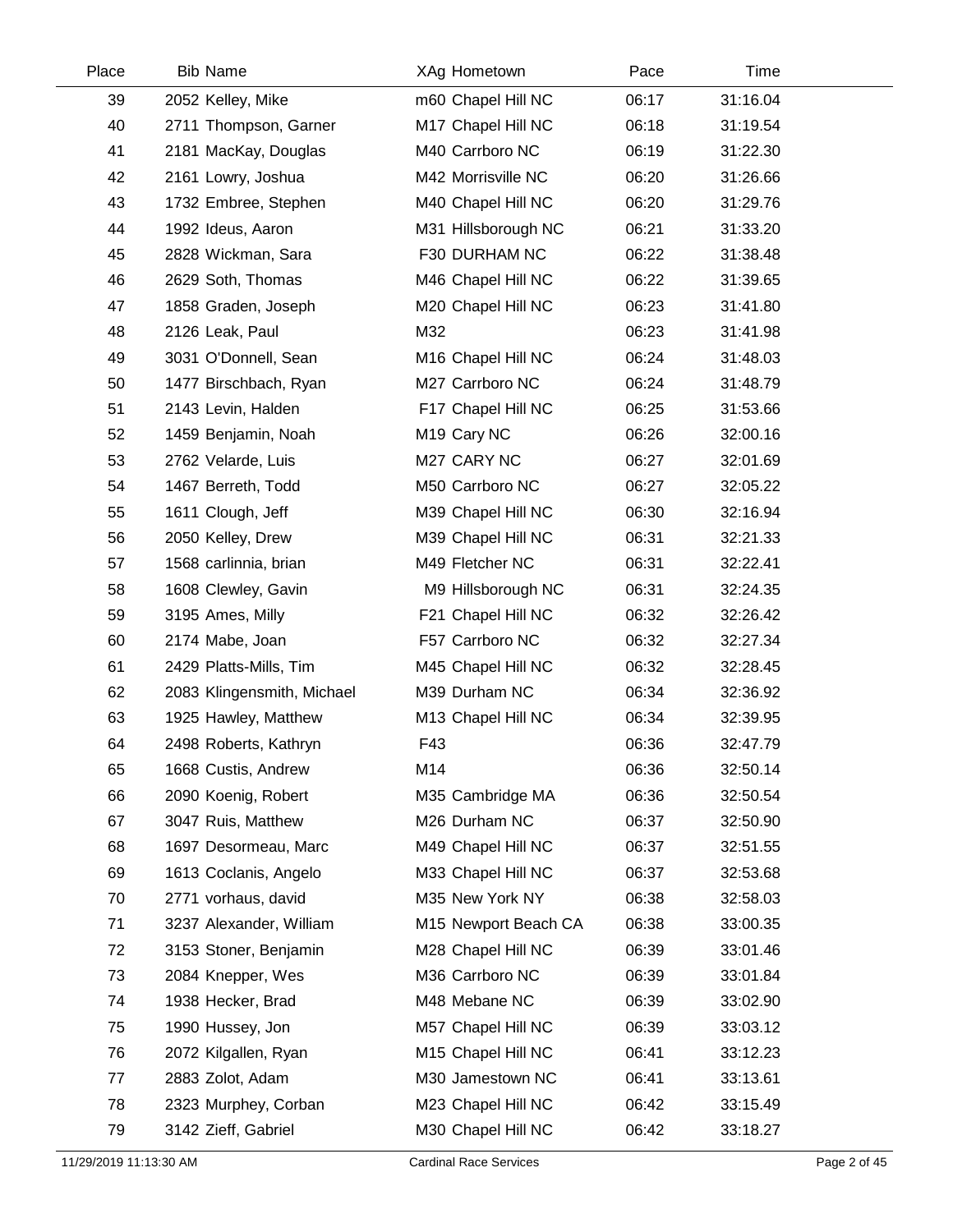| Place | Bib | Name | XAg | Hometown | Pace | Time |
|---|---|---|---|---|---|---|
| 39 | 2052 | Kelley, Mike | m60 | Chapel Hill NC | 06:17 | 31:16.04 |
| 40 | 2711 | Thompson, Garner | M17 | Chapel Hill NC | 06:18 | 31:19.54 |
| 41 | 2181 | MacKay, Douglas | M40 | Carrboro NC | 06:19 | 31:22.30 |
| 42 | 2161 | Lowry, Joshua | M42 | Morrisville NC | 06:20 | 31:26.66 |
| 43 | 1732 | Embree, Stephen | M40 | Chapel Hill NC | 06:20 | 31:29.76 |
| 44 | 1992 | Ideus, Aaron | M31 | Hillsborough NC | 06:21 | 31:33.20 |
| 45 | 2828 | Wickman, Sara | F30 | DURHAM NC | 06:22 | 31:38.48 |
| 46 | 2629 | Soth, Thomas | M46 | Chapel Hill NC | 06:22 | 31:39.65 |
| 47 | 1858 | Graden, Joseph | M20 | Chapel Hill NC | 06:23 | 31:41.80 |
| 48 | 2126 | Leak, Paul | M32 | | 06:23 | 31:41.98 |
| 49 | 3031 | O'Donnell, Sean | M16 | Chapel Hill NC | 06:24 | 31:48.03 |
| 50 | 1477 | Birschbach, Ryan | M27 | Carrboro NC | 06:24 | 31:48.79 |
| 51 | 2143 | Levin, Halden | F17 | Chapel Hill NC | 06:25 | 31:53.66 |
| 52 | 1459 | Benjamin, Noah | M19 | Cary NC | 06:26 | 32:00.16 |
| 53 | 2762 | Velarde, Luis | M27 | CARY NC | 06:27 | 32:01.69 |
| 54 | 1467 | Berreth, Todd | M50 | Carrboro NC | 06:27 | 32:05.22 |
| 55 | 1611 | Clough, Jeff | M39 | Chapel Hill NC | 06:30 | 32:16.94 |
| 56 | 2050 | Kelley, Drew | M39 | Chapel Hill NC | 06:31 | 32:21.33 |
| 57 | 1568 | carlinnia, brian | M49 | Fletcher NC | 06:31 | 32:22.41 |
| 58 | 1608 | Clewley, Gavin | M9 | Hillsborough NC | 06:31 | 32:24.35 |
| 59 | 3195 | Ames, Milly | F21 | Chapel Hill NC | 06:32 | 32:26.42 |
| 60 | 2174 | Mabe, Joan | F57 | Carrboro NC | 06:32 | 32:27.34 |
| 61 | 2429 | Platts-Mills, Tim | M45 | Chapel Hill NC | 06:32 | 32:28.45 |
| 62 | 2083 | Klingensmith, Michael | M39 | Durham NC | 06:34 | 32:36.92 |
| 63 | 1925 | Hawley, Matthew | M13 | Chapel Hill NC | 06:34 | 32:39.95 |
| 64 | 2498 | Roberts, Kathryn | F43 | | 06:36 | 32:47.79 |
| 65 | 1668 | Custis, Andrew | M14 | | 06:36 | 32:50.14 |
| 66 | 2090 | Koenig, Robert | M35 | Cambridge MA | 06:36 | 32:50.54 |
| 67 | 3047 | Ruis, Matthew | M26 | Durham NC | 06:37 | 32:50.90 |
| 68 | 1697 | Desormeau, Marc | M49 | Chapel Hill NC | 06:37 | 32:51.55 |
| 69 | 1613 | Coclanis, Angelo | M33 | Chapel Hill NC | 06:37 | 32:53.68 |
| 70 | 2771 | vorhaus, david | M35 | New York NY | 06:38 | 32:58.03 |
| 71 | 3237 | Alexander, William | M15 | Newport Beach CA | 06:38 | 33:00.35 |
| 72 | 3153 | Stoner, Benjamin | M28 | Chapel Hill NC | 06:39 | 33:01.46 |
| 73 | 2084 | Knepper, Wes | M36 | Carrboro NC | 06:39 | 33:01.84 |
| 74 | 1938 | Hecker, Brad | M48 | Mebane NC | 06:39 | 33:02.90 |
| 75 | 1990 | Hussey, Jon | M57 | Chapel Hill NC | 06:39 | 33:03.12 |
| 76 | 2072 | Kilgallen, Ryan | M15 | Chapel Hill NC | 06:41 | 33:12.23 |
| 77 | 2883 | Zolot, Adam | M30 | Jamestown NC | 06:41 | 33:13.61 |
| 78 | 2323 | Murphey, Corban | M23 | Chapel Hill NC | 06:42 | 33:15.49 |
| 79 | 3142 | Zieff, Gabriel | M30 | Chapel Hill NC | 06:42 | 33:18.27 |

11/29/2019 11:13:30 AM Cardinal Race Services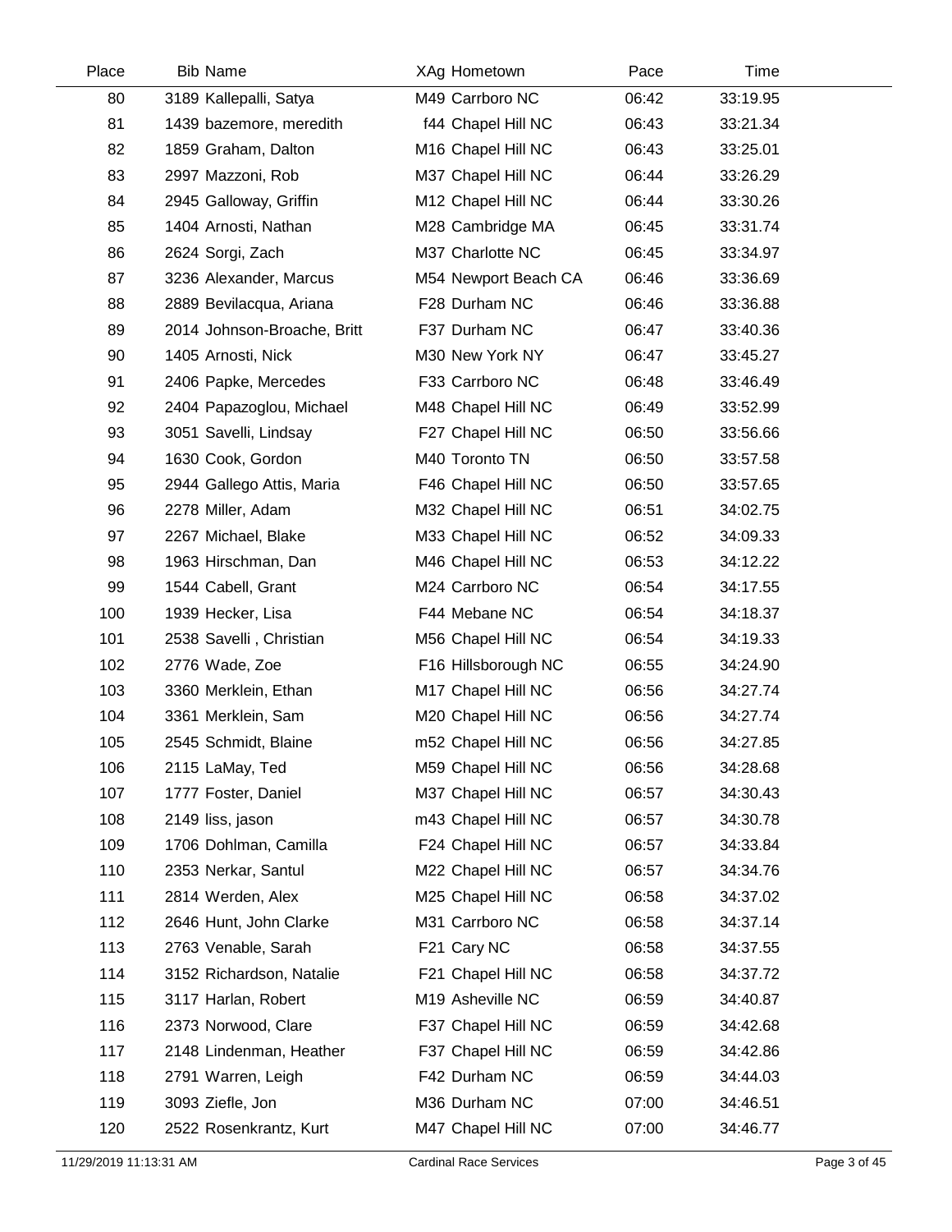| Place | Bib | Name | XAg | Hometown | Pace | Time |
|---|---|---|---|---|---|---|
| 80 | 3189 | Kallepalli, Satya | M49 | Carrboro NC | 06:42 | 33:19.95 |
| 81 | 1439 | bazemore, meredith | f44 | Chapel Hill NC | 06:43 | 33:21.34 |
| 82 | 1859 | Graham, Dalton | M16 | Chapel Hill NC | 06:43 | 33:25.01 |
| 83 | 2997 | Mazzoni, Rob | M37 | Chapel Hill NC | 06:44 | 33:26.29 |
| 84 | 2945 | Galloway, Griffin | M12 | Chapel Hill NC | 06:44 | 33:30.26 |
| 85 | 1404 | Arnosti, Nathan | M28 | Cambridge MA | 06:45 | 33:31.74 |
| 86 | 2624 | Sorgi, Zach | M37 | Charlotte NC | 06:45 | 33:34.97 |
| 87 | 3236 | Alexander, Marcus | M54 | Newport Beach CA | 06:46 | 33:36.69 |
| 88 | 2889 | Bevilacqua, Ariana | F28 | Durham NC | 06:46 | 33:36.88 |
| 89 | 2014 | Johnson-Broache, Britt | F37 | Durham NC | 06:47 | 33:40.36 |
| 90 | 1405 | Arnosti, Nick | M30 | New York NY | 06:47 | 33:45.27 |
| 91 | 2406 | Papke, Mercedes | F33 | Carrboro NC | 06:48 | 33:46.49 |
| 92 | 2404 | Papazoglou, Michael | M48 | Chapel Hill NC | 06:49 | 33:52.99 |
| 93 | 3051 | Savelli, Lindsay | F27 | Chapel Hill NC | 06:50 | 33:56.66 |
| 94 | 1630 | Cook, Gordon | M40 | Toronto TN | 06:50 | 33:57.58 |
| 95 | 2944 | Gallego Attis, Maria | F46 | Chapel Hill NC | 06:50 | 33:57.65 |
| 96 | 2278 | Miller, Adam | M32 | Chapel Hill NC | 06:51 | 34:02.75 |
| 97 | 2267 | Michael, Blake | M33 | Chapel Hill NC | 06:52 | 34:09.33 |
| 98 | 1963 | Hirschman, Dan | M46 | Chapel Hill NC | 06:53 | 34:12.22 |
| 99 | 1544 | Cabell, Grant | M24 | Carrboro NC | 06:54 | 34:17.55 |
| 100 | 1939 | Hecker, Lisa | F44 | Mebane NC | 06:54 | 34:18.37 |
| 101 | 2538 | Savelli , Christian | M56 | Chapel Hill NC | 06:54 | 34:19.33 |
| 102 | 2776 | Wade, Zoe | F16 | Hillsborough NC | 06:55 | 34:24.90 |
| 103 | 3360 | Merklein, Ethan | M17 | Chapel Hill NC | 06:56 | 34:27.74 |
| 104 | 3361 | Merklein, Sam | M20 | Chapel Hill NC | 06:56 | 34:27.74 |
| 105 | 2545 | Schmidt, Blaine | m52 | Chapel Hill NC | 06:56 | 34:27.85 |
| 106 | 2115 | LaMay, Ted | M59 | Chapel Hill NC | 06:56 | 34:28.68 |
| 107 | 1777 | Foster, Daniel | M37 | Chapel Hill NC | 06:57 | 34:30.43 |
| 108 | 2149 | liss, jason | m43 | Chapel Hill NC | 06:57 | 34:30.78 |
| 109 | 1706 | Dohlman, Camilla | F24 | Chapel Hill NC | 06:57 | 34:33.84 |
| 110 | 2353 | Nerkar, Santul | M22 | Chapel Hill NC | 06:57 | 34:34.76 |
| 111 | 2814 | Werden, Alex | M25 | Chapel Hill NC | 06:58 | 34:37.02 |
| 112 | 2646 | Hunt, John Clarke | M31 | Carrboro NC | 06:58 | 34:37.14 |
| 113 | 2763 | Venable, Sarah | F21 | Cary NC | 06:58 | 34:37.55 |
| 114 | 3152 | Richardson, Natalie | F21 | Chapel Hill NC | 06:58 | 34:37.72 |
| 115 | 3117 | Harlan, Robert | M19 | Asheville NC | 06:59 | 34:40.87 |
| 116 | 2373 | Norwood, Clare | F37 | Chapel Hill NC | 06:59 | 34:42.68 |
| 117 | 2148 | Lindenman, Heather | F37 | Chapel Hill NC | 06:59 | 34:42.86 |
| 118 | 2791 | Warren, Leigh | F42 | Durham NC | 06:59 | 34:44.03 |
| 119 | 3093 | Ziefle, Jon | M36 | Durham NC | 07:00 | 34:46.51 |
| 120 | 2522 | Rosenkrantz, Kurt | M47 | Chapel Hill NC | 07:00 | 34:46.77 |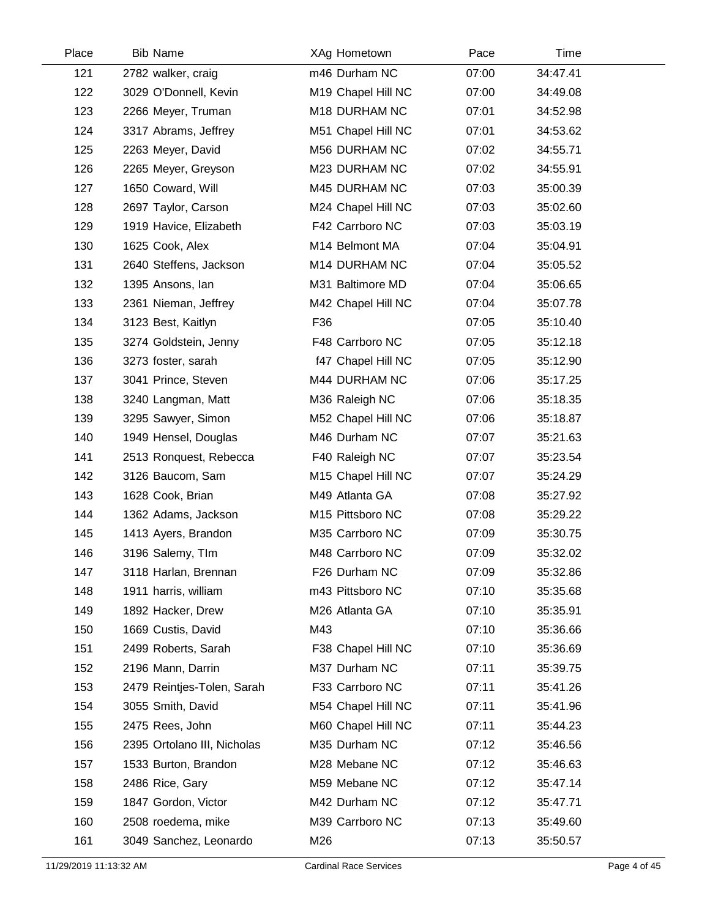| Place | Bib | Name | XAg | Hometown | Pace | Time |
|---|---|---|---|---|---|---|
| 121 | 2782 | walker, craig | m46 | Durham NC | 07:00 | 34:47.41 |
| 122 | 3029 | O'Donnell, Kevin | M19 | Chapel Hill NC | 07:00 | 34:49.08 |
| 123 | 2266 | Meyer, Truman | M18 | DURHAM NC | 07:01 | 34:52.98 |
| 124 | 3317 | Abrams, Jeffrey | M51 | Chapel Hill NC | 07:01 | 34:53.62 |
| 125 | 2263 | Meyer, David | M56 | DURHAM NC | 07:02 | 34:55.71 |
| 126 | 2265 | Meyer, Greyson | M23 | DURHAM NC | 07:02 | 34:55.91 |
| 127 | 1650 | Coward, Will | M45 | DURHAM NC | 07:03 | 35:00.39 |
| 128 | 2697 | Taylor, Carson | M24 | Chapel Hill NC | 07:03 | 35:02.60 |
| 129 | 1919 | Havice, Elizabeth | F42 | Carrboro NC | 07:03 | 35:03.19 |
| 130 | 1625 | Cook, Alex | M14 | Belmont MA | 07:04 | 35:04.91 |
| 131 | 2640 | Steffens, Jackson | M14 | DURHAM NC | 07:04 | 35:05.52 |
| 132 | 1395 | Ansons, Ian | M31 | Baltimore MD | 07:04 | 35:06.65 |
| 133 | 2361 | Nieman, Jeffrey | M42 | Chapel Hill NC | 07:04 | 35:07.78 |
| 134 | 3123 | Best, Kaitlyn | F36 | | 07:05 | 35:10.40 |
| 135 | 3274 | Goldstein, Jenny | F48 | Carrboro NC | 07:05 | 35:12.18 |
| 136 | 3273 | foster, sarah | f47 | Chapel Hill NC | 07:05 | 35:12.90 |
| 137 | 3041 | Prince, Steven | M44 | DURHAM NC | 07:06 | 35:17.25 |
| 138 | 3240 | Langman, Matt | M36 | Raleigh NC | 07:06 | 35:18.35 |
| 139 | 3295 | Sawyer, Simon | M52 | Chapel Hill NC | 07:06 | 35:18.87 |
| 140 | 1949 | Hensel, Douglas | M46 | Durham NC | 07:07 | 35:21.63 |
| 141 | 2513 | Ronquest, Rebecca | F40 | Raleigh NC | 07:07 | 35:23.54 |
| 142 | 3126 | Baucom, Sam | M15 | Chapel Hill NC | 07:07 | 35:24.29 |
| 143 | 1628 | Cook, Brian | M49 | Atlanta GA | 07:08 | 35:27.92 |
| 144 | 1362 | Adams, Jackson | M15 | Pittsboro NC | 07:08 | 35:29.22 |
| 145 | 1413 | Ayers, Brandon | M35 | Carrboro NC | 07:09 | 35:30.75 |
| 146 | 3196 | Salemy, TIm | M48 | Carrboro NC | 07:09 | 35:32.02 |
| 147 | 3118 | Harlan, Brennan | F26 | Durham NC | 07:09 | 35:32.86 |
| 148 | 1911 | harris, william | m43 | Pittsboro NC | 07:10 | 35:35.68 |
| 149 | 1892 | Hacker, Drew | M26 | Atlanta GA | 07:10 | 35:35.91 |
| 150 | 1669 | Custis, David | M43 | | 07:10 | 35:36.66 |
| 151 | 2499 | Roberts, Sarah | F38 | Chapel Hill NC | 07:10 | 35:36.69 |
| 152 | 2196 | Mann, Darrin | M37 | Durham NC | 07:11 | 35:39.75 |
| 153 | 2479 | Reintjes-Tolen, Sarah | F33 | Carrboro NC | 07:11 | 35:41.26 |
| 154 | 3055 | Smith, David | M54 | Chapel Hill NC | 07:11 | 35:41.96 |
| 155 | 2475 | Rees, John | M60 | Chapel Hill NC | 07:11 | 35:44.23 |
| 156 | 2395 | Ortolano III, Nicholas | M35 | Durham NC | 07:12 | 35:46.56 |
| 157 | 1533 | Burton, Brandon | M28 | Mebane NC | 07:12 | 35:46.63 |
| 158 | 2486 | Rice, Gary | M59 | Mebane NC | 07:12 | 35:47.14 |
| 159 | 1847 | Gordon, Victor | M42 | Durham NC | 07:12 | 35:47.71 |
| 160 | 2508 | roedema, mike | M39 | Carrboro NC | 07:13 | 35:49.60 |
| 161 | 3049 | Sanchez, Leonardo | M26 | | 07:13 | 35:50.57 |

11/29/2019 11:13:32 AM    Cardinal Race Services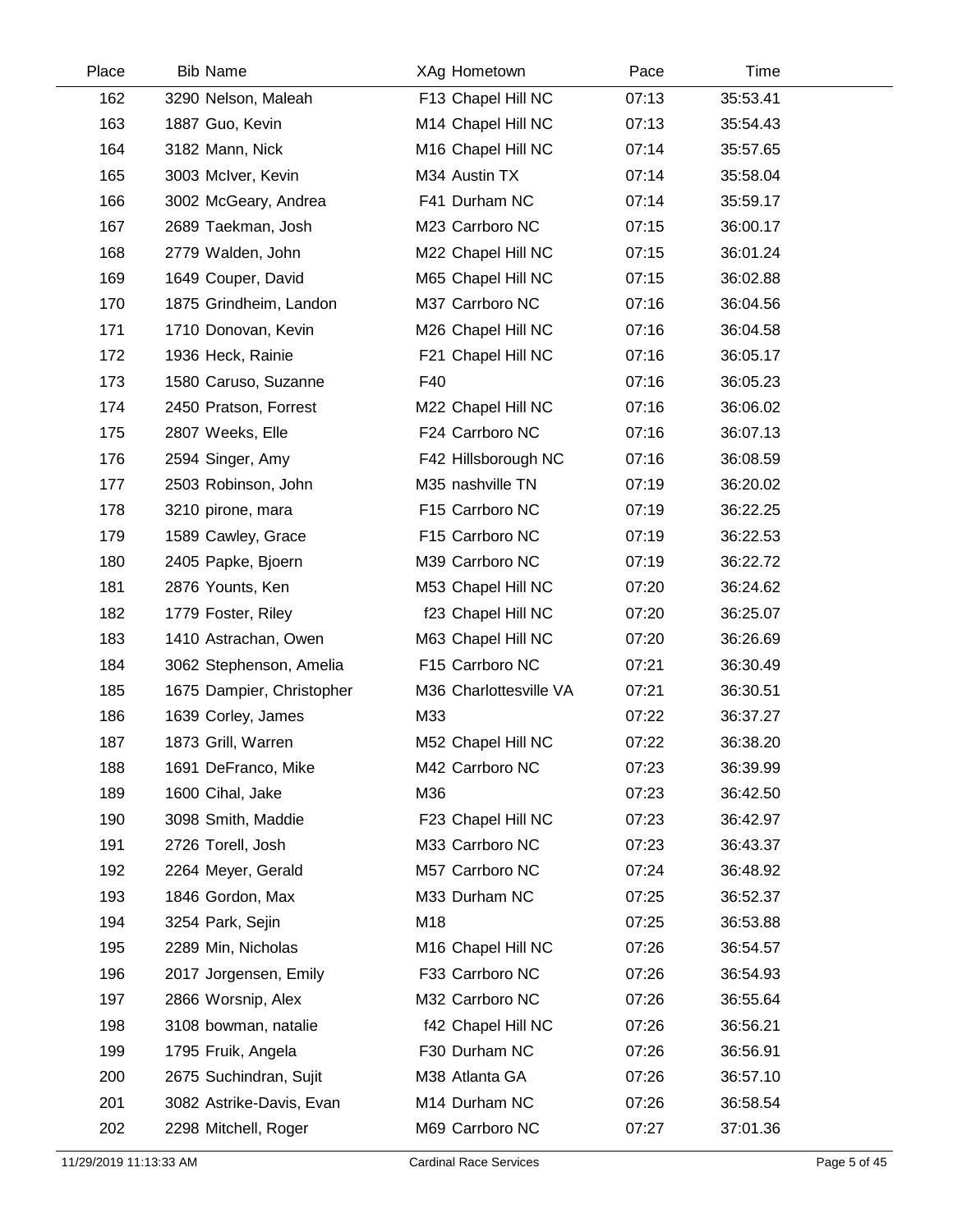| Place | Bib | Name | XAg | Hometown | Pace | Time |
|---|---|---|---|---|---|---|
| 162 | 3290 | Nelson, Maleah | F13 | Chapel Hill NC | 07:13 | 35:53.41 |
| 163 | 1887 | Guo, Kevin | M14 | Chapel Hill NC | 07:13 | 35:54.43 |
| 164 | 3182 | Mann, Nick | M16 | Chapel Hill NC | 07:14 | 35:57.65 |
| 165 | 3003 | McIver, Kevin | M34 | Austin TX | 07:14 | 35:58.04 |
| 166 | 3002 | McGeary, Andrea | F41 | Durham NC | 07:14 | 35:59.17 |
| 167 | 2689 | Taekman, Josh | M23 | Carrboro NC | 07:15 | 36:00.17 |
| 168 | 2779 | Walden, John | M22 | Chapel Hill NC | 07:15 | 36:01.24 |
| 169 | 1649 | Couper, David | M65 | Chapel Hill NC | 07:15 | 36:02.88 |
| 170 | 1875 | Grindheim, Landon | M37 | Carrboro NC | 07:16 | 36:04.56 |
| 171 | 1710 | Donovan, Kevin | M26 | Chapel Hill NC | 07:16 | 36:04.58 |
| 172 | 1936 | Heck, Rainie | F21 | Chapel Hill NC | 07:16 | 36:05.17 |
| 173 | 1580 | Caruso, Suzanne | F40 | | 07:16 | 36:05.23 |
| 174 | 2450 | Pratson, Forrest | M22 | Chapel Hill NC | 07:16 | 36:06.02 |
| 175 | 2807 | Weeks, Elle | F24 | Carrboro NC | 07:16 | 36:07.13 |
| 176 | 2594 | Singer, Amy | F42 | Hillsborough NC | 07:16 | 36:08.59 |
| 177 | 2503 | Robinson, John | M35 | nashville TN | 07:19 | 36:20.02 |
| 178 | 3210 | pirone, mara | F15 | Carrboro NC | 07:19 | 36:22.25 |
| 179 | 1589 | Cawley, Grace | F15 | Carrboro NC | 07:19 | 36:22.53 |
| 180 | 2405 | Papke, Bjoern | M39 | Carrboro NC | 07:19 | 36:22.72 |
| 181 | 2876 | Younts, Ken | M53 | Chapel Hill NC | 07:20 | 36:24.62 |
| 182 | 1779 | Foster, Riley | f23 | Chapel Hill NC | 07:20 | 36:25.07 |
| 183 | 1410 | Astrachan, Owen | M63 | Chapel Hill NC | 07:20 | 36:26.69 |
| 184 | 3062 | Stephenson, Amelia | F15 | Carrboro NC | 07:21 | 36:30.49 |
| 185 | 1675 | Dampier, Christopher | M36 | Charlottesville VA | 07:21 | 36:30.51 |
| 186 | 1639 | Corley, James | M33 | | 07:22 | 36:37.27 |
| 187 | 1873 | Grill, Warren | M52 | Chapel Hill NC | 07:22 | 36:38.20 |
| 188 | 1691 | DeFranco, Mike | M42 | Carrboro NC | 07:23 | 36:39.99 |
| 189 | 1600 | Cihal, Jake | M36 | | 07:23 | 36:42.50 |
| 190 | 3098 | Smith, Maddie | F23 | Chapel Hill NC | 07:23 | 36:42.97 |
| 191 | 2726 | Torell, Josh | M33 | Carrboro NC | 07:23 | 36:43.37 |
| 192 | 2264 | Meyer, Gerald | M57 | Carrboro NC | 07:24 | 36:48.92 |
| 193 | 1846 | Gordon, Max | M33 | Durham NC | 07:25 | 36:52.37 |
| 194 | 3254 | Park, Sejin | M18 | | 07:25 | 36:53.88 |
| 195 | 2289 | Min, Nicholas | M16 | Chapel Hill NC | 07:26 | 36:54.57 |
| 196 | 2017 | Jorgensen, Emily | F33 | Carrboro NC | 07:26 | 36:54.93 |
| 197 | 2866 | Worsnip, Alex | M32 | Carrboro NC | 07:26 | 36:55.64 |
| 198 | 3108 | bowman, natalie | f42 | Chapel Hill NC | 07:26 | 36:56.21 |
| 199 | 1795 | Fruik, Angela | F30 | Durham NC | 07:26 | 36:56.91 |
| 200 | 2675 | Suchindran, Sujit | M38 | Atlanta GA | 07:26 | 36:57.10 |
| 201 | 3082 | Astrike-Davis, Evan | M14 | Durham NC | 07:26 | 36:58.54 |
| 202 | 2298 | Mitchell, Roger | M69 | Carrboro NC | 07:27 | 37:01.36 |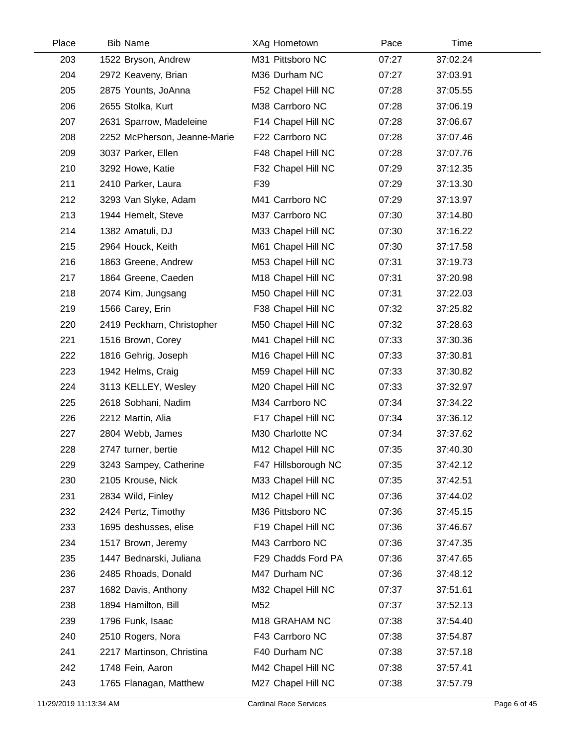| Place | Bib | Name | XAg | Hometown | Pace | Time |
|---|---|---|---|---|---|---|
| 203 | 1522 | Bryson, Andrew | M31 | Pittsboro NC | 07:27 | 37:02.24 |
| 204 | 2972 | Keaveny, Brian | M36 | Durham NC | 07:27 | 37:03.91 |
| 205 | 2875 | Younts, JoAnna | F52 | Chapel Hill NC | 07:28 | 37:05.55 |
| 206 | 2655 | Stolka, Kurt | M38 | Carrboro NC | 07:28 | 37:06.19 |
| 207 | 2631 | Sparrow, Madeleine | F14 | Chapel Hill NC | 07:28 | 37:06.67 |
| 208 | 2252 | McPherson, Jeanne-Marie | F22 | Carrboro NC | 07:28 | 37:07.46 |
| 209 | 3037 | Parker, Ellen | F48 | Chapel Hill NC | 07:28 | 37:07.76 |
| 210 | 3292 | Howe, Katie | F32 | Chapel Hill NC | 07:29 | 37:12.35 |
| 211 | 2410 | Parker, Laura | F39 | | 07:29 | 37:13.30 |
| 212 | 3293 | Van Slyke, Adam | M41 | Carrboro NC | 07:29 | 37:13.97 |
| 213 | 1944 | Hemelt, Steve | M37 | Carrboro NC | 07:30 | 37:14.80 |
| 214 | 1382 | Amatuli, DJ | M33 | Chapel Hill NC | 07:30 | 37:16.22 |
| 215 | 2964 | Houck, Keith | M61 | Chapel Hill NC | 07:30 | 37:17.58 |
| 216 | 1863 | Greene, Andrew | M53 | Chapel Hill NC | 07:31 | 37:19.73 |
| 217 | 1864 | Greene, Caeden | M18 | Chapel Hill NC | 07:31 | 37:20.98 |
| 218 | 2074 | Kim, Jungsang | M50 | Chapel Hill NC | 07:31 | 37:22.03 |
| 219 | 1566 | Carey, Erin | F38 | Chapel Hill NC | 07:32 | 37:25.82 |
| 220 | 2419 | Peckham, Christopher | M50 | Chapel Hill NC | 07:32 | 37:28.63 |
| 221 | 1516 | Brown, Corey | M41 | Chapel Hill NC | 07:33 | 37:30.36 |
| 222 | 1816 | Gehrig, Joseph | M16 | Chapel Hill NC | 07:33 | 37:30.81 |
| 223 | 1942 | Helms, Craig | M59 | Chapel Hill NC | 07:33 | 37:30.82 |
| 224 | 3113 | KELLEY, Wesley | M20 | Chapel Hill NC | 07:33 | 37:32.97 |
| 225 | 2618 | Sobhani, Nadim | M34 | Carrboro NC | 07:34 | 37:34.22 |
| 226 | 2212 | Martin, Alia | F17 | Chapel Hill NC | 07:34 | 37:36.12 |
| 227 | 2804 | Webb, James | M30 | Charlotte NC | 07:34 | 37:37.62 |
| 228 | 2747 | turner, bertie | M12 | Chapel Hill NC | 07:35 | 37:40.30 |
| 229 | 3243 | Sampey, Catherine | F47 | Hillsborough NC | 07:35 | 37:42.12 |
| 230 | 2105 | Krouse, Nick | M33 | Chapel Hill NC | 07:35 | 37:42.51 |
| 231 | 2834 | Wild, Finley | M12 | Chapel Hill NC | 07:36 | 37:44.02 |
| 232 | 2424 | Pertz, Timothy | M36 | Pittsboro NC | 07:36 | 37:45.15 |
| 233 | 1695 | deshusses, elise | F19 | Chapel Hill NC | 07:36 | 37:46.67 |
| 234 | 1517 | Brown, Jeremy | M43 | Carrboro NC | 07:36 | 37:47.35 |
| 235 | 1447 | Bednarski, Juliana | F29 | Chadds Ford PA | 07:36 | 37:47.65 |
| 236 | 2485 | Rhoads, Donald | M47 | Durham NC | 07:36 | 37:48.12 |
| 237 | 1682 | Davis, Anthony | M32 | Chapel Hill NC | 07:37 | 37:51.61 |
| 238 | 1894 | Hamilton, Bill | M52 | | 07:37 | 37:52.13 |
| 239 | 1796 | Funk, Isaac | M18 | GRAHAM NC | 07:38 | 37:54.40 |
| 240 | 2510 | Rogers, Nora | F43 | Carrboro NC | 07:38 | 37:54.87 |
| 241 | 2217 | Martinson, Christina | F40 | Durham NC | 07:38 | 37:57.18 |
| 242 | 1748 | Fein, Aaron | M42 | Chapel Hill NC | 07:38 | 37:57.41 |
| 243 | 1765 | Flanagan, Matthew | M27 | Chapel Hill NC | 07:38 | 37:57.79 |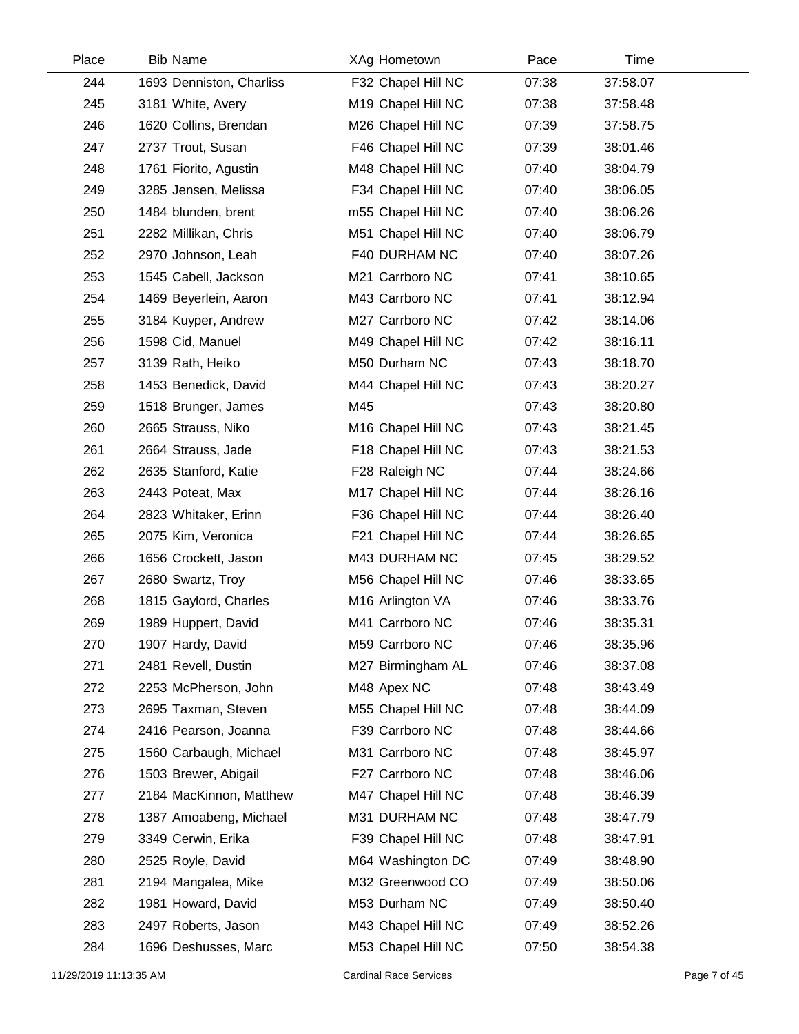| Place | Bib | Name | XAg | Hometown | Pace | Time |
|---|---|---|---|---|---|---|
| 244 | 1693 | Denniston, Charliss | F32 | Chapel Hill NC | 07:38 | 37:58.07 |
| 245 | 3181 | White, Avery | M19 | Chapel Hill NC | 07:38 | 37:58.48 |
| 246 | 1620 | Collins, Brendan | M26 | Chapel Hill NC | 07:39 | 37:58.75 |
| 247 | 2737 | Trout, Susan | F46 | Chapel Hill NC | 07:39 | 38:01.46 |
| 248 | 1761 | Fiorito, Agustin | M48 | Chapel Hill NC | 07:40 | 38:04.79 |
| 249 | 3285 | Jensen, Melissa | F34 | Chapel Hill NC | 07:40 | 38:06.05 |
| 250 | 1484 | blunden, brent | m55 | Chapel Hill NC | 07:40 | 38:06.26 |
| 251 | 2282 | Millikan, Chris | M51 | Chapel Hill NC | 07:40 | 38:06.79 |
| 252 | 2970 | Johnson, Leah | F40 | DURHAM NC | 07:40 | 38:07.26 |
| 253 | 1545 | Cabell, Jackson | M21 | Carrboro NC | 07:41 | 38:10.65 |
| 254 | 1469 | Beyerlein, Aaron | M43 | Carrboro NC | 07:41 | 38:12.94 |
| 255 | 3184 | Kuyper, Andrew | M27 | Carrboro NC | 07:42 | 38:14.06 |
| 256 | 1598 | Cid, Manuel | M49 | Chapel Hill NC | 07:42 | 38:16.11 |
| 257 | 3139 | Rath, Heiko | M50 | Durham NC | 07:43 | 38:18.70 |
| 258 | 1453 | Benedick, David | M44 | Chapel Hill NC | 07:43 | 38:20.27 |
| 259 | 1518 | Brunger, James | M45 | | 07:43 | 38:20.80 |
| 260 | 2665 | Strauss, Niko | M16 | Chapel Hill NC | 07:43 | 38:21.45 |
| 261 | 2664 | Strauss, Jade | F18 | Chapel Hill NC | 07:43 | 38:21.53 |
| 262 | 2635 | Stanford, Katie | F28 | Raleigh NC | 07:44 | 38:24.66 |
| 263 | 2443 | Poteat, Max | M17 | Chapel Hill NC | 07:44 | 38:26.16 |
| 264 | 2823 | Whitaker, Erinn | F36 | Chapel Hill NC | 07:44 | 38:26.40 |
| 265 | 2075 | Kim, Veronica | F21 | Chapel Hill NC | 07:44 | 38:26.65 |
| 266 | 1656 | Crockett, Jason | M43 | DURHAM NC | 07:45 | 38:29.52 |
| 267 | 2680 | Swartz, Troy | M56 | Chapel Hill NC | 07:46 | 38:33.65 |
| 268 | 1815 | Gaylord, Charles | M16 | Arlington VA | 07:46 | 38:33.76 |
| 269 | 1989 | Huppert, David | M41 | Carrboro NC | 07:46 | 38:35.31 |
| 270 | 1907 | Hardy, David | M59 | Carrboro NC | 07:46 | 38:35.96 |
| 271 | 2481 | Revell, Dustin | M27 | Birmingham AL | 07:46 | 38:37.08 |
| 272 | 2253 | McPherson, John | M48 | Apex NC | 07:48 | 38:43.49 |
| 273 | 2695 | Taxman, Steven | M55 | Chapel Hill NC | 07:48 | 38:44.09 |
| 274 | 2416 | Pearson, Joanna | F39 | Carrboro NC | 07:48 | 38:44.66 |
| 275 | 1560 | Carbaugh, Michael | M31 | Carrboro NC | 07:48 | 38:45.97 |
| 276 | 1503 | Brewer, Abigail | F27 | Carrboro NC | 07:48 | 38:46.06 |
| 277 | 2184 | MacKinnon, Matthew | M47 | Chapel Hill NC | 07:48 | 38:46.39 |
| 278 | 1387 | Amoabeng, Michael | M31 | DURHAM NC | 07:48 | 38:47.79 |
| 279 | 3349 | Cerwin, Erika | F39 | Chapel Hill NC | 07:48 | 38:47.91 |
| 280 | 2525 | Royle, David | M64 | Washington DC | 07:49 | 38:48.90 |
| 281 | 2194 | Mangalea, Mike | M32 | Greenwood CO | 07:49 | 38:50.06 |
| 282 | 1981 | Howard, David | M53 | Durham NC | 07:49 | 38:50.40 |
| 283 | 2497 | Roberts, Jason | M43 | Chapel Hill NC | 07:49 | 38:52.26 |
| 284 | 1696 | Deshusses, Marc | M53 | Chapel Hill NC | 07:50 | 38:54.38 |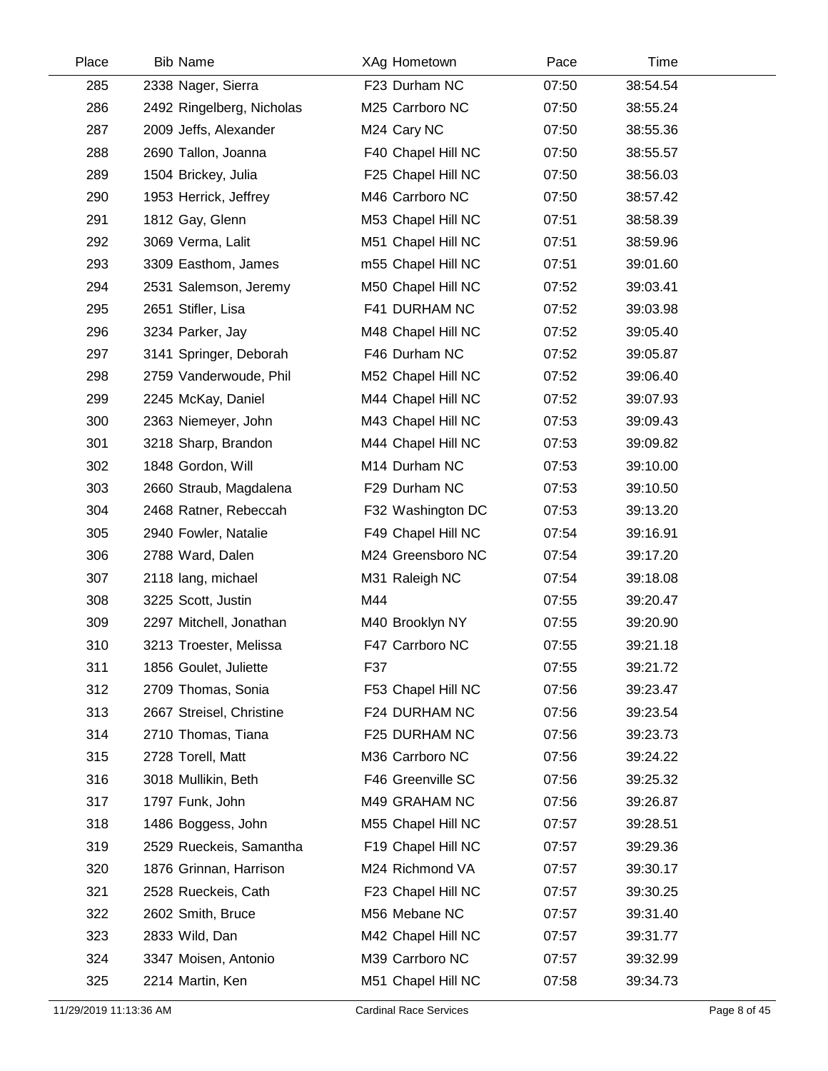| Place | Bib | Name | XAg | Hometown | Pace | Time |
|---|---|---|---|---|---|---|
| 285 | 2338 | Nager, Sierra | F23 | Durham NC | 07:50 | 38:54.54 |
| 286 | 2492 | Ringelberg, Nicholas | M25 | Carrboro NC | 07:50 | 38:55.24 |
| 287 | 2009 | Jeffs, Alexander | M24 | Cary NC | 07:50 | 38:55.36 |
| 288 | 2690 | Tallon, Joanna | F40 | Chapel Hill NC | 07:50 | 38:55.57 |
| 289 | 1504 | Brickey, Julia | F25 | Chapel Hill NC | 07:50 | 38:56.03 |
| 290 | 1953 | Herrick, Jeffrey | M46 | Carrboro NC | 07:50 | 38:57.42 |
| 291 | 1812 | Gay, Glenn | M53 | Chapel Hill NC | 07:51 | 38:58.39 |
| 292 | 3069 | Verma, Lalit | M51 | Chapel Hill NC | 07:51 | 38:59.96 |
| 293 | 3309 | Easthom, James | m55 | Chapel Hill NC | 07:51 | 39:01.60 |
| 294 | 2531 | Salemson, Jeremy | M50 | Chapel Hill NC | 07:52 | 39:03.41 |
| 295 | 2651 | Stifler, Lisa | F41 | DURHAM NC | 07:52 | 39:03.98 |
| 296 | 3234 | Parker, Jay | M48 | Chapel Hill NC | 07:52 | 39:05.40 |
| 297 | 3141 | Springer, Deborah | F46 | Durham NC | 07:52 | 39:05.87 |
| 298 | 2759 | Vanderwoude, Phil | M52 | Chapel Hill NC | 07:52 | 39:06.40 |
| 299 | 2245 | McKay, Daniel | M44 | Chapel Hill NC | 07:52 | 39:07.93 |
| 300 | 2363 | Niemeyer, John | M43 | Chapel Hill NC | 07:53 | 39:09.43 |
| 301 | 3218 | Sharp, Brandon | M44 | Chapel Hill NC | 07:53 | 39:09.82 |
| 302 | 1848 | Gordon, Will | M14 | Durham NC | 07:53 | 39:10.00 |
| 303 | 2660 | Straub, Magdalena | F29 | Durham NC | 07:53 | 39:10.50 |
| 304 | 2468 | Ratner, Rebeccah | F32 | Washington DC | 07:53 | 39:13.20 |
| 305 | 2940 | Fowler, Natalie | F49 | Chapel Hill NC | 07:54 | 39:16.91 |
| 306 | 2788 | Ward, Dalen | M24 | Greensboro NC | 07:54 | 39:17.20 |
| 307 | 2118 | lang, michael | M31 | Raleigh NC | 07:54 | 39:18.08 |
| 308 | 3225 | Scott, Justin | M44 | | 07:55 | 39:20.47 |
| 309 | 2297 | Mitchell, Jonathan | M40 | Brooklyn NY | 07:55 | 39:20.90 |
| 310 | 3213 | Troester, Melissa | F47 | Carrboro NC | 07:55 | 39:21.18 |
| 311 | 1856 | Goulet, Juliette | F37 | | 07:55 | 39:21.72 |
| 312 | 2709 | Thomas, Sonia | F53 | Chapel Hill NC | 07:56 | 39:23.47 |
| 313 | 2667 | Streisel, Christine | F24 | DURHAM NC | 07:56 | 39:23.54 |
| 314 | 2710 | Thomas, Tiana | F25 | DURHAM NC | 07:56 | 39:23.73 |
| 315 | 2728 | Torell, Matt | M36 | Carrboro NC | 07:56 | 39:24.22 |
| 316 | 3018 | Mullikin, Beth | F46 | Greenville SC | 07:56 | 39:25.32 |
| 317 | 1797 | Funk, John | M49 | GRAHAM NC | 07:56 | 39:26.87 |
| 318 | 1486 | Boggess, John | M55 | Chapel Hill NC | 07:57 | 39:28.51 |
| 319 | 2529 | Rueckeis, Samantha | F19 | Chapel Hill NC | 07:57 | 39:29.36 |
| 320 | 1876 | Grinnan, Harrison | M24 | Richmond VA | 07:57 | 39:30.17 |
| 321 | 2528 | Rueckeis, Cath | F23 | Chapel Hill NC | 07:57 | 39:30.25 |
| 322 | 2602 | Smith, Bruce | M56 | Mebane NC | 07:57 | 39:31.40 |
| 323 | 2833 | Wild, Dan | M42 | Chapel Hill NC | 07:57 | 39:31.77 |
| 324 | 3347 | Moisen, Antonio | M39 | Carrboro NC | 07:57 | 39:32.99 |
| 325 | 2214 | Martin, Ken | M51 | Chapel Hill NC | 07:58 | 39:34.73 |

11/29/2019 11:13:36 AM Cardinal Race Services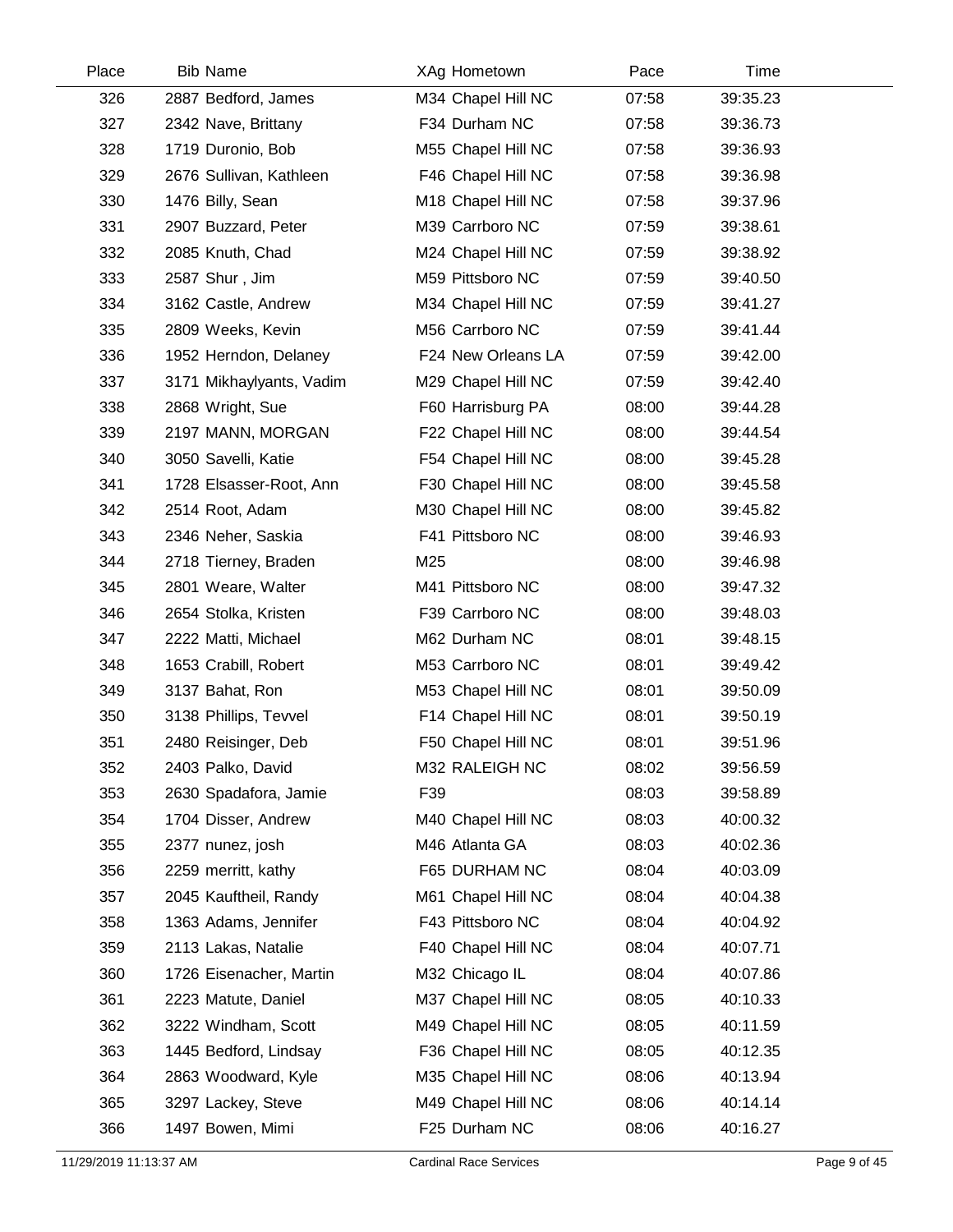| Place | Bib | Name | XAg | Hometown | Pace | Time |
|---|---|---|---|---|---|---|
| 326 | 2887 | Bedford, James | M34 | Chapel Hill NC | 07:58 | 39:35.23 |
| 327 | 2342 | Nave, Brittany | F34 | Durham NC | 07:58 | 39:36.73 |
| 328 | 1719 | Duronio, Bob | M55 | Chapel Hill NC | 07:58 | 39:36.93 |
| 329 | 2676 | Sullivan, Kathleen | F46 | Chapel Hill NC | 07:58 | 39:36.98 |
| 330 | 1476 | Billy, Sean | M18 | Chapel Hill NC | 07:58 | 39:37.96 |
| 331 | 2907 | Buzzard, Peter | M39 | Carrboro NC | 07:59 | 39:38.61 |
| 332 | 2085 | Knuth, Chad | M24 | Chapel Hill NC | 07:59 | 39:38.92 |
| 333 | 2587 | Shur , Jim | M59 | Pittsboro NC | 07:59 | 39:40.50 |
| 334 | 3162 | Castle, Andrew | M34 | Chapel Hill NC | 07:59 | 39:41.27 |
| 335 | 2809 | Weeks, Kevin | M56 | Carrboro NC | 07:59 | 39:41.44 |
| 336 | 1952 | Herndon, Delaney | F24 | New Orleans LA | 07:59 | 39:42.00 |
| 337 | 3171 | Mikhaylyants, Vadim | M29 | Chapel Hill NC | 07:59 | 39:42.40 |
| 338 | 2868 | Wright, Sue | F60 | Harrisburg PA | 08:00 | 39:44.28 |
| 339 | 2197 | MANN, MORGAN | F22 | Chapel Hill NC | 08:00 | 39:44.54 |
| 340 | 3050 | Savelli, Katie | F54 | Chapel Hill NC | 08:00 | 39:45.28 |
| 341 | 1728 | Elsasser-Root, Ann | F30 | Chapel Hill NC | 08:00 | 39:45.58 |
| 342 | 2514 | Root, Adam | M30 | Chapel Hill NC | 08:00 | 39:45.82 |
| 343 | 2346 | Neher, Saskia | F41 | Pittsboro NC | 08:00 | 39:46.93 |
| 344 | 2718 | Tierney, Braden | M25 | | 08:00 | 39:46.98 |
| 345 | 2801 | Weare, Walter | M41 | Pittsboro NC | 08:00 | 39:47.32 |
| 346 | 2654 | Stolka, Kristen | F39 | Carrboro NC | 08:00 | 39:48.03 |
| 347 | 2222 | Matti, Michael | M62 | Durham NC | 08:01 | 39:48.15 |
| 348 | 1653 | Crabill, Robert | M53 | Carrboro NC | 08:01 | 39:49.42 |
| 349 | 3137 | Bahat, Ron | M53 | Chapel Hill NC | 08:01 | 39:50.09 |
| 350 | 3138 | Phillips, Tevvel | F14 | Chapel Hill NC | 08:01 | 39:50.19 |
| 351 | 2480 | Reisinger, Deb | F50 | Chapel Hill NC | 08:01 | 39:51.96 |
| 352 | 2403 | Palko, David | M32 | RALEIGH NC | 08:02 | 39:56.59 |
| 353 | 2630 | Spadafora, Jamie | F39 | | 08:03 | 39:58.89 |
| 354 | 1704 | Disser, Andrew | M40 | Chapel Hill NC | 08:03 | 40:00.32 |
| 355 | 2377 | nunez, josh | M46 | Atlanta GA | 08:03 | 40:02.36 |
| 356 | 2259 | merritt, kathy | F65 | DURHAM NC | 08:04 | 40:03.09 |
| 357 | 2045 | Kauftheil, Randy | M61 | Chapel Hill NC | 08:04 | 40:04.38 |
| 358 | 1363 | Adams, Jennifer | F43 | Pittsboro NC | 08:04 | 40:04.92 |
| 359 | 2113 | Lakas, Natalie | F40 | Chapel Hill NC | 08:04 | 40:07.71 |
| 360 | 1726 | Eisenacher, Martin | M32 | Chicago IL | 08:04 | 40:07.86 |
| 361 | 2223 | Matute, Daniel | M37 | Chapel Hill NC | 08:05 | 40:10.33 |
| 362 | 3222 | Windham, Scott | M49 | Chapel Hill NC | 08:05 | 40:11.59 |
| 363 | 1445 | Bedford, Lindsay | F36 | Chapel Hill NC | 08:05 | 40:12.35 |
| 364 | 2863 | Woodward, Kyle | M35 | Chapel Hill NC | 08:06 | 40:13.94 |
| 365 | 3297 | Lackey, Steve | M49 | Chapel Hill NC | 08:06 | 40:14.14 |
| 366 | 1497 | Bowen, Mimi | F25 | Durham NC | 08:06 | 40:16.27 |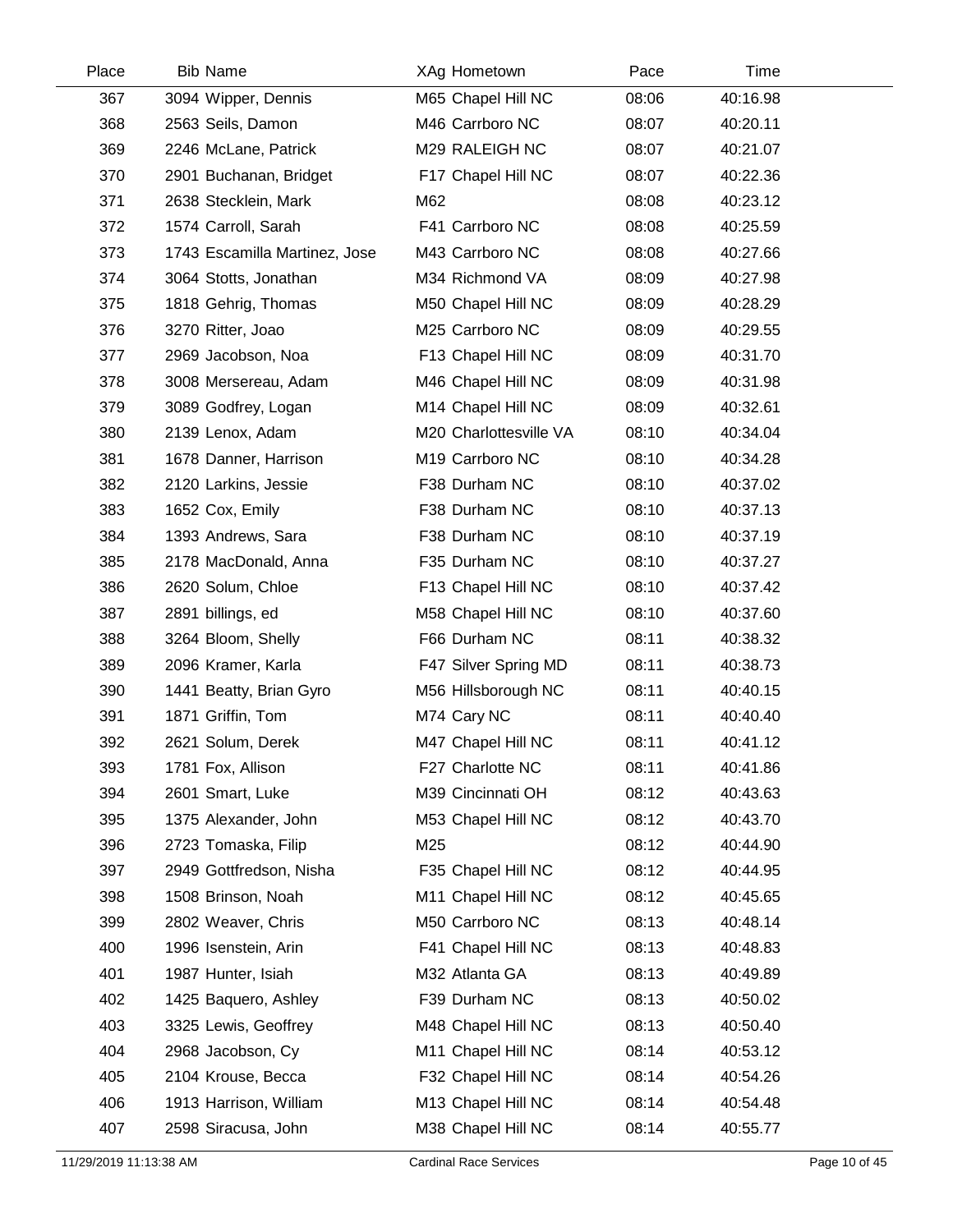| Place | Bib | Name | XAg | Hometown | Pace | Time |
|---|---|---|---|---|---|---|
| 367 | 3094 | Wipper, Dennis | M65 | Chapel Hill NC | 08:06 | 40:16.98 |
| 368 | 2563 | Seils, Damon | M46 | Carrboro NC | 08:07 | 40:20.11 |
| 369 | 2246 | McLane, Patrick | M29 | RALEIGH NC | 08:07 | 40:21.07 |
| 370 | 2901 | Buchanan, Bridget | F17 | Chapel Hill NC | 08:07 | 40:22.36 |
| 371 | 2638 | Stecklein, Mark | M62 | | 08:08 | 40:23.12 |
| 372 | 1574 | Carroll, Sarah | F41 | Carrboro NC | 08:08 | 40:25.59 |
| 373 | 1743 | Escamilla Martinez, Jose | M43 | Carrboro NC | 08:08 | 40:27.66 |
| 374 | 3064 | Stotts, Jonathan | M34 | Richmond VA | 08:09 | 40:27.98 |
| 375 | 1818 | Gehrig, Thomas | M50 | Chapel Hill NC | 08:09 | 40:28.29 |
| 376 | 3270 | Ritter, Joao | M25 | Carrboro NC | 08:09 | 40:29.55 |
| 377 | 2969 | Jacobson, Noa | F13 | Chapel Hill NC | 08:09 | 40:31.70 |
| 378 | 3008 | Mersereau, Adam | M46 | Chapel Hill NC | 08:09 | 40:31.98 |
| 379 | 3089 | Godfrey, Logan | M14 | Chapel Hill NC | 08:09 | 40:32.61 |
| 380 | 2139 | Lenox, Adam | M20 | Charlottesville VA | 08:10 | 40:34.04 |
| 381 | 1678 | Danner, Harrison | M19 | Carrboro NC | 08:10 | 40:34.28 |
| 382 | 2120 | Larkins, Jessie | F38 | Durham NC | 08:10 | 40:37.02 |
| 383 | 1652 | Cox, Emily | F38 | Durham NC | 08:10 | 40:37.13 |
| 384 | 1393 | Andrews, Sara | F38 | Durham NC | 08:10 | 40:37.19 |
| 385 | 2178 | MacDonald, Anna | F35 | Durham NC | 08:10 | 40:37.27 |
| 386 | 2620 | Solum, Chloe | F13 | Chapel Hill NC | 08:10 | 40:37.42 |
| 387 | 2891 | billings, ed | M58 | Chapel Hill NC | 08:10 | 40:37.60 |
| 388 | 3264 | Bloom, Shelly | F66 | Durham NC | 08:11 | 40:38.32 |
| 389 | 2096 | Kramer, Karla | F47 | Silver Spring MD | 08:11 | 40:38.73 |
| 390 | 1441 | Beatty, Brian Gyro | M56 | Hillsborough NC | 08:11 | 40:40.15 |
| 391 | 1871 | Griffin, Tom | M74 | Cary NC | 08:11 | 40:40.40 |
| 392 | 2621 | Solum, Derek | M47 | Chapel Hill NC | 08:11 | 40:41.12 |
| 393 | 1781 | Fox, Allison | F27 | Charlotte NC | 08:11 | 40:41.86 |
| 394 | 2601 | Smart, Luke | M39 | Cincinnati OH | 08:12 | 40:43.63 |
| 395 | 1375 | Alexander, John | M53 | Chapel Hill NC | 08:12 | 40:43.70 |
| 396 | 2723 | Tomaska, Filip | M25 | | 08:12 | 40:44.90 |
| 397 | 2949 | Gottfredson, Nisha | F35 | Chapel Hill NC | 08:12 | 40:44.95 |
| 398 | 1508 | Brinson, Noah | M11 | Chapel Hill NC | 08:12 | 40:45.65 |
| 399 | 2802 | Weaver, Chris | M50 | Carrboro NC | 08:13 | 40:48.14 |
| 400 | 1996 | Isenstein, Arin | F41 | Chapel Hill NC | 08:13 | 40:48.83 |
| 401 | 1987 | Hunter, Isiah | M32 | Atlanta GA | 08:13 | 40:49.89 |
| 402 | 1425 | Baquero, Ashley | F39 | Durham NC | 08:13 | 40:50.02 |
| 403 | 3325 | Lewis, Geoffrey | M48 | Chapel Hill NC | 08:13 | 40:50.40 |
| 404 | 2968 | Jacobson, Cy | M11 | Chapel Hill NC | 08:14 | 40:53.12 |
| 405 | 2104 | Krouse, Becca | F32 | Chapel Hill NC | 08:14 | 40:54.26 |
| 406 | 1913 | Harrison, William | M13 | Chapel Hill NC | 08:14 | 40:54.48 |
| 407 | 2598 | Siracusa, John | M38 | Chapel Hill NC | 08:14 | 40:55.77 |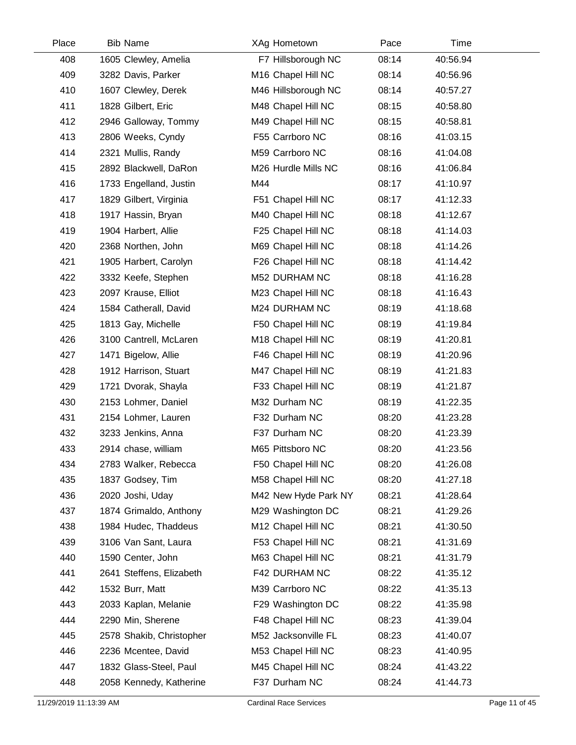| Place | Bib | Name | XAg | Hometown | Pace | Time |
|---|---|---|---|---|---|---|
| 408 | 1605 | Clewley, Amelia | F7 | Hillsborough NC | 08:14 | 40:56.94 |
| 409 | 3282 | Davis, Parker | M16 | Chapel Hill NC | 08:14 | 40:56.96 |
| 410 | 1607 | Clewley, Derek | M46 | Hillsborough NC | 08:14 | 40:57.27 |
| 411 | 1828 | Gilbert, Eric | M48 | Chapel Hill NC | 08:15 | 40:58.80 |
| 412 | 2946 | Galloway, Tommy | M49 | Chapel Hill NC | 08:15 | 40:58.81 |
| 413 | 2806 | Weeks, Cyndy | F55 | Carrboro NC | 08:16 | 41:03.15 |
| 414 | 2321 | Mullis, Randy | M59 | Carrboro NC | 08:16 | 41:04.08 |
| 415 | 2892 | Blackwell, DaRon | M26 | Hurdle Mills NC | 08:16 | 41:06.84 |
| 416 | 1733 | Engelland, Justin | M44 | | 08:17 | 41:10.97 |
| 417 | 1829 | Gilbert, Virginia | F51 | Chapel Hill NC | 08:17 | 41:12.33 |
| 418 | 1917 | Hassin, Bryan | M40 | Chapel Hill NC | 08:18 | 41:12.67 |
| 419 | 1904 | Harbert, Allie | F25 | Chapel Hill NC | 08:18 | 41:14.03 |
| 420 | 2368 | Northen, John | M69 | Chapel Hill NC | 08:18 | 41:14.26 |
| 421 | 1905 | Harbert, Carolyn | F26 | Chapel Hill NC | 08:18 | 41:14.42 |
| 422 | 3332 | Keefe, Stephen | M52 | DURHAM NC | 08:18 | 41:16.28 |
| 423 | 2097 | Krause, Elliot | M23 | Chapel Hill NC | 08:18 | 41:16.43 |
| 424 | 1584 | Catherall, David | M24 | DURHAM NC | 08:19 | 41:18.68 |
| 425 | 1813 | Gay, Michelle | F50 | Chapel Hill NC | 08:19 | 41:19.84 |
| 426 | 3100 | Cantrell, McLaren | M18 | Chapel Hill NC | 08:19 | 41:20.81 |
| 427 | 1471 | Bigelow, Allie | F46 | Chapel Hill NC | 08:19 | 41:20.96 |
| 428 | 1912 | Harrison, Stuart | M47 | Chapel Hill NC | 08:19 | 41:21.83 |
| 429 | 1721 | Dvorak, Shayla | F33 | Chapel Hill NC | 08:19 | 41:21.87 |
| 430 | 2153 | Lohmer, Daniel | M32 | Durham NC | 08:19 | 41:22.35 |
| 431 | 2154 | Lohmer, Lauren | F32 | Durham NC | 08:20 | 41:23.28 |
| 432 | 3233 | Jenkins, Anna | F37 | Durham NC | 08:20 | 41:23.39 |
| 433 | 2914 | chase, william | M65 | Pittsboro NC | 08:20 | 41:23.56 |
| 434 | 2783 | Walker, Rebecca | F50 | Chapel Hill NC | 08:20 | 41:26.08 |
| 435 | 1837 | Godsey, Tim | M58 | Chapel Hill NC | 08:20 | 41:27.18 |
| 436 | 2020 | Joshi, Uday | M42 | New Hyde Park NY | 08:21 | 41:28.64 |
| 437 | 1874 | Grimaldo, Anthony | M29 | Washington DC | 08:21 | 41:29.26 |
| 438 | 1984 | Hudec, Thaddeus | M12 | Chapel Hill NC | 08:21 | 41:30.50 |
| 439 | 3106 | Van Sant, Laura | F53 | Chapel Hill NC | 08:21 | 41:31.69 |
| 440 | 1590 | Center, John | M63 | Chapel Hill NC | 08:21 | 41:31.79 |
| 441 | 2641 | Steffens, Elizabeth | F42 | DURHAM NC | 08:22 | 41:35.12 |
| 442 | 1532 | Burr, Matt | M39 | Carrboro NC | 08:22 | 41:35.13 |
| 443 | 2033 | Kaplan, Melanie | F29 | Washington DC | 08:22 | 41:35.98 |
| 444 | 2290 | Min, Sherene | F48 | Chapel Hill NC | 08:23 | 41:39.04 |
| 445 | 2578 | Shakib, Christopher | M52 | Jacksonville FL | 08:23 | 41:40.07 |
| 446 | 2236 | Mcentee, David | M53 | Chapel Hill NC | 08:23 | 41:40.95 |
| 447 | 1832 | Glass-Steel, Paul | M45 | Chapel Hill NC | 08:24 | 41:43.22 |
| 448 | 2058 | Kennedy, Katherine | F37 | Durham NC | 08:24 | 41:44.73 |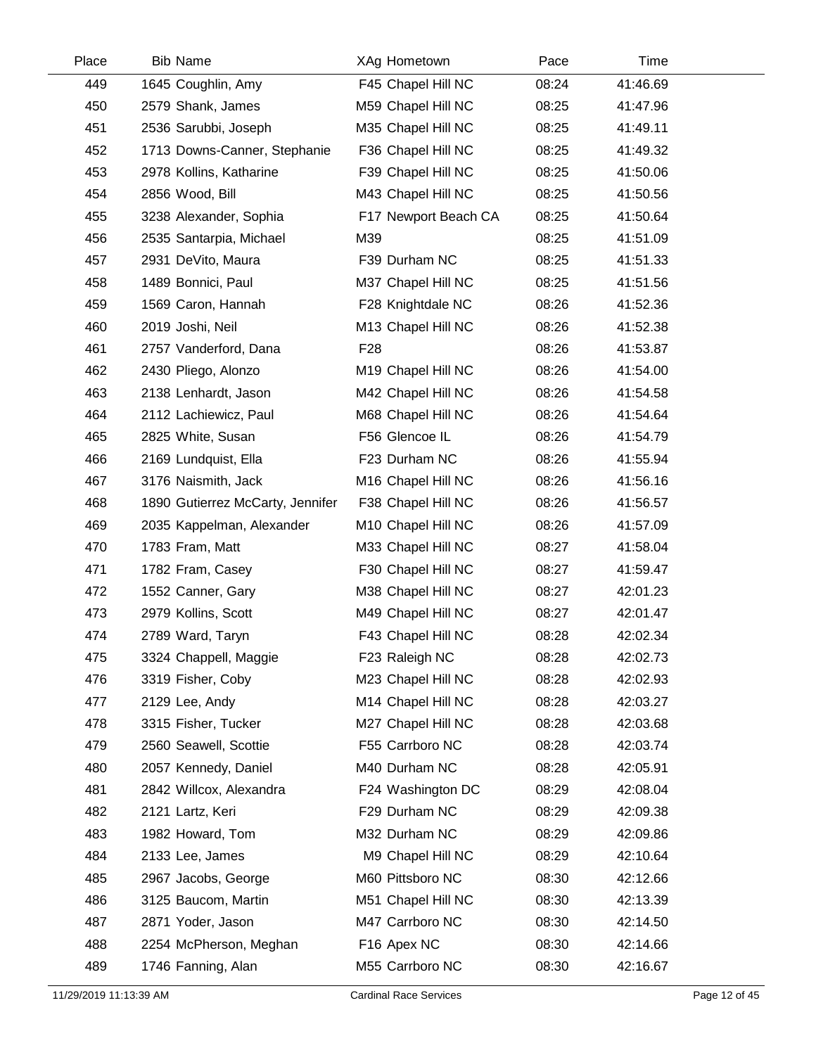| Place | Bib | Name | XAg | Hometown | Pace | Time |
|---|---|---|---|---|---|---|
| 449 | 1645 | Coughlin, Amy | F45 | Chapel Hill NC | 08:24 | 41:46.69 |
| 450 | 2579 | Shank, James | M59 | Chapel Hill NC | 08:25 | 41:47.96 |
| 451 | 2536 | Sarubbi, Joseph | M35 | Chapel Hill NC | 08:25 | 41:49.11 |
| 452 | 1713 | Downs-Canner, Stephanie | F36 | Chapel Hill NC | 08:25 | 41:49.32 |
| 453 | 2978 | Kollins, Katharine | F39 | Chapel Hill NC | 08:25 | 41:50.06 |
| 454 | 2856 | Wood, Bill | M43 | Chapel Hill NC | 08:25 | 41:50.56 |
| 455 | 3238 | Alexander, Sophia | F17 | Newport Beach CA | 08:25 | 41:50.64 |
| 456 | 2535 | Santarpia, Michael | M39 | | 08:25 | 41:51.09 |
| 457 | 2931 | DeVito, Maura | F39 | Durham NC | 08:25 | 41:51.33 |
| 458 | 1489 | Bonnici, Paul | M37 | Chapel Hill NC | 08:25 | 41:51.56 |
| 459 | 1569 | Caron, Hannah | F28 | Knightdale NC | 08:26 | 41:52.36 |
| 460 | 2019 | Joshi, Neil | M13 | Chapel Hill NC | 08:26 | 41:52.38 |
| 461 | 2757 | Vanderford, Dana | F28 | | 08:26 | 41:53.87 |
| 462 | 2430 | Pliego, Alonzo | M19 | Chapel Hill NC | 08:26 | 41:54.00 |
| 463 | 2138 | Lenhardt, Jason | M42 | Chapel Hill NC | 08:26 | 41:54.58 |
| 464 | 2112 | Lachiewicz, Paul | M68 | Chapel Hill NC | 08:26 | 41:54.64 |
| 465 | 2825 | White, Susan | F56 | Glencoe IL | 08:26 | 41:54.79 |
| 466 | 2169 | Lundquist, Ella | F23 | Durham NC | 08:26 | 41:55.94 |
| 467 | 3176 | Naismith, Jack | M16 | Chapel Hill NC | 08:26 | 41:56.16 |
| 468 | 1890 | Gutierrez McCarty, Jennifer | F38 | Chapel Hill NC | 08:26 | 41:56.57 |
| 469 | 2035 | Kappelman, Alexander | M10 | Chapel Hill NC | 08:26 | 41:57.09 |
| 470 | 1783 | Fram, Matt | M33 | Chapel Hill NC | 08:27 | 41:58.04 |
| 471 | 1782 | Fram, Casey | F30 | Chapel Hill NC | 08:27 | 41:59.47 |
| 472 | 1552 | Canner, Gary | M38 | Chapel Hill NC | 08:27 | 42:01.23 |
| 473 | 2979 | Kollins, Scott | M49 | Chapel Hill NC | 08:27 | 42:01.47 |
| 474 | 2789 | Ward, Taryn | F43 | Chapel Hill NC | 08:28 | 42:02.34 |
| 475 | 3324 | Chappell, Maggie | F23 | Raleigh NC | 08:28 | 42:02.73 |
| 476 | 3319 | Fisher, Coby | M23 | Chapel Hill NC | 08:28 | 42:02.93 |
| 477 | 2129 | Lee, Andy | M14 | Chapel Hill NC | 08:28 | 42:03.27 |
| 478 | 3315 | Fisher, Tucker | M27 | Chapel Hill NC | 08:28 | 42:03.68 |
| 479 | 2560 | Seawell, Scottie | F55 | Carrboro NC | 08:28 | 42:03.74 |
| 480 | 2057 | Kennedy, Daniel | M40 | Durham NC | 08:28 | 42:05.91 |
| 481 | 2842 | Willcox, Alexandra | F24 | Washington DC | 08:29 | 42:08.04 |
| 482 | 2121 | Lartz, Keri | F29 | Durham NC | 08:29 | 42:09.38 |
| 483 | 1982 | Howard, Tom | M32 | Durham NC | 08:29 | 42:09.86 |
| 484 | 2133 | Lee, James | M9 | Chapel Hill NC | 08:29 | 42:10.64 |
| 485 | 2967 | Jacobs, George | M60 | Pittsboro NC | 08:30 | 42:12.66 |
| 486 | 3125 | Baucom, Martin | M51 | Chapel Hill NC | 08:30 | 42:13.39 |
| 487 | 2871 | Yoder, Jason | M47 | Carrboro NC | 08:30 | 42:14.50 |
| 488 | 2254 | McPherson, Meghan | F16 | Apex NC | 08:30 | 42:14.66 |
| 489 | 1746 | Fanning, Alan | M55 | Carrboro NC | 08:30 | 42:16.67 |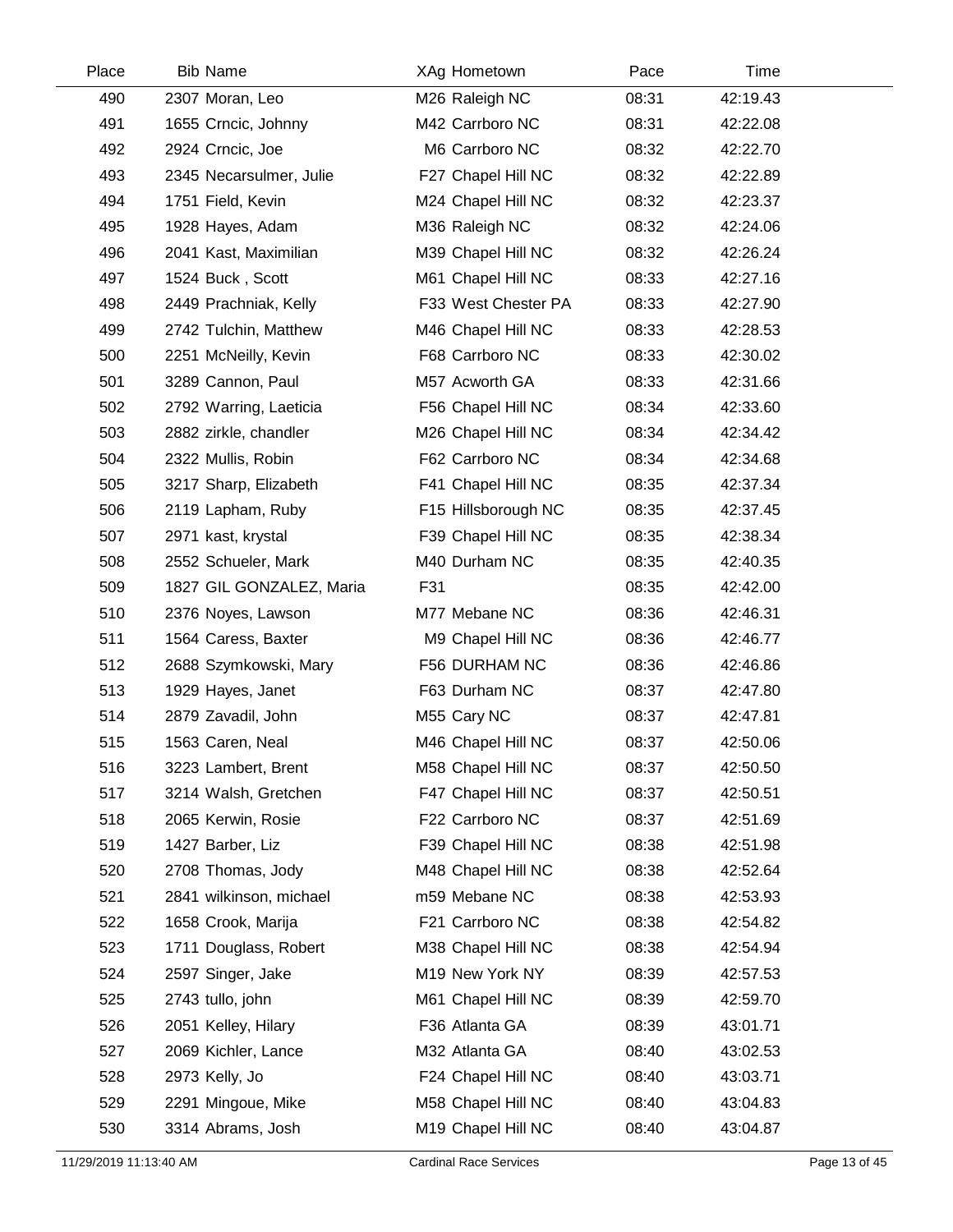| Place | Bib | Name | XAg | Hometown | Pace | Time |
|---|---|---|---|---|---|---|
| 490 | 2307 | Moran, Leo | M26 | Raleigh NC | 08:31 | 42:19.43 |
| 491 | 1655 | Crncic, Johnny | M42 | Carrboro NC | 08:31 | 42:22.08 |
| 492 | 2924 | Crncic, Joe | M6 | Carrboro NC | 08:32 | 42:22.70 |
| 493 | 2345 | Necarsulmer, Julie | F27 | Chapel Hill NC | 08:32 | 42:22.89 |
| 494 | 1751 | Field, Kevin | M24 | Chapel Hill NC | 08:32 | 42:23.37 |
| 495 | 1928 | Hayes, Adam | M36 | Raleigh NC | 08:32 | 42:24.06 |
| 496 | 2041 | Kast, Maximilian | M39 | Chapel Hill NC | 08:32 | 42:26.24 |
| 497 | 1524 | Buck , Scott | M61 | Chapel Hill NC | 08:33 | 42:27.16 |
| 498 | 2449 | Prachniak, Kelly | F33 | West Chester PA | 08:33 | 42:27.90 |
| 499 | 2742 | Tulchin, Matthew | M46 | Chapel Hill NC | 08:33 | 42:28.53 |
| 500 | 2251 | McNeilly, Kevin | F68 | Carrboro NC | 08:33 | 42:30.02 |
| 501 | 3289 | Cannon, Paul | M57 | Acworth GA | 08:33 | 42:31.66 |
| 502 | 2792 | Warring, Laeticia | F56 | Chapel Hill NC | 08:34 | 42:33.60 |
| 503 | 2882 | zirkle, chandler | M26 | Chapel Hill NC | 08:34 | 42:34.42 |
| 504 | 2322 | Mullis, Robin | F62 | Carrboro NC | 08:34 | 42:34.68 |
| 505 | 3217 | Sharp, Elizabeth | F41 | Chapel Hill NC | 08:35 | 42:37.34 |
| 506 | 2119 | Lapham, Ruby | F15 | Hillsborough NC | 08:35 | 42:37.45 |
| 507 | 2971 | kast, krystal | F39 | Chapel Hill NC | 08:35 | 42:38.34 |
| 508 | 2552 | Schueler, Mark | M40 | Durham NC | 08:35 | 42:40.35 |
| 509 | 1827 | GIL GONZALEZ, Maria | F31 | | 08:35 | 42:42.00 |
| 510 | 2376 | Noyes, Lawson | M77 | Mebane NC | 08:36 | 42:46.31 |
| 511 | 1564 | Caress, Baxter | M9 | Chapel Hill NC | 08:36 | 42:46.77 |
| 512 | 2688 | Szymkowski, Mary | F56 | DURHAM NC | 08:36 | 42:46.86 |
| 513 | 1929 | Hayes, Janet | F63 | Durham NC | 08:37 | 42:47.80 |
| 514 | 2879 | Zavadil, John | M55 | Cary NC | 08:37 | 42:47.81 |
| 515 | 1563 | Caren, Neal | M46 | Chapel Hill NC | 08:37 | 42:50.06 |
| 516 | 3223 | Lambert, Brent | M58 | Chapel Hill NC | 08:37 | 42:50.50 |
| 517 | 3214 | Walsh, Gretchen | F47 | Chapel Hill NC | 08:37 | 42:50.51 |
| 518 | 2065 | Kerwin, Rosie | F22 | Carrboro NC | 08:37 | 42:51.69 |
| 519 | 1427 | Barber, Liz | F39 | Chapel Hill NC | 08:38 | 42:51.98 |
| 520 | 2708 | Thomas, Jody | M48 | Chapel Hill NC | 08:38 | 42:52.64 |
| 521 | 2841 | wilkinson, michael | m59 | Mebane NC | 08:38 | 42:53.93 |
| 522 | 1658 | Crook, Marija | F21 | Carrboro NC | 08:38 | 42:54.82 |
| 523 | 1711 | Douglass, Robert | M38 | Chapel Hill NC | 08:38 | 42:54.94 |
| 524 | 2597 | Singer, Jake | M19 | New York NY | 08:39 | 42:57.53 |
| 525 | 2743 | tullo, john | M61 | Chapel Hill NC | 08:39 | 42:59.70 |
| 526 | 2051 | Kelley, Hilary | F36 | Atlanta GA | 08:39 | 43:01.71 |
| 527 | 2069 | Kichler, Lance | M32 | Atlanta GA | 08:40 | 43:02.53 |
| 528 | 2973 | Kelly, Jo | F24 | Chapel Hill NC | 08:40 | 43:03.71 |
| 529 | 2291 | Mingoue, Mike | M58 | Chapel Hill NC | 08:40 | 43:04.83 |
| 530 | 3314 | Abrams, Josh | M19 | Chapel Hill NC | 08:40 | 43:04.87 |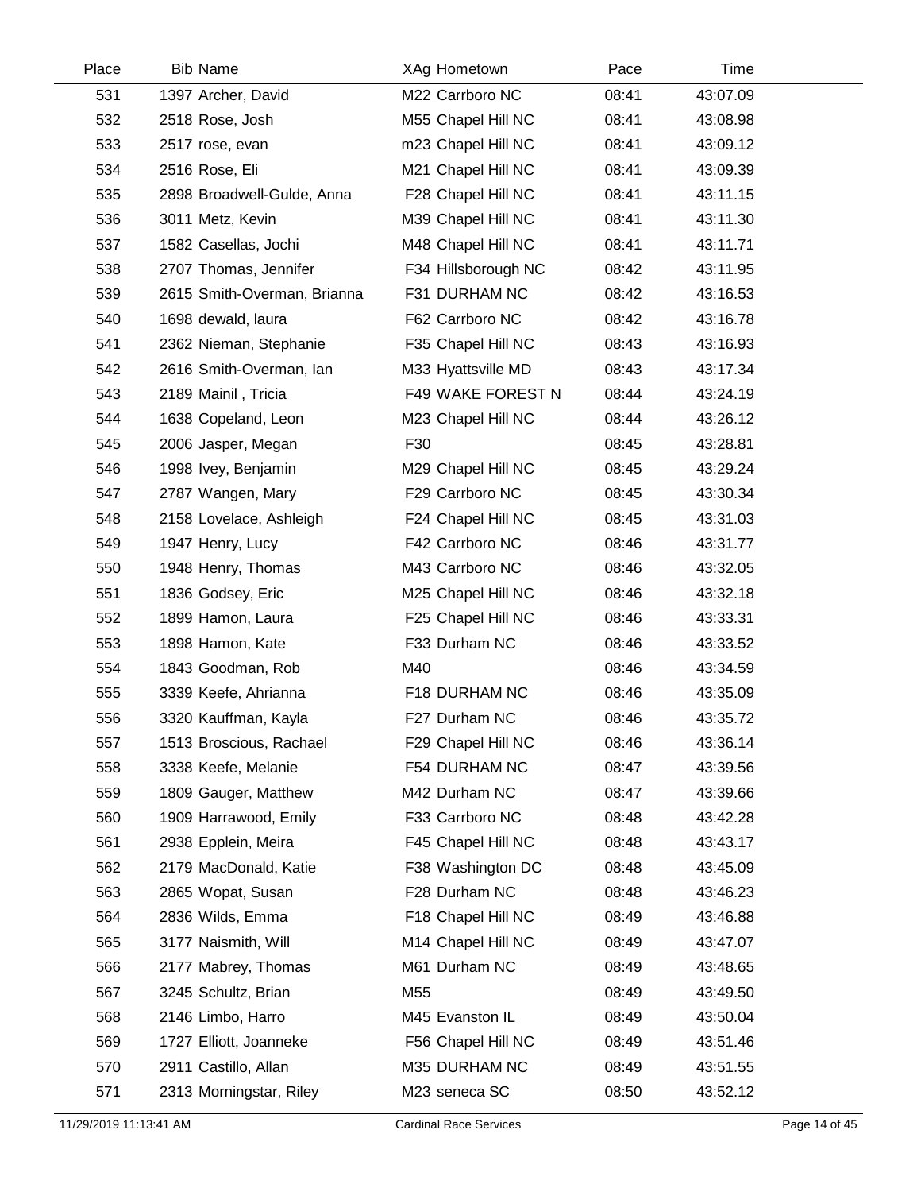| Place | Bib | Name | XAg | Hometown | Pace | Time |
|---|---|---|---|---|---|---|
| 531 | 1397 | Archer, David | M22 | Carrboro NC | 08:41 | 43:07.09 |
| 532 | 2518 | Rose, Josh | M55 | Chapel Hill NC | 08:41 | 43:08.98 |
| 533 | 2517 | rose, evan | m23 | Chapel Hill NC | 08:41 | 43:09.12 |
| 534 | 2516 | Rose, Eli | M21 | Chapel Hill NC | 08:41 | 43:09.39 |
| 535 | 2898 | Broadwell-Gulde, Anna | F28 | Chapel Hill NC | 08:41 | 43:11.15 |
| 536 | 3011 | Metz, Kevin | M39 | Chapel Hill NC | 08:41 | 43:11.30 |
| 537 | 1582 | Casellas, Jochi | M48 | Chapel Hill NC | 08:41 | 43:11.71 |
| 538 | 2707 | Thomas, Jennifer | F34 | Hillsborough NC | 08:42 | 43:11.95 |
| 539 | 2615 | Smith-Overman, Brianna | F31 | DURHAM NC | 08:42 | 43:16.53 |
| 540 | 1698 | dewald, laura | F62 | Carrboro NC | 08:42 | 43:16.78 |
| 541 | 2362 | Nieman, Stephanie | F35 | Chapel Hill NC | 08:43 | 43:16.93 |
| 542 | 2616 | Smith-Overman, Ian | M33 | Hyattsville MD | 08:43 | 43:17.34 |
| 543 | 2189 | Mainil , Tricia | F49 | WAKE FOREST N | 08:44 | 43:24.19 |
| 544 | 1638 | Copeland, Leon | M23 | Chapel Hill NC | 08:44 | 43:26.12 |
| 545 | 2006 | Jasper, Megan | F30 | | 08:45 | 43:28.81 |
| 546 | 1998 | Ivey, Benjamin | M29 | Chapel Hill NC | 08:45 | 43:29.24 |
| 547 | 2787 | Wangen, Mary | F29 | Carrboro NC | 08:45 | 43:30.34 |
| 548 | 2158 | Lovelace, Ashleigh | F24 | Chapel Hill NC | 08:45 | 43:31.03 |
| 549 | 1947 | Henry, Lucy | F42 | Carrboro NC | 08:46 | 43:31.77 |
| 550 | 1948 | Henry, Thomas | M43 | Carrboro NC | 08:46 | 43:32.05 |
| 551 | 1836 | Godsey, Eric | M25 | Chapel Hill NC | 08:46 | 43:32.18 |
| 552 | 1899 | Hamon, Laura | F25 | Chapel Hill NC | 08:46 | 43:33.31 |
| 553 | 1898 | Hamon, Kate | F33 | Durham NC | 08:46 | 43:33.52 |
| 554 | 1843 | Goodman, Rob | M40 | | 08:46 | 43:34.59 |
| 555 | 3339 | Keefe, Ahrianna | F18 | DURHAM NC | 08:46 | 43:35.09 |
| 556 | 3320 | Kauffman, Kayla | F27 | Durham NC | 08:46 | 43:35.72 |
| 557 | 1513 | Broscious, Rachael | F29 | Chapel Hill NC | 08:46 | 43:36.14 |
| 558 | 3338 | Keefe, Melanie | F54 | DURHAM NC | 08:47 | 43:39.56 |
| 559 | 1809 | Gauger, Matthew | M42 | Durham NC | 08:47 | 43:39.66 |
| 560 | 1909 | Harrawood, Emily | F33 | Carrboro NC | 08:48 | 43:42.28 |
| 561 | 2938 | Epplein, Meira | F45 | Chapel Hill NC | 08:48 | 43:43.17 |
| 562 | 2179 | MacDonald, Katie | F38 | Washington DC | 08:48 | 43:45.09 |
| 563 | 2865 | Wopat, Susan | F28 | Durham NC | 08:48 | 43:46.23 |
| 564 | 2836 | Wilds, Emma | F18 | Chapel Hill NC | 08:49 | 43:46.88 |
| 565 | 3177 | Naismith, Will | M14 | Chapel Hill NC | 08:49 | 43:47.07 |
| 566 | 2177 | Mabrey, Thomas | M61 | Durham NC | 08:49 | 43:48.65 |
| 567 | 3245 | Schultz, Brian | M55 | | 08:49 | 43:49.50 |
| 568 | 2146 | Limbo, Harro | M45 | Evanston IL | 08:49 | 43:50.04 |
| 569 | 1727 | Elliott, Joanneke | F56 | Chapel Hill NC | 08:49 | 43:51.46 |
| 570 | 2911 | Castillo, Allan | M35 | DURHAM NC | 08:49 | 43:51.55 |
| 571 | 2313 | Morningstar, Riley | M23 | seneca SC | 08:50 | 43:52.12 |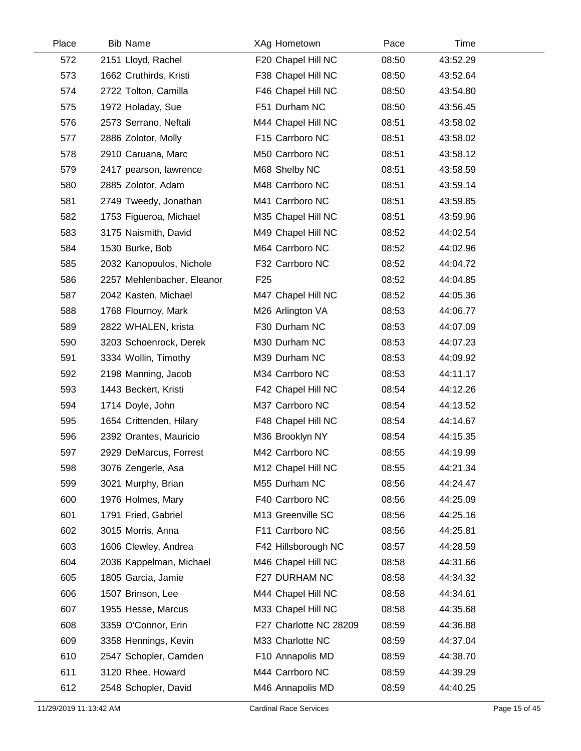| Place | Bib | Name | XAg | Hometown | Pace | Time |
|---|---|---|---|---|---|---|
| 572 | 2151 | Lloyd, Rachel | F20 | Chapel Hill NC | 08:50 | 43:52.29 |
| 573 | 1662 | Cruthirds, Kristi | F38 | Chapel Hill NC | 08:50 | 43:52.64 |
| 574 | 2722 | Tolton, Camilla | F46 | Chapel Hill NC | 08:50 | 43:54.80 |
| 575 | 1972 | Holaday, Sue | F51 | Durham NC | 08:50 | 43:56.45 |
| 576 | 2573 | Serrano, Neftali | M44 | Chapel Hill NC | 08:51 | 43:58.02 |
| 577 | 2886 | Zolotor, Molly | F15 | Carrboro NC | 08:51 | 43:58.02 |
| 578 | 2910 | Caruana, Marc | M50 | Carrboro NC | 08:51 | 43:58.12 |
| 579 | 2417 | pearson, lawrence | M68 | Shelby NC | 08:51 | 43:58.59 |
| 580 | 2885 | Zolotor, Adam | M48 | Carrboro NC | 08:51 | 43:59.14 |
| 581 | 2749 | Tweedy, Jonathan | M41 | Carrboro NC | 08:51 | 43:59.85 |
| 582 | 1753 | Figueroa, Michael | M35 | Chapel Hill NC | 08:51 | 43:59.96 |
| 583 | 3175 | Naismith, David | M49 | Chapel Hill NC | 08:52 | 44:02.54 |
| 584 | 1530 | Burke, Bob | M64 | Carrboro NC | 08:52 | 44:02.96 |
| 585 | 2032 | Kanopoulos, Nichole | F32 | Carrboro NC | 08:52 | 44:04.72 |
| 586 | 2257 | Mehlenbacher, Eleanor | F25 | | 08:52 | 44:04.85 |
| 587 | 2042 | Kasten, Michael | M47 | Chapel Hill NC | 08:52 | 44:05.36 |
| 588 | 1768 | Flournoy, Mark | M26 | Arlington VA | 08:53 | 44:06.77 |
| 589 | 2822 | WHALEN, krista | F30 | Durham NC | 08:53 | 44:07.09 |
| 590 | 3203 | Schoenrock, Derek | M30 | Durham NC | 08:53 | 44:07.23 |
| 591 | 3334 | Wollin, Timothy | M39 | Durham NC | 08:53 | 44:09.92 |
| 592 | 2198 | Manning, Jacob | M34 | Carrboro NC | 08:53 | 44:11.17 |
| 593 | 1443 | Beckert, Kristi | F42 | Chapel Hill NC | 08:54 | 44:12.26 |
| 594 | 1714 | Doyle, John | M37 | Carrboro NC | 08:54 | 44:13.52 |
| 595 | 1654 | Crittenden, Hilary | F48 | Chapel Hill NC | 08:54 | 44:14.67 |
| 596 | 2392 | Orantes, Mauricio | M36 | Brooklyn NY | 08:54 | 44:15.35 |
| 597 | 2929 | DeMarcus, Forrest | M42 | Carrboro NC | 08:55 | 44:19.99 |
| 598 | 3076 | Zengerle, Asa | M12 | Chapel Hill NC | 08:55 | 44:21.34 |
| 599 | 3021 | Murphy, Brian | M55 | Durham NC | 08:56 | 44:24.47 |
| 600 | 1976 | Holmes, Mary | F40 | Carrboro NC | 08:56 | 44:25.09 |
| 601 | 1791 | Fried, Gabriel | M13 | Greenville SC | 08:56 | 44:25.16 |
| 602 | 3015 | Morris, Anna | F11 | Carrboro NC | 08:56 | 44:25.81 |
| 603 | 1606 | Clewley, Andrea | F42 | Hillsborough NC | 08:57 | 44:28.59 |
| 604 | 2036 | Kappelman, Michael | M46 | Chapel Hill NC | 08:58 | 44:31.66 |
| 605 | 1805 | Garcia, Jamie | F27 | DURHAM NC | 08:58 | 44:34.32 |
| 606 | 1507 | Brinson, Lee | M44 | Chapel Hill NC | 08:58 | 44:34.61 |
| 607 | 1955 | Hesse, Marcus | M33 | Chapel Hill NC | 08:58 | 44:35.68 |
| 608 | 3359 | O'Connor, Erin | F27 | Charlotte NC 28209 | 08:59 | 44:36.88 |
| 609 | 3358 | Hennings, Kevin | M33 | Charlotte NC | 08:59 | 44:37.04 |
| 610 | 2547 | Schopler, Camden | F10 | Annapolis MD | 08:59 | 44:38.70 |
| 611 | 3120 | Rhee, Howard | M44 | Carrboro NC | 08:59 | 44:39.29 |
| 612 | 2548 | Schopler, David | M46 | Annapolis MD | 08:59 | 44:40.25 |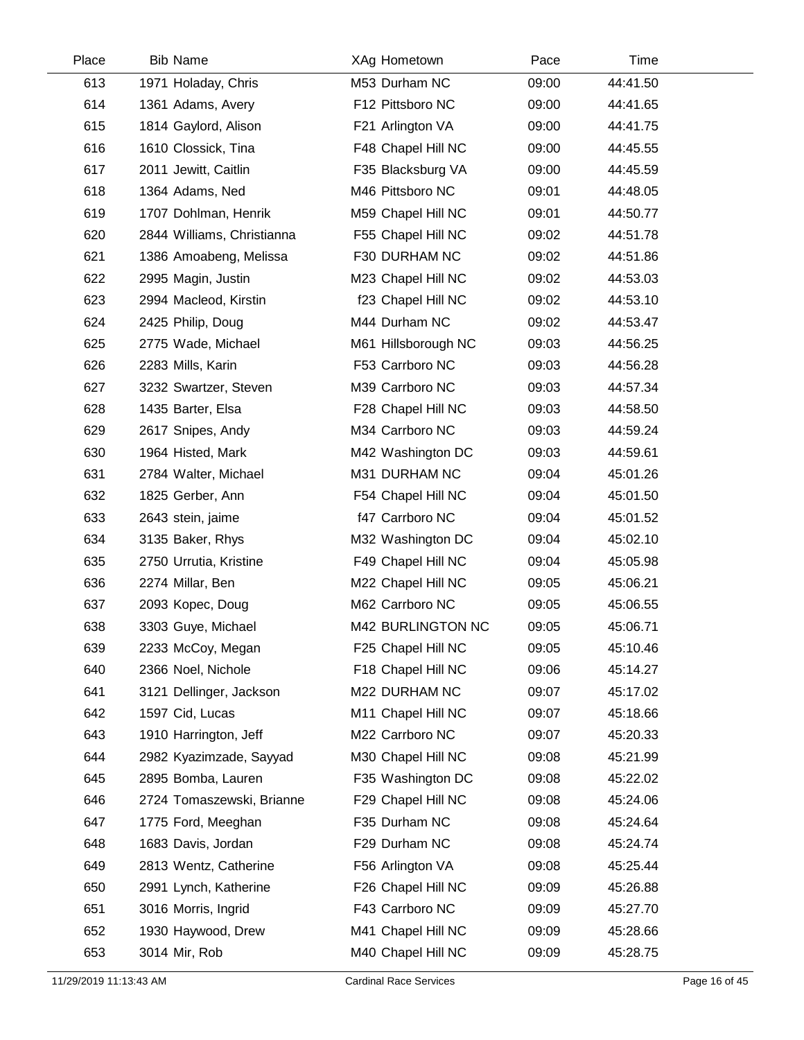| Place | Bib | Name | XAg | Hometown | Pace | Time |
|---|---|---|---|---|---|---|
| 613 | 1971 | Holaday, Chris | M53 | Durham NC | 09:00 | 44:41.50 |
| 614 | 1361 | Adams, Avery | F12 | Pittsboro NC | 09:00 | 44:41.65 |
| 615 | 1814 | Gaylord, Alison | F21 | Arlington VA | 09:00 | 44:41.75 |
| 616 | 1610 | Clossick, Tina | F48 | Chapel Hill NC | 09:00 | 44:45.55 |
| 617 | 2011 | Jewitt, Caitlin | F35 | Blacksburg VA | 09:00 | 44:45.59 |
| 618 | 1364 | Adams, Ned | M46 | Pittsboro NC | 09:01 | 44:48.05 |
| 619 | 1707 | Dohlman, Henrik | M59 | Chapel Hill NC | 09:01 | 44:50.77 |
| 620 | 2844 | Williams, Christianna | F55 | Chapel Hill NC | 09:02 | 44:51.78 |
| 621 | 1386 | Amoabeng, Melissa | F30 | DURHAM NC | 09:02 | 44:51.86 |
| 622 | 2995 | Magin, Justin | M23 | Chapel Hill NC | 09:02 | 44:53.03 |
| 623 | 2994 | Macleod, Kirstin | f23 | Chapel Hill NC | 09:02 | 44:53.10 |
| 624 | 2425 | Philip, Doug | M44 | Durham NC | 09:02 | 44:53.47 |
| 625 | 2775 | Wade, Michael | M61 | Hillsborough NC | 09:03 | 44:56.25 |
| 626 | 2283 | Mills, Karin | F53 | Carrboro NC | 09:03 | 44:56.28 |
| 627 | 3232 | Swartzer, Steven | M39 | Carrboro NC | 09:03 | 44:57.34 |
| 628 | 1435 | Barter, Elsa | F28 | Chapel Hill NC | 09:03 | 44:58.50 |
| 629 | 2617 | Snipes, Andy | M34 | Carrboro NC | 09:03 | 44:59.24 |
| 630 | 1964 | Histed, Mark | M42 | Washington DC | 09:03 | 44:59.61 |
| 631 | 2784 | Walter, Michael | M31 | DURHAM NC | 09:04 | 45:01.26 |
| 632 | 1825 | Gerber, Ann | F54 | Chapel Hill NC | 09:04 | 45:01.50 |
| 633 | 2643 | stein, jaime | f47 | Carrboro NC | 09:04 | 45:01.52 |
| 634 | 3135 | Baker, Rhys | M32 | Washington DC | 09:04 | 45:02.10 |
| 635 | 2750 | Urrutia, Kristine | F49 | Chapel Hill NC | 09:04 | 45:05.98 |
| 636 | 2274 | Millar, Ben | M22 | Chapel Hill NC | 09:05 | 45:06.21 |
| 637 | 2093 | Kopec, Doug | M62 | Carrboro NC | 09:05 | 45:06.55 |
| 638 | 3303 | Guye, Michael | M42 | BURLINGTON NC | 09:05 | 45:06.71 |
| 639 | 2233 | McCoy, Megan | F25 | Chapel Hill NC | 09:05 | 45:10.46 |
| 640 | 2366 | Noel, Nichole | F18 | Chapel Hill NC | 09:06 | 45:14.27 |
| 641 | 3121 | Dellinger, Jackson | M22 | DURHAM NC | 09:07 | 45:17.02 |
| 642 | 1597 | Cid, Lucas | M11 | Chapel Hill NC | 09:07 | 45:18.66 |
| 643 | 1910 | Harrington, Jeff | M22 | Carrboro NC | 09:07 | 45:20.33 |
| 644 | 2982 | Kyazimzade, Sayyad | M30 | Chapel Hill NC | 09:08 | 45:21.99 |
| 645 | 2895 | Bomba, Lauren | F35 | Washington DC | 09:08 | 45:22.02 |
| 646 | 2724 | Tomaszewski, Brianne | F29 | Chapel Hill NC | 09:08 | 45:24.06 |
| 647 | 1775 | Ford, Meeghan | F35 | Durham NC | 09:08 | 45:24.64 |
| 648 | 1683 | Davis, Jordan | F29 | Durham NC | 09:08 | 45:24.74 |
| 649 | 2813 | Wentz, Catherine | F56 | Arlington VA | 09:08 | 45:25.44 |
| 650 | 2991 | Lynch, Katherine | F26 | Chapel Hill NC | 09:09 | 45:26.88 |
| 651 | 3016 | Morris, Ingrid | F43 | Carrboro NC | 09:09 | 45:27.70 |
| 652 | 1930 | Haywood, Drew | M41 | Chapel Hill NC | 09:09 | 45:28.66 |
| 653 | 3014 | Mir, Rob | M40 | Chapel Hill NC | 09:09 | 45:28.75 |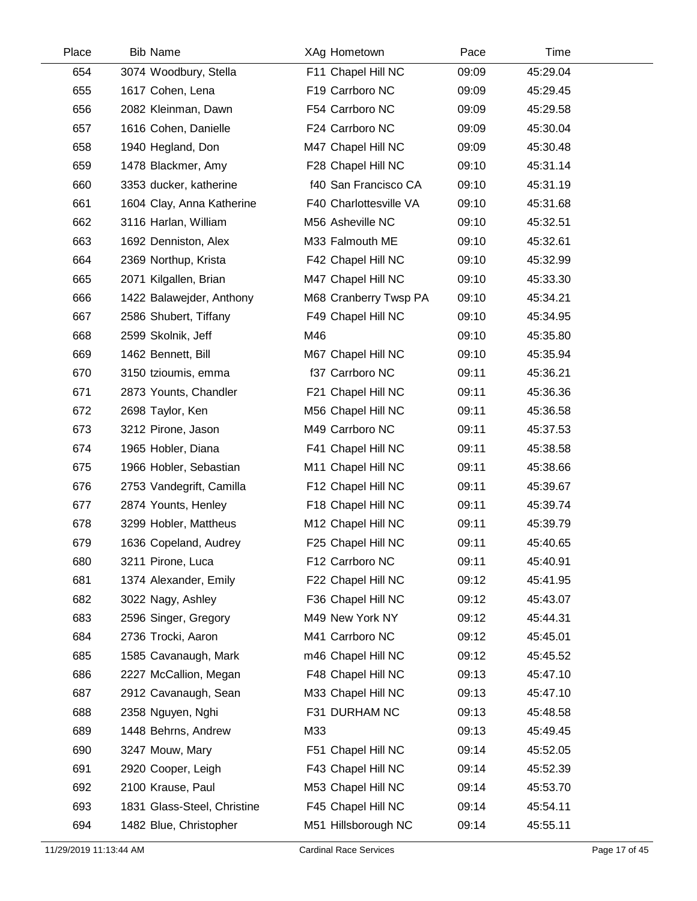| Place | Bib | Name | XAg | Hometown | Pace | Time |
|---|---|---|---|---|---|---|
| 654 | 3074 | Woodbury, Stella | F11 | Chapel Hill NC | 09:09 | 45:29.04 |
| 655 | 1617 | Cohen, Lena | F19 | Carrboro NC | 09:09 | 45:29.45 |
| 656 | 2082 | Kleinman, Dawn | F54 | Carrboro NC | 09:09 | 45:29.58 |
| 657 | 1616 | Cohen, Danielle | F24 | Carrboro NC | 09:09 | 45:30.04 |
| 658 | 1940 | Hegland, Don | M47 | Chapel Hill NC | 09:09 | 45:30.48 |
| 659 | 1478 | Blackmer, Amy | F28 | Chapel Hill NC | 09:10 | 45:31.14 |
| 660 | 3353 | ducker, katherine | f40 | San Francisco CA | 09:10 | 45:31.19 |
| 661 | 1604 | Clay, Anna Katherine | F40 | Charlottesville VA | 09:10 | 45:31.68 |
| 662 | 3116 | Harlan, William | M56 | Asheville NC | 09:10 | 45:32.51 |
| 663 | 1692 | Denniston, Alex | M33 | Falmouth ME | 09:10 | 45:32.61 |
| 664 | 2369 | Northup, Krista | F42 | Chapel Hill NC | 09:10 | 45:32.99 |
| 665 | 2071 | Kilgallen, Brian | M47 | Chapel Hill NC | 09:10 | 45:33.30 |
| 666 | 1422 | Balawejder, Anthony | M68 | Cranberry Twsp PA | 09:10 | 45:34.21 |
| 667 | 2586 | Shubert, Tiffany | F49 | Chapel Hill NC | 09:10 | 45:34.95 |
| 668 | 2599 | Skolnik, Jeff | M46 | | 09:10 | 45:35.80 |
| 669 | 1462 | Bennett, Bill | M67 | Chapel Hill NC | 09:10 | 45:35.94 |
| 670 | 3150 | tzioumis, emma | f37 | Carrboro NC | 09:11 | 45:36.21 |
| 671 | 2873 | Younts, Chandler | F21 | Chapel Hill NC | 09:11 | 45:36.36 |
| 672 | 2698 | Taylor, Ken | M56 | Chapel Hill NC | 09:11 | 45:36.58 |
| 673 | 3212 | Pirone, Jason | M49 | Carrboro NC | 09:11 | 45:37.53 |
| 674 | 1965 | Hobler, Diana | F41 | Chapel Hill NC | 09:11 | 45:38.58 |
| 675 | 1966 | Hobler, Sebastian | M11 | Chapel Hill NC | 09:11 | 45:38.66 |
| 676 | 2753 | Vandegrift, Camilla | F12 | Chapel Hill NC | 09:11 | 45:39.67 |
| 677 | 2874 | Younts, Henley | F18 | Chapel Hill NC | 09:11 | 45:39.74 |
| 678 | 3299 | Hobler, Mattheus | M12 | Chapel Hill NC | 09:11 | 45:39.79 |
| 679 | 1636 | Copeland, Audrey | F25 | Chapel Hill NC | 09:11 | 45:40.65 |
| 680 | 3211 | Pirone, Luca | F12 | Carrboro NC | 09:11 | 45:40.91 |
| 681 | 1374 | Alexander, Emily | F22 | Chapel Hill NC | 09:12 | 45:41.95 |
| 682 | 3022 | Nagy, Ashley | F36 | Chapel Hill NC | 09:12 | 45:43.07 |
| 683 | 2596 | Singer, Gregory | M49 | New York NY | 09:12 | 45:44.31 |
| 684 | 2736 | Trocki, Aaron | M41 | Carrboro NC | 09:12 | 45:45.01 |
| 685 | 1585 | Cavanaugh, Mark | m46 | Chapel Hill NC | 09:12 | 45:45.52 |
| 686 | 2227 | McCallion, Megan | F48 | Chapel Hill NC | 09:13 | 45:47.10 |
| 687 | 2912 | Cavanaugh, Sean | M33 | Chapel Hill NC | 09:13 | 45:47.10 |
| 688 | 2358 | Nguyen, Nghi | F31 | DURHAM NC | 09:13 | 45:48.58 |
| 689 | 1448 | Behrns, Andrew | M33 | | 09:13 | 45:49.45 |
| 690 | 3247 | Mouw, Mary | F51 | Chapel Hill NC | 09:14 | 45:52.05 |
| 691 | 2920 | Cooper, Leigh | F43 | Chapel Hill NC | 09:14 | 45:52.39 |
| 692 | 2100 | Krause, Paul | M53 | Chapel Hill NC | 09:14 | 45:53.70 |
| 693 | 1831 | Glass-Steel, Christine | F45 | Chapel Hill NC | 09:14 | 45:54.11 |
| 694 | 1482 | Blue, Christopher | M51 | Hillsborough NC | 09:14 | 45:55.11 |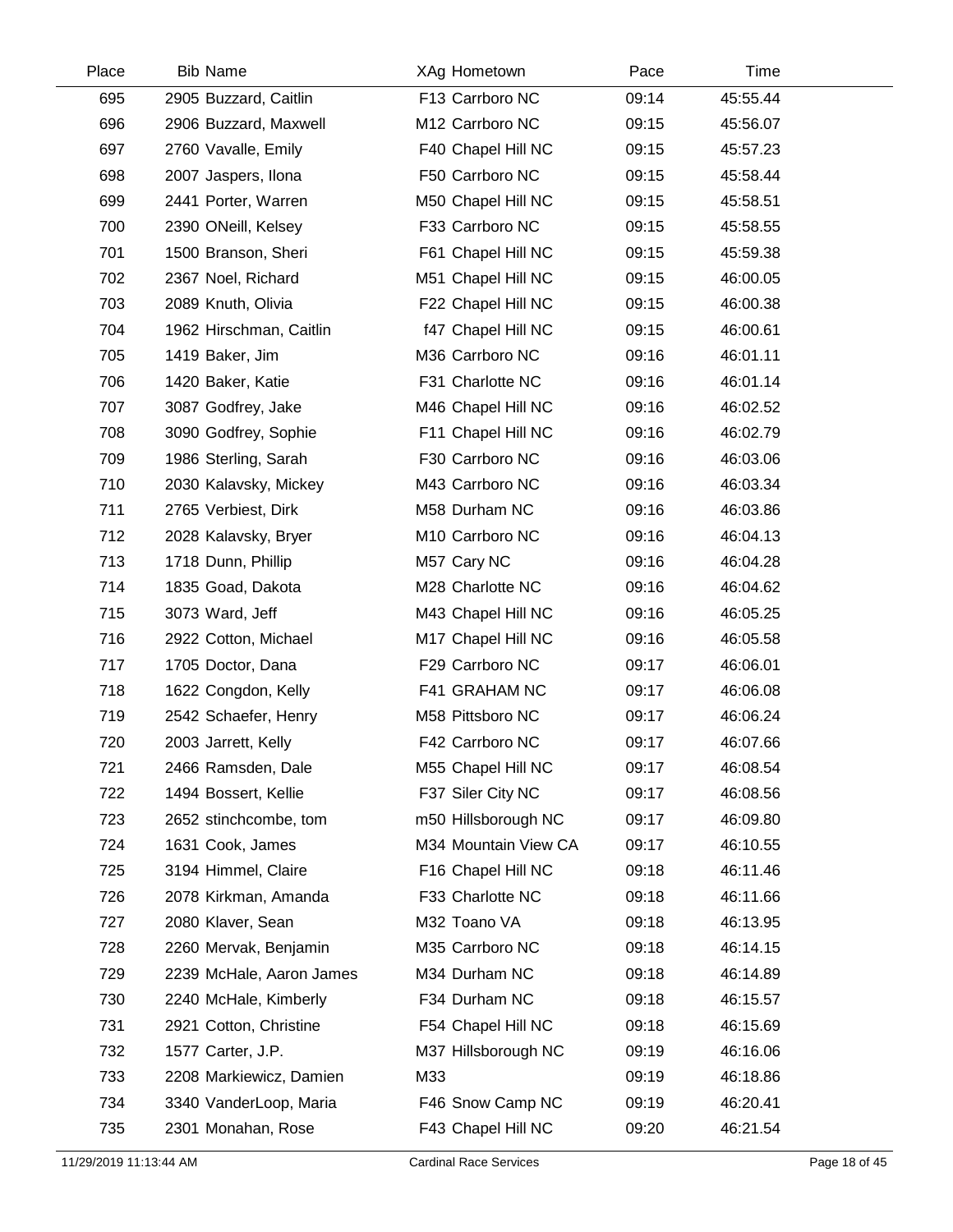| Place | Bib | Name | XAg | Hometown | Pace | Time |
|---|---|---|---|---|---|---|
| 695 | 2905 | Buzzard, Caitlin | F13 | Carrboro NC | 09:14 | 45:55.44 |
| 696 | 2906 | Buzzard, Maxwell | M12 | Carrboro NC | 09:15 | 45:56.07 |
| 697 | 2760 | Vavalle, Emily | F40 | Chapel Hill NC | 09:15 | 45:57.23 |
| 698 | 2007 | Jaspers, Ilona | F50 | Carrboro NC | 09:15 | 45:58.44 |
| 699 | 2441 | Porter, Warren | M50 | Chapel Hill NC | 09:15 | 45:58.51 |
| 700 | 2390 | ONeill, Kelsey | F33 | Carrboro NC | 09:15 | 45:58.55 |
| 701 | 1500 | Branson, Sheri | F61 | Chapel Hill NC | 09:15 | 45:59.38 |
| 702 | 2367 | Noel, Richard | M51 | Chapel Hill NC | 09:15 | 46:00.05 |
| 703 | 2089 | Knuth, Olivia | F22 | Chapel Hill NC | 09:15 | 46:00.38 |
| 704 | 1962 | Hirschman, Caitlin | f47 | Chapel Hill NC | 09:15 | 46:00.61 |
| 705 | 1419 | Baker, Jim | M36 | Carrboro NC | 09:16 | 46:01.11 |
| 706 | 1420 | Baker, Katie | F31 | Charlotte NC | 09:16 | 46:01.14 |
| 707 | 3087 | Godfrey, Jake | M46 | Chapel Hill NC | 09:16 | 46:02.52 |
| 708 | 3090 | Godfrey, Sophie | F11 | Chapel Hill NC | 09:16 | 46:02.79 |
| 709 | 1986 | Sterling, Sarah | F30 | Carrboro NC | 09:16 | 46:03.06 |
| 710 | 2030 | Kalavsky, Mickey | M43 | Carrboro NC | 09:16 | 46:03.34 |
| 711 | 2765 | Verbiest, Dirk | M58 | Durham NC | 09:16 | 46:03.86 |
| 712 | 2028 | Kalavsky, Bryer | M10 | Carrboro NC | 09:16 | 46:04.13 |
| 713 | 1718 | Dunn, Phillip | M57 | Cary NC | 09:16 | 46:04.28 |
| 714 | 1835 | Goad, Dakota | M28 | Charlotte NC | 09:16 | 46:04.62 |
| 715 | 3073 | Ward, Jeff | M43 | Chapel Hill NC | 09:16 | 46:05.25 |
| 716 | 2922 | Cotton, Michael | M17 | Chapel Hill NC | 09:16 | 46:05.58 |
| 717 | 1705 | Doctor, Dana | F29 | Carrboro NC | 09:17 | 46:06.01 |
| 718 | 1622 | Congdon, Kelly | F41 | GRAHAM NC | 09:17 | 46:06.08 |
| 719 | 2542 | Schaefer, Henry | M58 | Pittsboro NC | 09:17 | 46:06.24 |
| 720 | 2003 | Jarrett, Kelly | F42 | Carrboro NC | 09:17 | 46:07.66 |
| 721 | 2466 | Ramsden, Dale | M55 | Chapel Hill NC | 09:17 | 46:08.54 |
| 722 | 1494 | Bossert, Kellie | F37 | Siler City NC | 09:17 | 46:08.56 |
| 723 | 2652 | stinchcombe, tom | m50 | Hillsborough NC | 09:17 | 46:09.80 |
| 724 | 1631 | Cook, James | M34 | Mountain View CA | 09:17 | 46:10.55 |
| 725 | 3194 | Himmel, Claire | F16 | Chapel Hill NC | 09:18 | 46:11.46 |
| 726 | 2078 | Kirkman, Amanda | F33 | Charlotte NC | 09:18 | 46:11.66 |
| 727 | 2080 | Klaver, Sean | M32 | Toano VA | 09:18 | 46:13.95 |
| 728 | 2260 | Mervak, Benjamin | M35 | Carrboro NC | 09:18 | 46:14.15 |
| 729 | 2239 | McHale, Aaron James | M34 | Durham NC | 09:18 | 46:14.89 |
| 730 | 2240 | McHale, Kimberly | F34 | Durham NC | 09:18 | 46:15.57 |
| 731 | 2921 | Cotton, Christine | F54 | Chapel Hill NC | 09:18 | 46:15.69 |
| 732 | 1577 | Carter, J.P. | M37 | Hillsborough NC | 09:19 | 46:16.06 |
| 733 | 2208 | Markiewicz, Damien | M33 | | 09:19 | 46:18.86 |
| 734 | 3340 | VanderLoop, Maria | F46 | Snow Camp NC | 09:19 | 46:20.41 |
| 735 | 2301 | Monahan, Rose | F43 | Chapel Hill NC | 09:20 | 46:21.54 |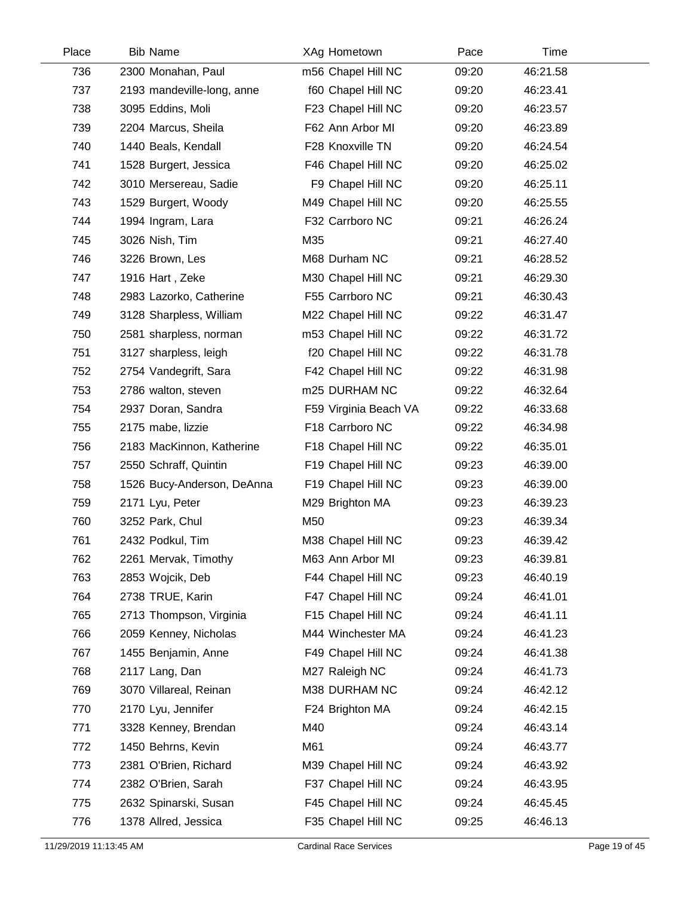| Place | Bib | Name | XAg | Hometown | Pace | Time |
|---|---|---|---|---|---|---|
| 736 | 2300 | Monahan, Paul | m56 | Chapel Hill NC | 09:20 | 46:21.58 |
| 737 | 2193 | mandeville-long, anne | f60 | Chapel Hill NC | 09:20 | 46:23.41 |
| 738 | 3095 | Eddins, Moli | F23 | Chapel Hill NC | 09:20 | 46:23.57 |
| 739 | 2204 | Marcus, Sheila | F62 | Ann Arbor MI | 09:20 | 46:23.89 |
| 740 | 1440 | Beals, Kendall | F28 | Knoxville TN | 09:20 | 46:24.54 |
| 741 | 1528 | Burgert, Jessica | F46 | Chapel Hill NC | 09:20 | 46:25.02 |
| 742 | 3010 | Mersereau, Sadie | F9 | Chapel Hill NC | 09:20 | 46:25.11 |
| 743 | 1529 | Burgert, Woody | M49 | Chapel Hill NC | 09:20 | 46:25.55 |
| 744 | 1994 | Ingram, Lara | F32 | Carrboro NC | 09:21 | 46:26.24 |
| 745 | 3026 | Nish, Tim | M35 | | 09:21 | 46:27.40 |
| 746 | 3226 | Brown, Les | M68 | Durham NC | 09:21 | 46:28.52 |
| 747 | 1916 | Hart , Zeke | M30 | Chapel Hill NC | 09:21 | 46:29.30 |
| 748 | 2983 | Lazorko, Catherine | F55 | Carrboro NC | 09:21 | 46:30.43 |
| 749 | 3128 | Sharpless, William | M22 | Chapel Hill NC | 09:22 | 46:31.47 |
| 750 | 2581 | sharpless, norman | m53 | Chapel Hill NC | 09:22 | 46:31.72 |
| 751 | 3127 | sharpless, leigh | f20 | Chapel Hill NC | 09:22 | 46:31.78 |
| 752 | 2754 | Vandegrift, Sara | F42 | Chapel Hill NC | 09:22 | 46:31.98 |
| 753 | 2786 | walton, steven | m25 | DURHAM NC | 09:22 | 46:32.64 |
| 754 | 2937 | Doran, Sandra | F59 | Virginia Beach VA | 09:22 | 46:33.68 |
| 755 | 2175 | mabe, lizzie | F18 | Carrboro NC | 09:22 | 46:34.98 |
| 756 | 2183 | MacKinnon, Katherine | F18 | Chapel Hill NC | 09:22 | 46:35.01 |
| 757 | 2550 | Schraff, Quintin | F19 | Chapel Hill NC | 09:23 | 46:39.00 |
| 758 | 1526 | Bucy-Anderson, DeAnna | F19 | Chapel Hill NC | 09:23 | 46:39.00 |
| 759 | 2171 | Lyu, Peter | M29 | Brighton MA | 09:23 | 46:39.23 |
| 760 | 3252 | Park, Chul | M50 | | 09:23 | 46:39.34 |
| 761 | 2432 | Podkul, Tim | M38 | Chapel Hill NC | 09:23 | 46:39.42 |
| 762 | 2261 | Mervak, Timothy | M63 | Ann Arbor MI | 09:23 | 46:39.81 |
| 763 | 2853 | Wojcik, Deb | F44 | Chapel Hill NC | 09:23 | 46:40.19 |
| 764 | 2738 | TRUE, Karin | F47 | Chapel Hill NC | 09:24 | 46:41.01 |
| 765 | 2713 | Thompson, Virginia | F15 | Chapel Hill NC | 09:24 | 46:41.11 |
| 766 | 2059 | Kenney, Nicholas | M44 | Winchester MA | 09:24 | 46:41.23 |
| 767 | 1455 | Benjamin, Anne | F49 | Chapel Hill NC | 09:24 | 46:41.38 |
| 768 | 2117 | Lang, Dan | M27 | Raleigh NC | 09:24 | 46:41.73 |
| 769 | 3070 | Villareal, Reinan | M38 | DURHAM NC | 09:24 | 46:42.12 |
| 770 | 2170 | Lyu, Jennifer | F24 | Brighton MA | 09:24 | 46:42.15 |
| 771 | 3328 | Kenney, Brendan | M40 | | 09:24 | 46:43.14 |
| 772 | 1450 | Behrns, Kevin | M61 | | 09:24 | 46:43.77 |
| 773 | 2381 | O'Brien, Richard | M39 | Chapel Hill NC | 09:24 | 46:43.92 |
| 774 | 2382 | O'Brien, Sarah | F37 | Chapel Hill NC | 09:24 | 46:43.95 |
| 775 | 2632 | Spinarski, Susan | F45 | Chapel Hill NC | 09:24 | 46:45.45 |
| 776 | 1378 | Allred, Jessica | F35 | Chapel Hill NC | 09:25 | 46:46.13 |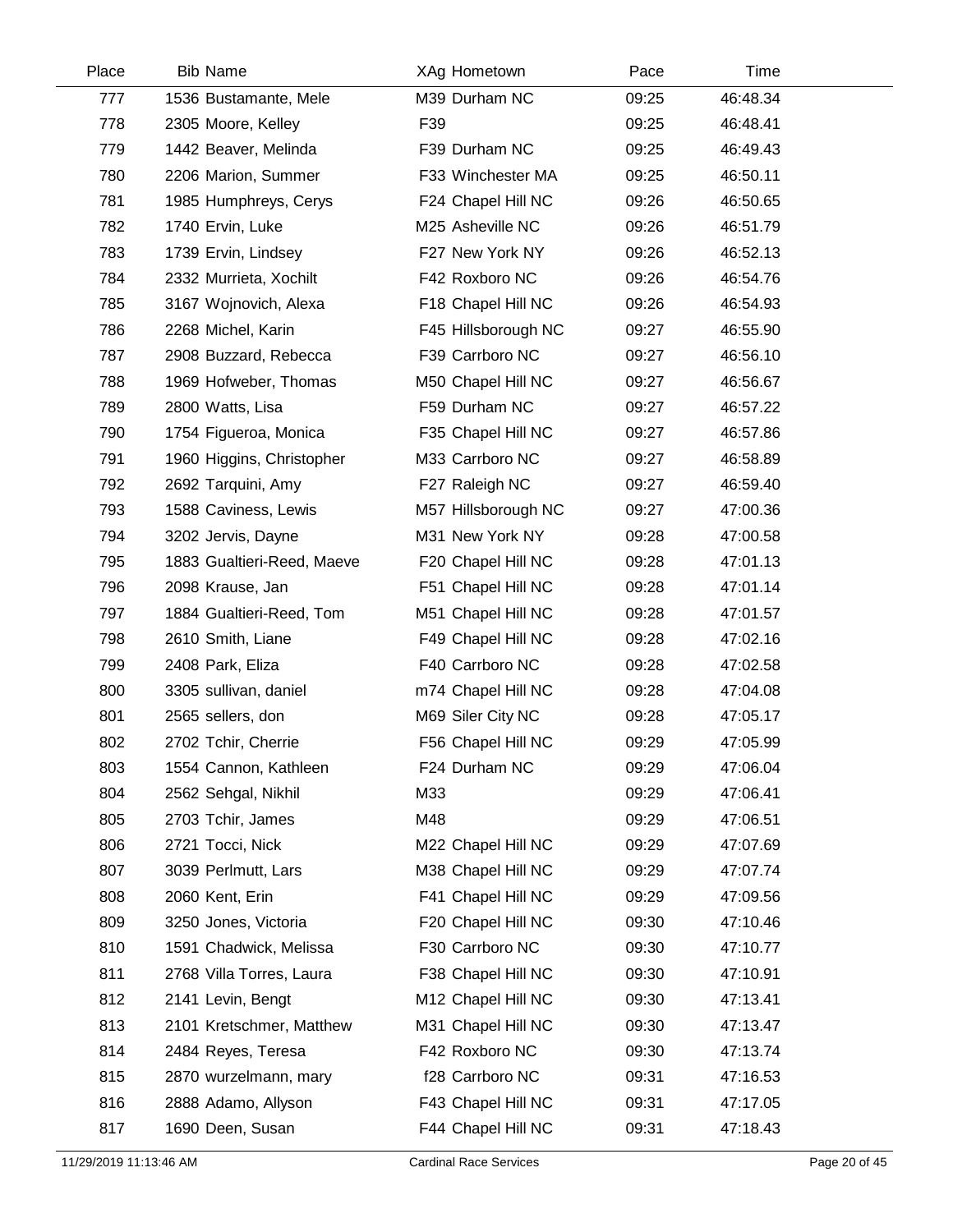| Place | Bib | Name | XAg | Hometown | Pace | Time |
|---|---|---|---|---|---|---|
| 777 | 1536 | Bustamante, Mele | M39 | Durham NC | 09:25 | 46:48.34 |
| 778 | 2305 | Moore, Kelley | F39 | | 09:25 | 46:48.41 |
| 779 | 1442 | Beaver, Melinda | F39 | Durham NC | 09:25 | 46:49.43 |
| 780 | 2206 | Marion, Summer | F33 | Winchester MA | 09:25 | 46:50.11 |
| 781 | 1985 | Humphreys, Cerys | F24 | Chapel Hill NC | 09:26 | 46:50.65 |
| 782 | 1740 | Ervin, Luke | M25 | Asheville NC | 09:26 | 46:51.79 |
| 783 | 1739 | Ervin, Lindsey | F27 | New York NY | 09:26 | 46:52.13 |
| 784 | 2332 | Murrieta, Xochilt | F42 | Roxboro NC | 09:26 | 46:54.76 |
| 785 | 3167 | Wojnovich, Alexa | F18 | Chapel Hill NC | 09:26 | 46:54.93 |
| 786 | 2268 | Michel, Karin | F45 | Hillsborough NC | 09:27 | 46:55.90 |
| 787 | 2908 | Buzzard, Rebecca | F39 | Carrboro NC | 09:27 | 46:56.10 |
| 788 | 1969 | Hofweber, Thomas | M50 | Chapel Hill NC | 09:27 | 46:56.67 |
| 789 | 2800 | Watts, Lisa | F59 | Durham NC | 09:27 | 46:57.22 |
| 790 | 1754 | Figueroa, Monica | F35 | Chapel Hill NC | 09:27 | 46:57.86 |
| 791 | 1960 | Higgins, Christopher | M33 | Carrboro NC | 09:27 | 46:58.89 |
| 792 | 2692 | Tarquini, Amy | F27 | Raleigh NC | 09:27 | 46:59.40 |
| 793 | 1588 | Caviness, Lewis | M57 | Hillsborough NC | 09:27 | 47:00.36 |
| 794 | 3202 | Jervis, Dayne | M31 | New York NY | 09:28 | 47:00.58 |
| 795 | 1883 | Gualtieri-Reed, Maeve | F20 | Chapel Hill NC | 09:28 | 47:01.13 |
| 796 | 2098 | Krause, Jan | F51 | Chapel Hill NC | 09:28 | 47:01.14 |
| 797 | 1884 | Gualtieri-Reed, Tom | M51 | Chapel Hill NC | 09:28 | 47:01.57 |
| 798 | 2610 | Smith, Liane | F49 | Chapel Hill NC | 09:28 | 47:02.16 |
| 799 | 2408 | Park, Eliza | F40 | Carrboro NC | 09:28 | 47:02.58 |
| 800 | 3305 | sullivan, daniel | m74 | Chapel Hill NC | 09:28 | 47:04.08 |
| 801 | 2565 | sellers, don | M69 | Siler City NC | 09:28 | 47:05.17 |
| 802 | 2702 | Tchir, Cherrie | F56 | Chapel Hill NC | 09:29 | 47:05.99 |
| 803 | 1554 | Cannon, Kathleen | F24 | Durham NC | 09:29 | 47:06.04 |
| 804 | 2562 | Sehgal, Nikhil | M33 | | 09:29 | 47:06.41 |
| 805 | 2703 | Tchir, James | M48 | | 09:29 | 47:06.51 |
| 806 | 2721 | Tocci, Nick | M22 | Chapel Hill NC | 09:29 | 47:07.69 |
| 807 | 3039 | Perlmutt, Lars | M38 | Chapel Hill NC | 09:29 | 47:07.74 |
| 808 | 2060 | Kent, Erin | F41 | Chapel Hill NC | 09:29 | 47:09.56 |
| 809 | 3250 | Jones, Victoria | F20 | Chapel Hill NC | 09:30 | 47:10.46 |
| 810 | 1591 | Chadwick, Melissa | F30 | Carrboro NC | 09:30 | 47:10.77 |
| 811 | 2768 | Villa Torres, Laura | F38 | Chapel Hill NC | 09:30 | 47:10.91 |
| 812 | 2141 | Levin, Bengt | M12 | Chapel Hill NC | 09:30 | 47:13.41 |
| 813 | 2101 | Kretschmer, Matthew | M31 | Chapel Hill NC | 09:30 | 47:13.47 |
| 814 | 2484 | Reyes, Teresa | F42 | Roxboro NC | 09:30 | 47:13.74 |
| 815 | 2870 | wurzelmann, mary | f28 | Carrboro NC | 09:31 | 47:16.53 |
| 816 | 2888 | Adamo, Allyson | F43 | Chapel Hill NC | 09:31 | 47:17.05 |
| 817 | 1690 | Deen, Susan | F44 | Chapel Hill NC | 09:31 | 47:18.43 |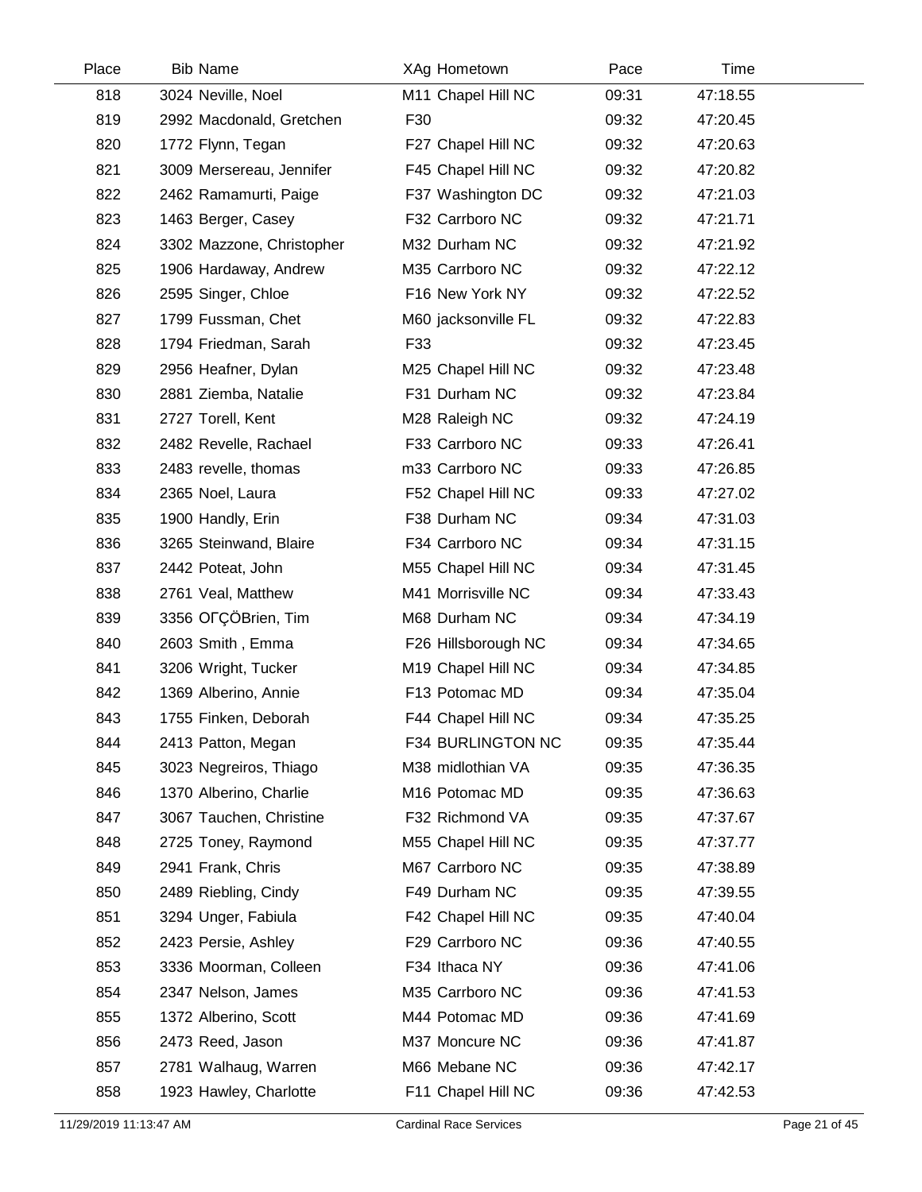| Place | Bib | Name | XAg | Hometown | Pace | Time |
|---|---|---|---|---|---|---|
| 818 | 3024 | Neville, Noel | M11 | Chapel Hill NC | 09:31 | 47:18.55 |
| 819 | 2992 | Macdonald, Gretchen | F30 | | 09:32 | 47:20.45 |
| 820 | 1772 | Flynn, Tegan | F27 | Chapel Hill NC | 09:32 | 47:20.63 |
| 821 | 3009 | Mersereau, Jennifer | F45 | Chapel Hill NC | 09:32 | 47:20.82 |
| 822 | 2462 | Ramamurti, Paige | F37 | Washington DC | 09:32 | 47:21.03 |
| 823 | 1463 | Berger, Casey | F32 | Carrboro NC | 09:32 | 47:21.71 |
| 824 | 3302 | Mazzone, Christopher | M32 | Durham NC | 09:32 | 47:21.92 |
| 825 | 1906 | Hardaway, Andrew | M35 | Carrboro NC | 09:32 | 47:22.12 |
| 826 | 2595 | Singer, Chloe | F16 | New York NY | 09:32 | 47:22.52 |
| 827 | 1799 | Fussman, Chet | M60 | jacksonville FL | 09:32 | 47:22.83 |
| 828 | 1794 | Friedman, Sarah | F33 | | 09:32 | 47:23.45 |
| 829 | 2956 | Heafner, Dylan | M25 | Chapel Hill NC | 09:32 | 47:23.48 |
| 830 | 2881 | Ziemba, Natalie | F31 | Durham NC | 09:32 | 47:23.84 |
| 831 | 2727 | Torell, Kent | M28 | Raleigh NC | 09:32 | 47:24.19 |
| 832 | 2482 | Revelle, Rachael | F33 | Carrboro NC | 09:33 | 47:26.41 |
| 833 | 2483 | revelle, thomas | m33 | Carrboro NC | 09:33 | 47:26.85 |
| 834 | 2365 | Noel, Laura | F52 | Chapel Hill NC | 09:33 | 47:27.02 |
| 835 | 1900 | Handly, Erin | F38 | Durham NC | 09:34 | 47:31.03 |
| 836 | 3265 | Steinwand, Blaire | F34 | Carrboro NC | 09:34 | 47:31.15 |
| 837 | 2442 | Poteat, John | M55 | Chapel Hill NC | 09:34 | 47:31.45 |
| 838 | 2761 | Veal, Matthew | M41 | Morrisville NC | 09:34 | 47:33.43 |
| 839 | 3356 | OΓÇÖBrien, Tim | M68 | Durham NC | 09:34 | 47:34.19 |
| 840 | 2603 | Smith , Emma | F26 | Hillsborough NC | 09:34 | 47:34.65 |
| 841 | 3206 | Wright, Tucker | M19 | Chapel Hill NC | 09:34 | 47:34.85 |
| 842 | 1369 | Alberino, Annie | F13 | Potomac MD | 09:34 | 47:35.04 |
| 843 | 1755 | Finken, Deborah | F44 | Chapel Hill NC | 09:34 | 47:35.25 |
| 844 | 2413 | Patton, Megan | F34 | BURLINGTON NC | 09:35 | 47:35.44 |
| 845 | 3023 | Negreiros, Thiago | M38 | midlothian VA | 09:35 | 47:36.35 |
| 846 | 1370 | Alberino, Charlie | M16 | Potomac MD | 09:35 | 47:36.63 |
| 847 | 3067 | Tauchen, Christine | F32 | Richmond VA | 09:35 | 47:37.67 |
| 848 | 2725 | Toney, Raymond | M55 | Chapel Hill NC | 09:35 | 47:37.77 |
| 849 | 2941 | Frank, Chris | M67 | Carrboro NC | 09:35 | 47:38.89 |
| 850 | 2489 | Riebling, Cindy | F49 | Durham NC | 09:35 | 47:39.55 |
| 851 | 3294 | Unger, Fabiula | F42 | Chapel Hill NC | 09:35 | 47:40.04 |
| 852 | 2423 | Persie, Ashley | F29 | Carrboro NC | 09:36 | 47:40.55 |
| 853 | 3336 | Moorman, Colleen | F34 | Ithaca NY | 09:36 | 47:41.06 |
| 854 | 2347 | Nelson, James | M35 | Carrboro NC | 09:36 | 47:41.53 |
| 855 | 1372 | Alberino, Scott | M44 | Potomac MD | 09:36 | 47:41.69 |
| 856 | 2473 | Reed, Jason | M37 | Moncure NC | 09:36 | 47:41.87 |
| 857 | 2781 | Walhaug, Warren | M66 | Mebane NC | 09:36 | 47:42.17 |
| 858 | 1923 | Hawley, Charlotte | F11 | Chapel Hill NC | 09:36 | 47:42.53 |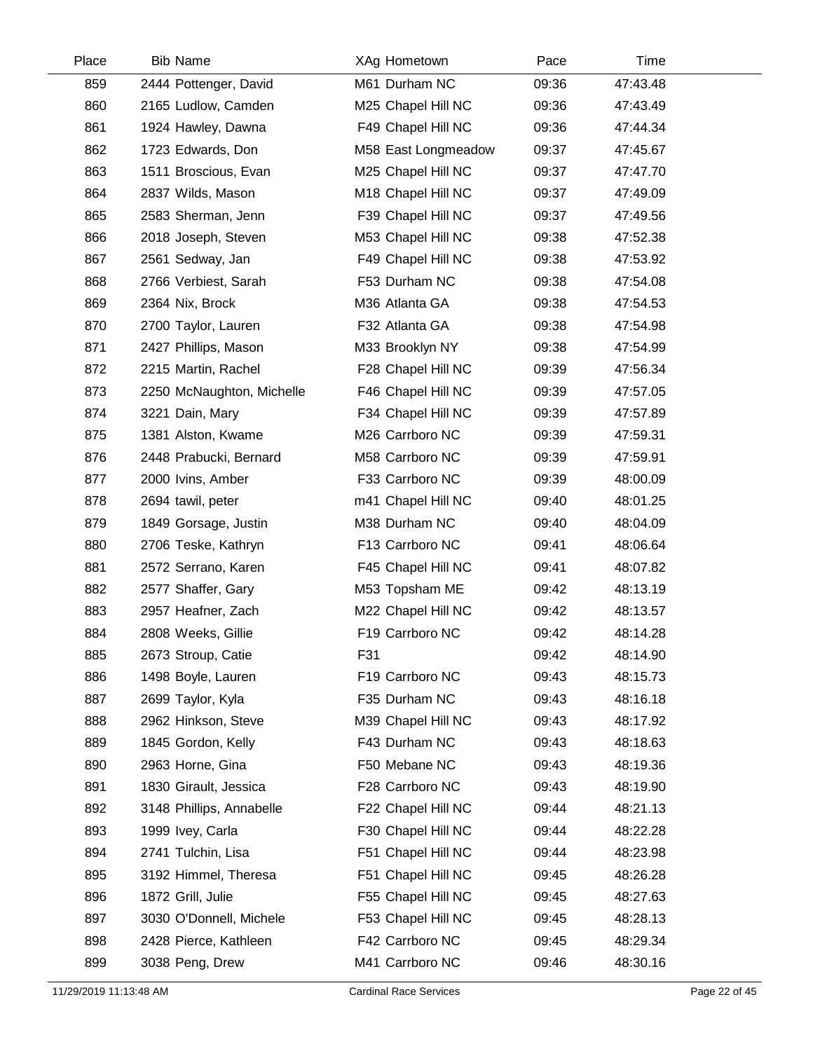| Place | Bib | Name | XAg | Hometown | Pace | Time |
|---|---|---|---|---|---|---|
| 859 | 2444 | Pottenger, David | M61 | Durham NC | 09:36 | 47:43.48 |
| 860 | 2165 | Ludlow, Camden | M25 | Chapel Hill NC | 09:36 | 47:43.49 |
| 861 | 1924 | Hawley, Dawna | F49 | Chapel Hill NC | 09:36 | 47:44.34 |
| 862 | 1723 | Edwards, Don | M58 | East Longmeadow | 09:37 | 47:45.67 |
| 863 | 1511 | Broscious, Evan | M25 | Chapel Hill NC | 09:37 | 47:47.70 |
| 864 | 2837 | Wilds, Mason | M18 | Chapel Hill NC | 09:37 | 47:49.09 |
| 865 | 2583 | Sherman, Jenn | F39 | Chapel Hill NC | 09:37 | 47:49.56 |
| 866 | 2018 | Joseph, Steven | M53 | Chapel Hill NC | 09:38 | 47:52.38 |
| 867 | 2561 | Sedway, Jan | F49 | Chapel Hill NC | 09:38 | 47:53.92 |
| 868 | 2766 | Verbiest, Sarah | F53 | Durham NC | 09:38 | 47:54.08 |
| 869 | 2364 | Nix, Brock | M36 | Atlanta GA | 09:38 | 47:54.53 |
| 870 | 2700 | Taylor, Lauren | F32 | Atlanta GA | 09:38 | 47:54.98 |
| 871 | 2427 | Phillips, Mason | M33 | Brooklyn NY | 09:38 | 47:54.99 |
| 872 | 2215 | Martin, Rachel | F28 | Chapel Hill NC | 09:39 | 47:56.34 |
| 873 | 2250 | McNaughton, Michelle | F46 | Chapel Hill NC | 09:39 | 47:57.05 |
| 874 | 3221 | Dain, Mary | F34 | Chapel Hill NC | 09:39 | 47:57.89 |
| 875 | 1381 | Alston, Kwame | M26 | Carrboro NC | 09:39 | 47:59.31 |
| 876 | 2448 | Prabucki, Bernard | M58 | Carrboro NC | 09:39 | 47:59.91 |
| 877 | 2000 | Ivins, Amber | F33 | Carrboro NC | 09:39 | 48:00.09 |
| 878 | 2694 | tawil, peter | m41 | Chapel Hill NC | 09:40 | 48:01.25 |
| 879 | 1849 | Gorsage, Justin | M38 | Durham NC | 09:40 | 48:04.09 |
| 880 | 2706 | Teske, Kathryn | F13 | Carrboro NC | 09:41 | 48:06.64 |
| 881 | 2572 | Serrano, Karen | F45 | Chapel Hill NC | 09:41 | 48:07.82 |
| 882 | 2577 | Shaffer, Gary | M53 | Topsham ME | 09:42 | 48:13.19 |
| 883 | 2957 | Heafner, Zach | M22 | Chapel Hill NC | 09:42 | 48:13.57 |
| 884 | 2808 | Weeks, Gillie | F19 | Carrboro NC | 09:42 | 48:14.28 |
| 885 | 2673 | Stroup, Catie | F31 | | 09:42 | 48:14.90 |
| 886 | 1498 | Boyle, Lauren | F19 | Carrboro NC | 09:43 | 48:15.73 |
| 887 | 2699 | Taylor, Kyla | F35 | Durham NC | 09:43 | 48:16.18 |
| 888 | 2962 | Hinkson, Steve | M39 | Chapel Hill NC | 09:43 | 48:17.92 |
| 889 | 1845 | Gordon, Kelly | F43 | Durham NC | 09:43 | 48:18.63 |
| 890 | 2963 | Horne, Gina | F50 | Mebane NC | 09:43 | 48:19.36 |
| 891 | 1830 | Girault, Jessica | F28 | Carrboro NC | 09:43 | 48:19.90 |
| 892 | 3148 | Phillips, Annabelle | F22 | Chapel Hill NC | 09:44 | 48:21.13 |
| 893 | 1999 | Ivey, Carla | F30 | Chapel Hill NC | 09:44 | 48:22.28 |
| 894 | 2741 | Tulchin, Lisa | F51 | Chapel Hill NC | 09:44 | 48:23.98 |
| 895 | 3192 | Himmel, Theresa | F51 | Chapel Hill NC | 09:45 | 48:26.28 |
| 896 | 1872 | Grill, Julie | F55 | Chapel Hill NC | 09:45 | 48:27.63 |
| 897 | 3030 | O'Donnell, Michele | F53 | Chapel Hill NC | 09:45 | 48:28.13 |
| 898 | 2428 | Pierce, Kathleen | F42 | Carrboro NC | 09:45 | 48:29.34 |
| 899 | 3038 | Peng, Drew | M41 | Carrboro NC | 09:46 | 48:30.16 |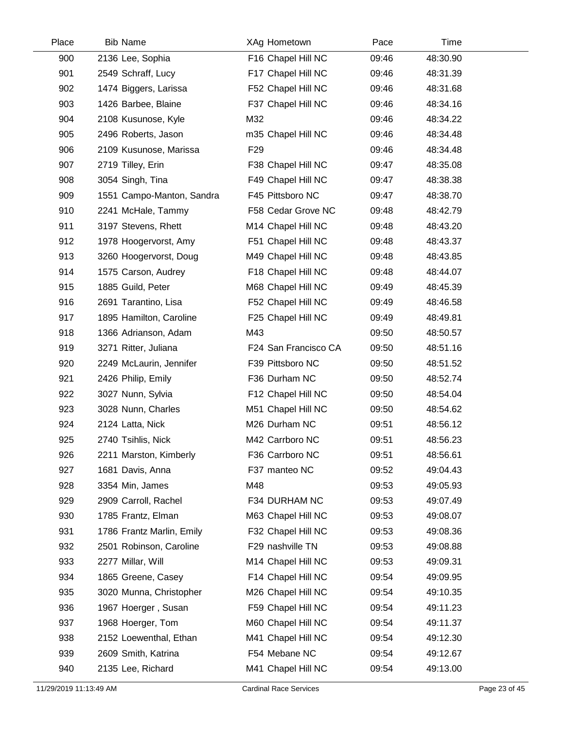| Place | Bib | Name | XAg | Hometown | Pace | Time |
|---|---|---|---|---|---|---|
| 900 | 2136 | Lee, Sophia | F16 | Chapel Hill NC | 09:46 | 48:30.90 |
| 901 | 2549 | Schraff, Lucy | F17 | Chapel Hill NC | 09:46 | 48:31.39 |
| 902 | 1474 | Biggers, Larissa | F52 | Chapel Hill NC | 09:46 | 48:31.68 |
| 903 | 1426 | Barbee, Blaine | F37 | Chapel Hill NC | 09:46 | 48:34.16 |
| 904 | 2108 | Kusunose, Kyle | M32 | | 09:46 | 48:34.22 |
| 905 | 2496 | Roberts, Jason | m35 | Chapel Hill NC | 09:46 | 48:34.48 |
| 906 | 2109 | Kusunose, Marissa | F29 | | 09:46 | 48:34.48 |
| 907 | 2719 | Tilley, Erin | F38 | Chapel Hill NC | 09:47 | 48:35.08 |
| 908 | 3054 | Singh, Tina | F49 | Chapel Hill NC | 09:47 | 48:38.38 |
| 909 | 1551 | Campo-Manton, Sandra | F45 | Pittsboro NC | 09:47 | 48:38.70 |
| 910 | 2241 | McHale, Tammy | F58 | Cedar Grove NC | 09:48 | 48:42.79 |
| 911 | 3197 | Stevens, Rhett | M14 | Chapel Hill NC | 09:48 | 48:43.20 |
| 912 | 1978 | Hoogervorst, Amy | F51 | Chapel Hill NC | 09:48 | 48:43.37 |
| 913 | 3260 | Hoogervorst, Doug | M49 | Chapel Hill NC | 09:48 | 48:43.85 |
| 914 | 1575 | Carson, Audrey | F18 | Chapel Hill NC | 09:48 | 48:44.07 |
| 915 | 1885 | Guild, Peter | M68 | Chapel Hill NC | 09:49 | 48:45.39 |
| 916 | 2691 | Tarantino, Lisa | F52 | Chapel Hill NC | 09:49 | 48:46.58 |
| 917 | 1895 | Hamilton, Caroline | F25 | Chapel Hill NC | 09:49 | 48:49.81 |
| 918 | 1366 | Adrianson, Adam | M43 | | 09:50 | 48:50.57 |
| 919 | 3271 | Ritter, Juliana | F24 | San Francisco CA | 09:50 | 48:51.16 |
| 920 | 2249 | McLaurin, Jennifer | F39 | Pittsboro NC | 09:50 | 48:51.52 |
| 921 | 2426 | Philip, Emily | F36 | Durham NC | 09:50 | 48:52.74 |
| 922 | 3027 | Nunn, Sylvia | F12 | Chapel Hill NC | 09:50 | 48:54.04 |
| 923 | 3028 | Nunn, Charles | M51 | Chapel Hill NC | 09:50 | 48:54.62 |
| 924 | 2124 | Latta, Nick | M26 | Durham NC | 09:51 | 48:56.12 |
| 925 | 2740 | Tsihlis, Nick | M42 | Carrboro NC | 09:51 | 48:56.23 |
| 926 | 2211 | Marston, Kimberly | F36 | Carrboro NC | 09:51 | 48:56.61 |
| 927 | 1681 | Davis, Anna | F37 | manteo NC | 09:52 | 49:04.43 |
| 928 | 3354 | Min, James | M48 | | 09:53 | 49:05.93 |
| 929 | 2909 | Carroll, Rachel | F34 | DURHAM NC | 09:53 | 49:07.49 |
| 930 | 1785 | Frantz, Elman | M63 | Chapel Hill NC | 09:53 | 49:08.07 |
| 931 | 1786 | Frantz Marlin, Emily | F32 | Chapel Hill NC | 09:53 | 49:08.36 |
| 932 | 2501 | Robinson, Caroline | F29 | nashville TN | 09:53 | 49:08.88 |
| 933 | 2277 | Millar, Will | M14 | Chapel Hill NC | 09:53 | 49:09.31 |
| 934 | 1865 | Greene, Casey | F14 | Chapel Hill NC | 09:54 | 49:09.95 |
| 935 | 3020 | Munna, Christopher | M26 | Chapel Hill NC | 09:54 | 49:10.35 |
| 936 | 1967 | Hoerger , Susan | F59 | Chapel Hill NC | 09:54 | 49:11.23 |
| 937 | 1968 | Hoerger, Tom | M60 | Chapel Hill NC | 09:54 | 49:11.37 |
| 938 | 2152 | Loewenthal, Ethan | M41 | Chapel Hill NC | 09:54 | 49:12.30 |
| 939 | 2609 | Smith, Katrina | F54 | Mebane NC | 09:54 | 49:12.67 |
| 940 | 2135 | Lee, Richard | M41 | Chapel Hill NC | 09:54 | 49:13.00 |

11/29/2019 11:13:49 AM Cardinal Race Services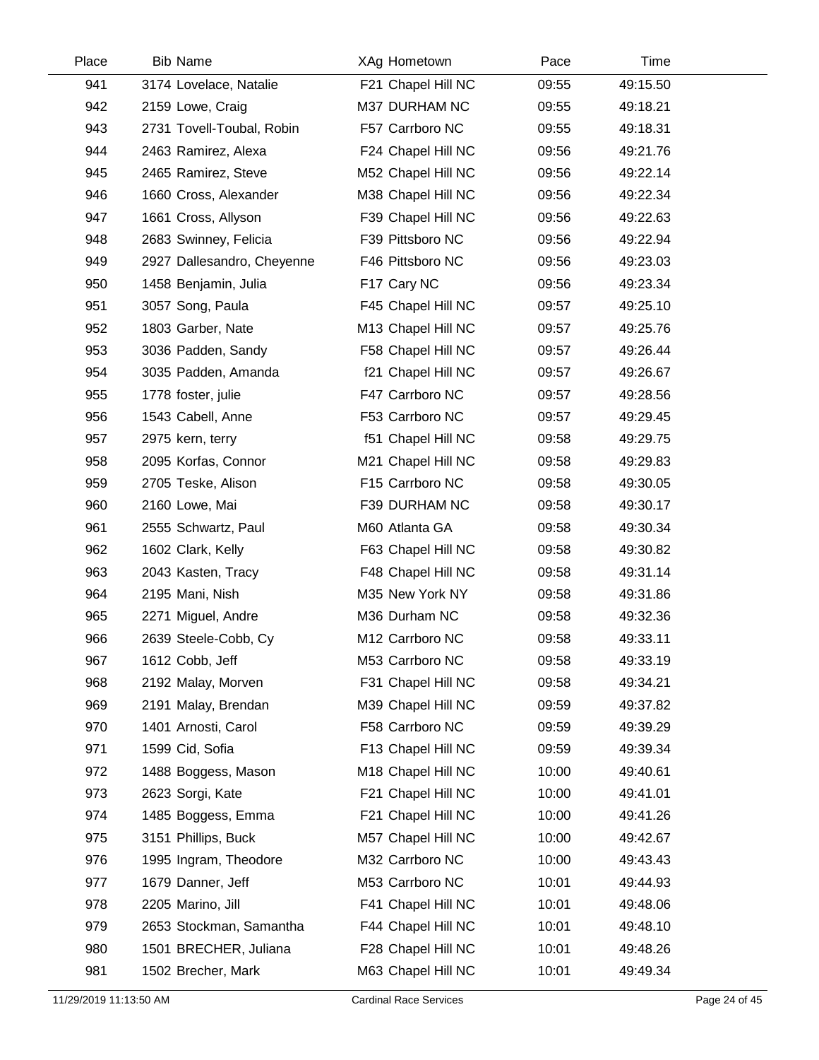| Place | Bib | Name | XAg | Hometown | Pace | Time |
|---|---|---|---|---|---|---|
| 941 | 3174 | Lovelace, Natalie | F21 | Chapel Hill NC | 09:55 | 49:15.50 |
| 942 | 2159 | Lowe, Craig | M37 | DURHAM NC | 09:55 | 49:18.21 |
| 943 | 2731 | Tovell-Toubal, Robin | F57 | Carrboro NC | 09:55 | 49:18.31 |
| 944 | 2463 | Ramirez, Alexa | F24 | Chapel Hill NC | 09:56 | 49:21.76 |
| 945 | 2465 | Ramirez, Steve | M52 | Chapel Hill NC | 09:56 | 49:22.14 |
| 946 | 1660 | Cross, Alexander | M38 | Chapel Hill NC | 09:56 | 49:22.34 |
| 947 | 1661 | Cross, Allyson | F39 | Chapel Hill NC | 09:56 | 49:22.63 |
| 948 | 2683 | Swinney, Felicia | F39 | Pittsboro NC | 09:56 | 49:22.94 |
| 949 | 2927 | Dallesandro, Cheyenne | F46 | Pittsboro NC | 09:56 | 49:23.03 |
| 950 | 1458 | Benjamin, Julia | F17 | Cary NC | 09:56 | 49:23.34 |
| 951 | 3057 | Song, Paula | F45 | Chapel Hill NC | 09:57 | 49:25.10 |
| 952 | 1803 | Garber, Nate | M13 | Chapel Hill NC | 09:57 | 49:25.76 |
| 953 | 3036 | Padden, Sandy | F58 | Chapel Hill NC | 09:57 | 49:26.44 |
| 954 | 3035 | Padden, Amanda | f21 | Chapel Hill NC | 09:57 | 49:26.67 |
| 955 | 1778 | foster, julie | F47 | Carrboro NC | 09:57 | 49:28.56 |
| 956 | 1543 | Cabell, Anne | F53 | Carrboro NC | 09:57 | 49:29.45 |
| 957 | 2975 | kern, terry | f51 | Chapel Hill NC | 09:58 | 49:29.75 |
| 958 | 2095 | Korfas, Connor | M21 | Chapel Hill NC | 09:58 | 49:29.83 |
| 959 | 2705 | Teske, Alison | F15 | Carrboro NC | 09:58 | 49:30.05 |
| 960 | 2160 | Lowe, Mai | F39 | DURHAM NC | 09:58 | 49:30.17 |
| 961 | 2555 | Schwartz, Paul | M60 | Atlanta GA | 09:58 | 49:30.34 |
| 962 | 1602 | Clark, Kelly | F63 | Chapel Hill NC | 09:58 | 49:30.82 |
| 963 | 2043 | Kasten, Tracy | F48 | Chapel Hill NC | 09:58 | 49:31.14 |
| 964 | 2195 | Mani, Nish | M35 | New York NY | 09:58 | 49:31.86 |
| 965 | 2271 | Miguel, Andre | M36 | Durham NC | 09:58 | 49:32.36 |
| 966 | 2639 | Steele-Cobb, Cy | M12 | Carrboro NC | 09:58 | 49:33.11 |
| 967 | 1612 | Cobb, Jeff | M53 | Carrboro NC | 09:58 | 49:33.19 |
| 968 | 2192 | Malay, Morven | F31 | Chapel Hill NC | 09:58 | 49:34.21 |
| 969 | 2191 | Malay, Brendan | M39 | Chapel Hill NC | 09:59 | 49:37.82 |
| 970 | 1401 | Arnosti, Carol | F58 | Carrboro NC | 09:59 | 49:39.29 |
| 971 | 1599 | Cid, Sofia | F13 | Chapel Hill NC | 09:59 | 49:39.34 |
| 972 | 1488 | Boggess, Mason | M18 | Chapel Hill NC | 10:00 | 49:40.61 |
| 973 | 2623 | Sorgi, Kate | F21 | Chapel Hill NC | 10:00 | 49:41.01 |
| 974 | 1485 | Boggess, Emma | F21 | Chapel Hill NC | 10:00 | 49:41.26 |
| 975 | 3151 | Phillips, Buck | M57 | Chapel Hill NC | 10:00 | 49:42.67 |
| 976 | 1995 | Ingram, Theodore | M32 | Carrboro NC | 10:00 | 49:43.43 |
| 977 | 1679 | Danner, Jeff | M53 | Carrboro NC | 10:01 | 49:44.93 |
| 978 | 2205 | Marino, Jill | F41 | Chapel Hill NC | 10:01 | 49:48.06 |
| 979 | 2653 | Stockman, Samantha | F44 | Chapel Hill NC | 10:01 | 49:48.10 |
| 980 | 1501 | BRECHER, Juliana | F28 | Chapel Hill NC | 10:01 | 49:48.26 |
| 981 | 1502 | Brecher, Mark | M63 | Chapel Hill NC | 10:01 | 49:49.34 |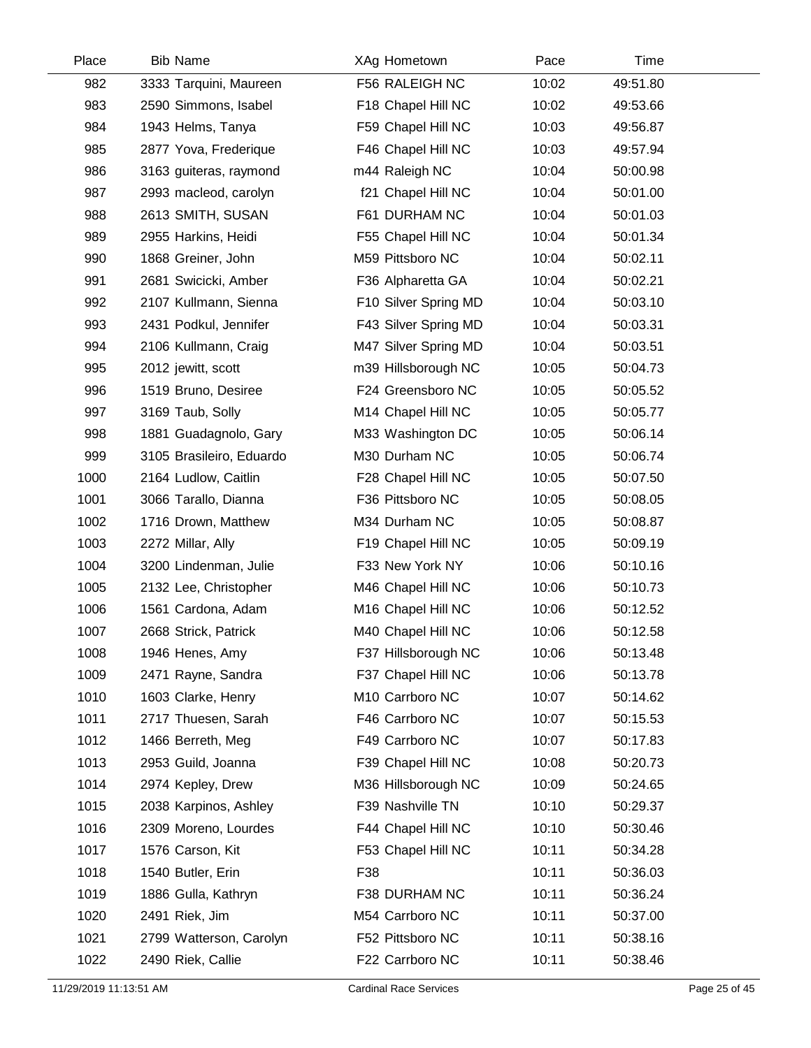| Place | Bib | Name | XAg | Hometown | Pace | Time |
| --- | --- | --- | --- | --- | --- | --- |
| 982 | 3333 | Tarquini, Maureen | F56 | RALEIGH NC | 10:02 | 49:51.80 |
| 983 | 2590 | Simmons, Isabel | F18 | Chapel Hill NC | 10:02 | 49:53.66 |
| 984 | 1943 | Helms, Tanya | F59 | Chapel Hill NC | 10:03 | 49:56.87 |
| 985 | 2877 | Yova, Frederique | F46 | Chapel Hill NC | 10:03 | 49:57.94 |
| 986 | 3163 | guiteras, raymond | m44 | Raleigh NC | 10:04 | 50:00.98 |
| 987 | 2993 | macleod, carolyn | f21 | Chapel Hill NC | 10:04 | 50:01.00 |
| 988 | 2613 | SMITH, SUSAN | F61 | DURHAM NC | 10:04 | 50:01.03 |
| 989 | 2955 | Harkins, Heidi | F55 | Chapel Hill NC | 10:04 | 50:01.34 |
| 990 | 1868 | Greiner, John | M59 | Pittsboro NC | 10:04 | 50:02.11 |
| 991 | 2681 | Swicicki, Amber | F36 | Alpharetta GA | 10:04 | 50:02.21 |
| 992 | 2107 | Kullmann, Sienna | F10 | Silver Spring MD | 10:04 | 50:03.10 |
| 993 | 2431 | Podkul, Jennifer | F43 | Silver Spring MD | 10:04 | 50:03.31 |
| 994 | 2106 | Kullmann, Craig | M47 | Silver Spring MD | 10:04 | 50:03.51 |
| 995 | 2012 | jewitt, scott | m39 | Hillsborough NC | 10:05 | 50:04.73 |
| 996 | 1519 | Bruno, Desiree | F24 | Greensboro NC | 10:05 | 50:05.52 |
| 997 | 3169 | Taub, Solly | M14 | Chapel Hill NC | 10:05 | 50:05.77 |
| 998 | 1881 | Guadagnolo, Gary | M33 | Washington DC | 10:05 | 50:06.14 |
| 999 | 3105 | Brasileiro, Eduardo | M30 | Durham NC | 10:05 | 50:06.74 |
| 1000 | 2164 | Ludlow, Caitlin | F28 | Chapel Hill NC | 10:05 | 50:07.50 |
| 1001 | 3066 | Tarallo, Dianna | F36 | Pittsboro NC | 10:05 | 50:08.05 |
| 1002 | 1716 | Drown, Matthew | M34 | Durham NC | 10:05 | 50:08.87 |
| 1003 | 2272 | Millar, Ally | F19 | Chapel Hill NC | 10:05 | 50:09.19 |
| 1004 | 3200 | Lindenman, Julie | F33 | New York NY | 10:06 | 50:10.16 |
| 1005 | 2132 | Lee, Christopher | M46 | Chapel Hill NC | 10:06 | 50:10.73 |
| 1006 | 1561 | Cardona, Adam | M16 | Chapel Hill NC | 10:06 | 50:12.52 |
| 1007 | 2668 | Strick, Patrick | M40 | Chapel Hill NC | 10:06 | 50:12.58 |
| 1008 | 1946 | Henes, Amy | F37 | Hillsborough NC | 10:06 | 50:13.48 |
| 1009 | 2471 | Rayne, Sandra | F37 | Chapel Hill NC | 10:06 | 50:13.78 |
| 1010 | 1603 | Clarke, Henry | M10 | Carrboro NC | 10:07 | 50:14.62 |
| 1011 | 2717 | Thuesen, Sarah | F46 | Carrboro NC | 10:07 | 50:15.53 |
| 1012 | 1466 | Berreth, Meg | F49 | Carrboro NC | 10:07 | 50:17.83 |
| 1013 | 2953 | Guild, Joanna | F39 | Chapel Hill NC | 10:08 | 50:20.73 |
| 1014 | 2974 | Kepley, Drew | M36 | Hillsborough NC | 10:09 | 50:24.65 |
| 1015 | 2038 | Karpinos, Ashley | F39 | Nashville TN | 10:10 | 50:29.37 |
| 1016 | 2309 | Moreno, Lourdes | F44 | Chapel Hill NC | 10:10 | 50:30.46 |
| 1017 | 1576 | Carson, Kit | F53 | Chapel Hill NC | 10:11 | 50:34.28 |
| 1018 | 1540 | Butler, Erin | F38 | | 10:11 | 50:36.03 |
| 1019 | 1886 | Gulla, Kathryn | F38 | DURHAM NC | 10:11 | 50:36.24 |
| 1020 | 2491 | Riek, Jim | M54 | Carrboro NC | 10:11 | 50:37.00 |
| 1021 | 2799 | Watterson, Carolyn | F52 | Pittsboro NC | 10:11 | 50:38.16 |
| 1022 | 2490 | Riek, Callie | F22 | Carrboro NC | 10:11 | 50:38.46 |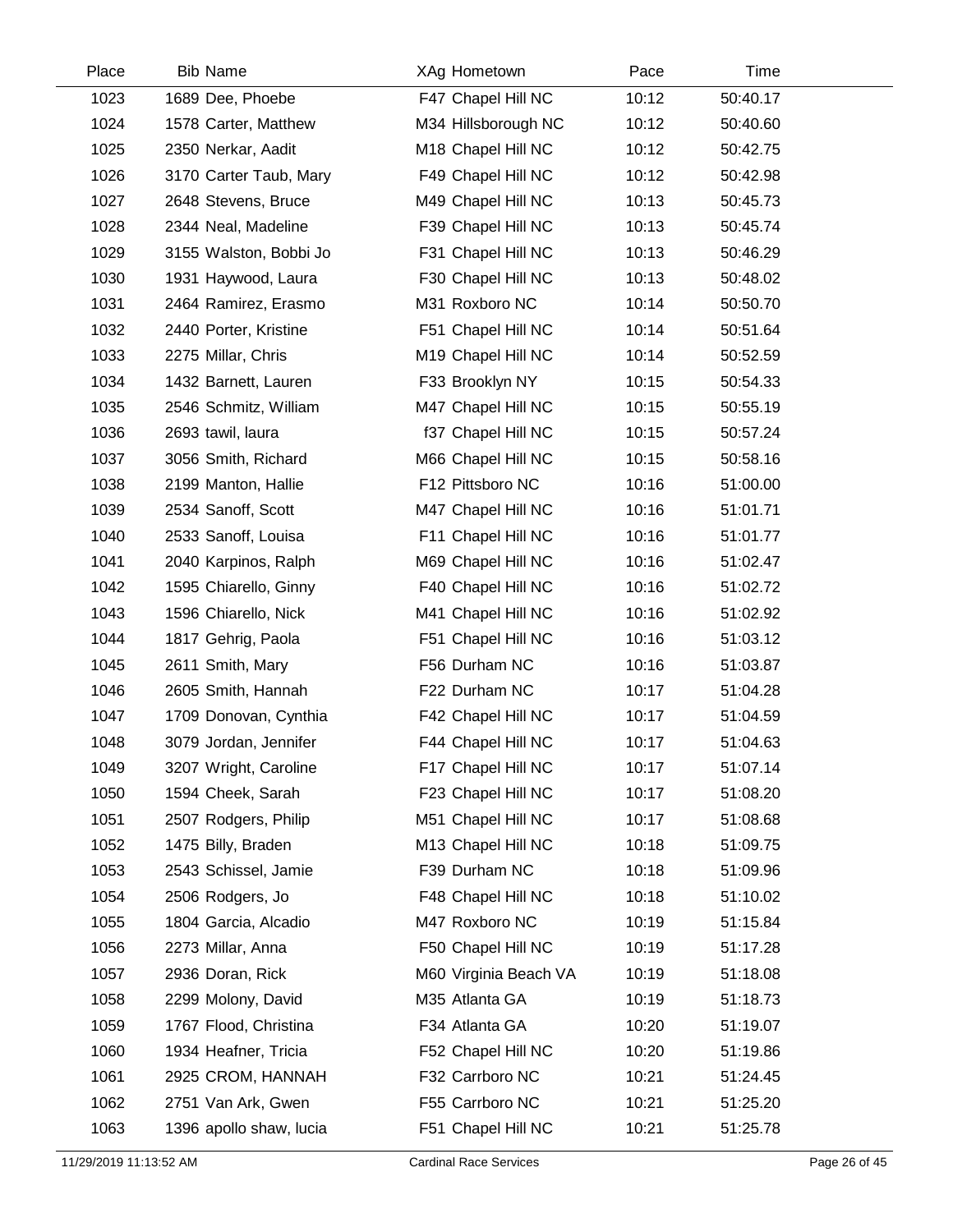| Place | Bib | Name | XAg | Hometown | Pace | Time |
|---|---|---|---|---|---|---|
| 1023 | 1689 | Dee, Phoebe | F47 | Chapel Hill NC | 10:12 | 50:40.17 |
| 1024 | 1578 | Carter, Matthew | M34 | Hillsborough NC | 10:12 | 50:40.60 |
| 1025 | 2350 | Nerkar, Aadit | M18 | Chapel Hill NC | 10:12 | 50:42.75 |
| 1026 | 3170 | Carter Taub, Mary | F49 | Chapel Hill NC | 10:12 | 50:42.98 |
| 1027 | 2648 | Stevens, Bruce | M49 | Chapel Hill NC | 10:13 | 50:45.73 |
| 1028 | 2344 | Neal, Madeline | F39 | Chapel Hill NC | 10:13 | 50:45.74 |
| 1029 | 3155 | Walston, Bobbi Jo | F31 | Chapel Hill NC | 10:13 | 50:46.29 |
| 1030 | 1931 | Haywood, Laura | F30 | Chapel Hill NC | 10:13 | 50:48.02 |
| 1031 | 2464 | Ramirez, Erasmo | M31 | Roxboro NC | 10:14 | 50:50.70 |
| 1032 | 2440 | Porter, Kristine | F51 | Chapel Hill NC | 10:14 | 50:51.64 |
| 1033 | 2275 | Millar, Chris | M19 | Chapel Hill NC | 10:14 | 50:52.59 |
| 1034 | 1432 | Barnett, Lauren | F33 | Brooklyn NY | 10:15 | 50:54.33 |
| 1035 | 2546 | Schmitz, William | M47 | Chapel Hill NC | 10:15 | 50:55.19 |
| 1036 | 2693 | tawil, laura | f37 | Chapel Hill NC | 10:15 | 50:57.24 |
| 1037 | 3056 | Smith, Richard | M66 | Chapel Hill NC | 10:15 | 50:58.16 |
| 1038 | 2199 | Manton, Hallie | F12 | Pittsboro NC | 10:16 | 51:00.00 |
| 1039 | 2534 | Sanoff, Scott | M47 | Chapel Hill NC | 10:16 | 51:01.71 |
| 1040 | 2533 | Sanoff, Louisa | F11 | Chapel Hill NC | 10:16 | 51:01.77 |
| 1041 | 2040 | Karpinos, Ralph | M69 | Chapel Hill NC | 10:16 | 51:02.47 |
| 1042 | 1595 | Chiarello, Ginny | F40 | Chapel Hill NC | 10:16 | 51:02.72 |
| 1043 | 1596 | Chiarello, Nick | M41 | Chapel Hill NC | 10:16 | 51:02.92 |
| 1044 | 1817 | Gehrig, Paola | F51 | Chapel Hill NC | 10:16 | 51:03.12 |
| 1045 | 2611 | Smith, Mary | F56 | Durham NC | 10:16 | 51:03.87 |
| 1046 | 2605 | Smith, Hannah | F22 | Durham NC | 10:17 | 51:04.28 |
| 1047 | 1709 | Donovan, Cynthia | F42 | Chapel Hill NC | 10:17 | 51:04.59 |
| 1048 | 3079 | Jordan, Jennifer | F44 | Chapel Hill NC | 10:17 | 51:04.63 |
| 1049 | 3207 | Wright, Caroline | F17 | Chapel Hill NC | 10:17 | 51:07.14 |
| 1050 | 1594 | Cheek, Sarah | F23 | Chapel Hill NC | 10:17 | 51:08.20 |
| 1051 | 2507 | Rodgers, Philip | M51 | Chapel Hill NC | 10:17 | 51:08.68 |
| 1052 | 1475 | Billy, Braden | M13 | Chapel Hill NC | 10:18 | 51:09.75 |
| 1053 | 2543 | Schissel, Jamie | F39 | Durham NC | 10:18 | 51:09.96 |
| 1054 | 2506 | Rodgers, Jo | F48 | Chapel Hill NC | 10:18 | 51:10.02 |
| 1055 | 1804 | Garcia, Alcadio | M47 | Roxboro NC | 10:19 | 51:15.84 |
| 1056 | 2273 | Millar, Anna | F50 | Chapel Hill NC | 10:19 | 51:17.28 |
| 1057 | 2936 | Doran, Rick | M60 | Virginia Beach VA | 10:19 | 51:18.08 |
| 1058 | 2299 | Molony, David | M35 | Atlanta GA | 10:19 | 51:18.73 |
| 1059 | 1767 | Flood, Christina | F34 | Atlanta GA | 10:20 | 51:19.07 |
| 1060 | 1934 | Heafner, Tricia | F52 | Chapel Hill NC | 10:20 | 51:19.86 |
| 1061 | 2925 | CROM, HANNAH | F32 | Carrboro NC | 10:21 | 51:24.45 |
| 1062 | 2751 | Van Ark, Gwen | F55 | Carrboro NC | 10:21 | 51:25.20 |
| 1063 | 1396 | apollo shaw, lucia | F51 | Chapel Hill NC | 10:21 | 51:25.78 |

11/29/2019 11:13:52 AM Cardinal Race Services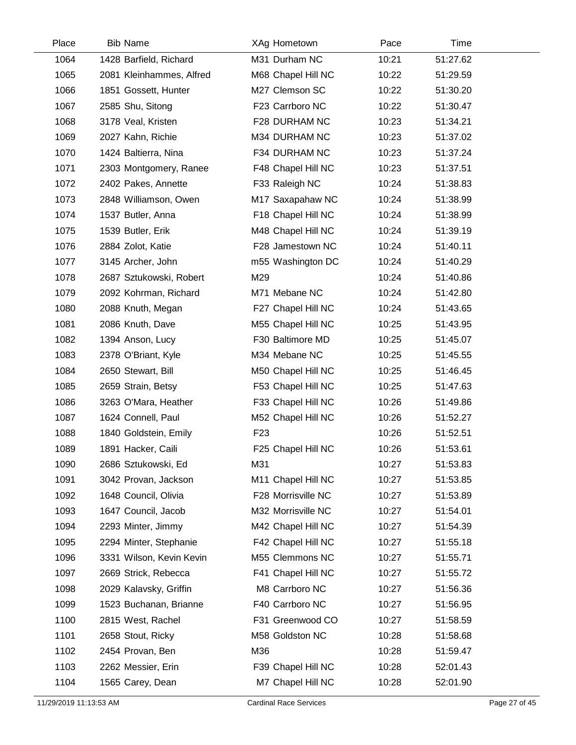| Place | Bib | Name | XAg | Hometown | Pace | Time |
|---|---|---|---|---|---|---|
| 1064 | 1428 | Barfield, Richard | M31 | Durham NC | 10:21 | 51:27.62 |
| 1065 | 2081 | Kleinhammes, Alfred | M68 | Chapel Hill NC | 10:22 | 51:29.59 |
| 1066 | 1851 | Gossett, Hunter | M27 | Clemson SC | 10:22 | 51:30.20 |
| 1067 | 2585 | Shu, Sitong | F23 | Carrboro NC | 10:22 | 51:30.47 |
| 1068 | 3178 | Veal, Kristen | F28 | DURHAM NC | 10:23 | 51:34.21 |
| 1069 | 2027 | Kahn, Richie | M34 | DURHAM NC | 10:23 | 51:37.02 |
| 1070 | 1424 | Baltierra, Nina | F34 | DURHAM NC | 10:23 | 51:37.24 |
| 1071 | 2303 | Montgomery, Ranee | F48 | Chapel Hill NC | 10:23 | 51:37.51 |
| 1072 | 2402 | Pakes, Annette | F33 | Raleigh NC | 10:24 | 51:38.83 |
| 1073 | 2848 | Williamson, Owen | M17 | Saxapahaw NC | 10:24 | 51:38.99 |
| 1074 | 1537 | Butler, Anna | F18 | Chapel Hill NC | 10:24 | 51:38.99 |
| 1075 | 1539 | Butler, Erik | M48 | Chapel Hill NC | 10:24 | 51:39.19 |
| 1076 | 2884 | Zolot, Katie | F28 | Jamestown NC | 10:24 | 51:40.11 |
| 1077 | 3145 | Archer, John | m55 | Washington DC | 10:24 | 51:40.29 |
| 1078 | 2687 | Sztukowski, Robert | M29 | | 10:24 | 51:40.86 |
| 1079 | 2092 | Kohrman, Richard | M71 | Mebane NC | 10:24 | 51:42.80 |
| 1080 | 2088 | Knuth, Megan | F27 | Chapel Hill NC | 10:24 | 51:43.65 |
| 1081 | 2086 | Knuth, Dave | M55 | Chapel Hill NC | 10:25 | 51:43.95 |
| 1082 | 1394 | Anson, Lucy | F30 | Baltimore MD | 10:25 | 51:45.07 |
| 1083 | 2378 | O'Briant, Kyle | M34 | Mebane NC | 10:25 | 51:45.55 |
| 1084 | 2650 | Stewart, Bill | M50 | Chapel Hill NC | 10:25 | 51:46.45 |
| 1085 | 2659 | Strain, Betsy | F53 | Chapel Hill NC | 10:25 | 51:47.63 |
| 1086 | 3263 | O'Mara, Heather | F33 | Chapel Hill NC | 10:26 | 51:49.86 |
| 1087 | 1624 | Connell, Paul | M52 | Chapel Hill NC | 10:26 | 51:52.27 |
| 1088 | 1840 | Goldstein, Emily | F23 | | 10:26 | 51:52.51 |
| 1089 | 1891 | Hacker, Caili | F25 | Chapel Hill NC | 10:26 | 51:53.61 |
| 1090 | 2686 | Sztukowski, Ed | M31 | | 10:27 | 51:53.83 |
| 1091 | 3042 | Provan, Jackson | M11 | Chapel Hill NC | 10:27 | 51:53.85 |
| 1092 | 1648 | Council, Olivia | F28 | Morrisville NC | 10:27 | 51:53.89 |
| 1093 | 1647 | Council, Jacob | M32 | Morrisville NC | 10:27 | 51:54.01 |
| 1094 | 2293 | Minter, Jimmy | M42 | Chapel Hill NC | 10:27 | 51:54.39 |
| 1095 | 2294 | Minter, Stephanie | F42 | Chapel Hill NC | 10:27 | 51:55.18 |
| 1096 | 3331 | Wilson, Kevin Kevin | M55 | Clemmons NC | 10:27 | 51:55.71 |
| 1097 | 2669 | Strick, Rebecca | F41 | Chapel Hill NC | 10:27 | 51:55.72 |
| 1098 | 2029 | Kalavsky, Griffin | M8 | Carrboro NC | 10:27 | 51:56.36 |
| 1099 | 1523 | Buchanan, Brianne | F40 | Carrboro NC | 10:27 | 51:56.95 |
| 1100 | 2815 | West, Rachel | F31 | Greenwood CO | 10:27 | 51:58.59 |
| 1101 | 2658 | Stout, Ricky | M58 | Goldston NC | 10:28 | 51:58.68 |
| 1102 | 2454 | Provan, Ben | M36 | | 10:28 | 51:59.47 |
| 1103 | 2262 | Messier, Erin | F39 | Chapel Hill NC | 10:28 | 52:01.43 |
| 1104 | 1565 | Carey, Dean | M7 | Chapel Hill NC | 10:28 | 52:01.90 |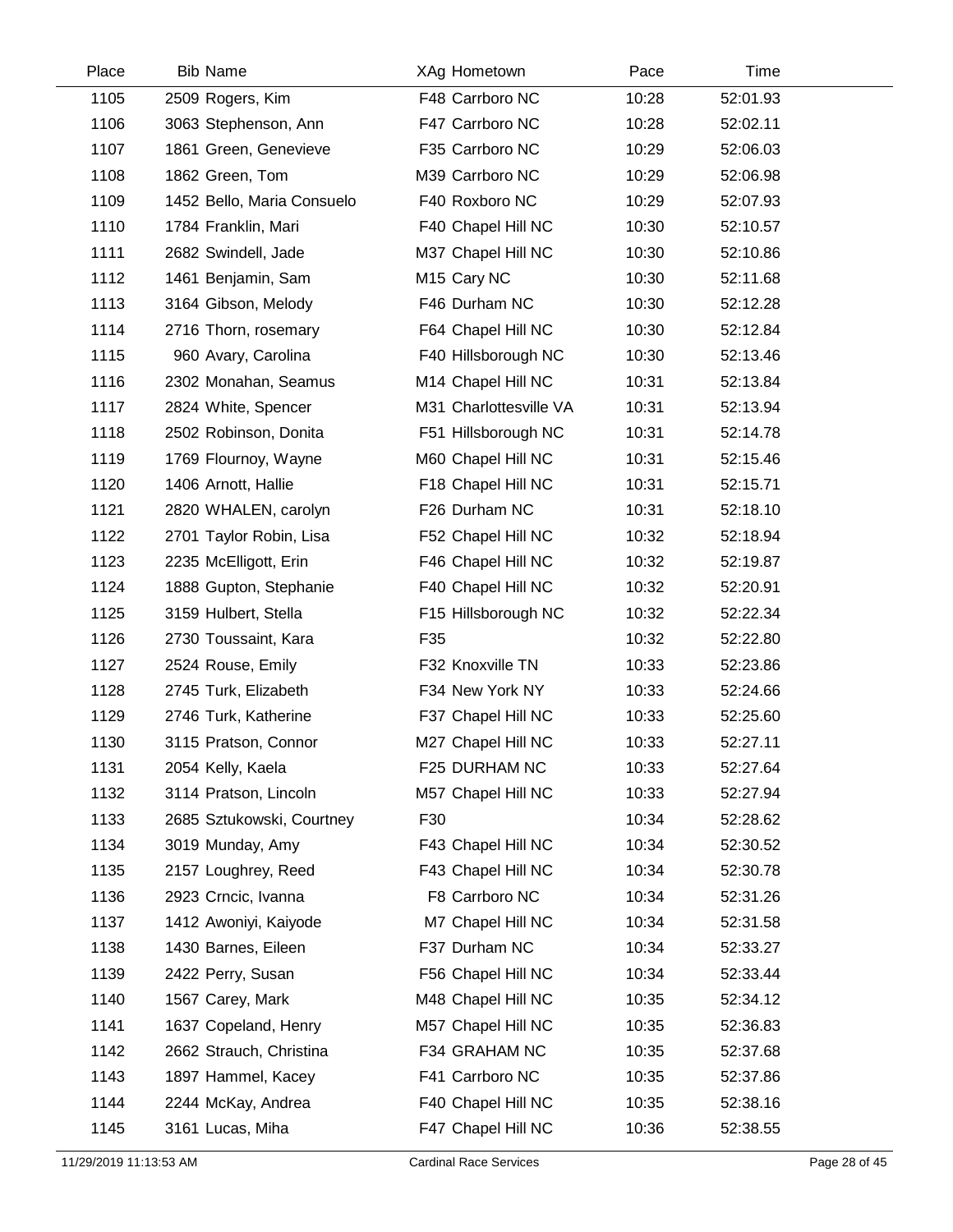| Place | Bib | Name | XAg | Hometown | Pace | Time |
|---|---|---|---|---|---|---|
| 1105 | 2509 | Rogers, Kim | F48 | Carrboro NC | 10:28 | 52:01.93 |
| 1106 | 3063 | Stephenson, Ann | F47 | Carrboro NC | 10:28 | 52:02.11 |
| 1107 | 1861 | Green, Genevieve | F35 | Carrboro NC | 10:29 | 52:06.03 |
| 1108 | 1862 | Green, Tom | M39 | Carrboro NC | 10:29 | 52:06.98 |
| 1109 | 1452 | Bello, Maria Consuelo | F40 | Roxboro NC | 10:29 | 52:07.93 |
| 1110 | 1784 | Franklin, Mari | F40 | Chapel Hill NC | 10:30 | 52:10.57 |
| 1111 | 2682 | Swindell, Jade | M37 | Chapel Hill NC | 10:30 | 52:10.86 |
| 1112 | 1461 | Benjamin, Sam | M15 | Cary NC | 10:30 | 52:11.68 |
| 1113 | 3164 | Gibson, Melody | F46 | Durham NC | 10:30 | 52:12.28 |
| 1114 | 2716 | Thorn, rosemary | F64 | Chapel Hill NC | 10:30 | 52:12.84 |
| 1115 | 960 | Avary, Carolina | F40 | Hillsborough NC | 10:30 | 52:13.46 |
| 1116 | 2302 | Monahan, Seamus | M14 | Chapel Hill NC | 10:31 | 52:13.84 |
| 1117 | 2824 | White, Spencer | M31 | Charlottesville VA | 10:31 | 52:13.94 |
| 1118 | 2502 | Robinson, Donita | F51 | Hillsborough NC | 10:31 | 52:14.78 |
| 1119 | 1769 | Flournoy, Wayne | M60 | Chapel Hill NC | 10:31 | 52:15.46 |
| 1120 | 1406 | Arnott, Hallie | F18 | Chapel Hill NC | 10:31 | 52:15.71 |
| 1121 | 2820 | WHALEN, carolyn | F26 | Durham NC | 10:31 | 52:18.10 |
| 1122 | 2701 | Taylor Robin, Lisa | F52 | Chapel Hill NC | 10:32 | 52:18.94 |
| 1123 | 2235 | McElligott, Erin | F46 | Chapel Hill NC | 10:32 | 52:19.87 |
| 1124 | 1888 | Gupton, Stephanie | F40 | Chapel Hill NC | 10:32 | 52:20.91 |
| 1125 | 3159 | Hulbert, Stella | F15 | Hillsborough NC | 10:32 | 52:22.34 |
| 1126 | 2730 | Toussaint, Kara | F35 | | 10:32 | 52:22.80 |
| 1127 | 2524 | Rouse, Emily | F32 | Knoxville TN | 10:33 | 52:23.86 |
| 1128 | 2745 | Turk, Elizabeth | F34 | New York NY | 10:33 | 52:24.66 |
| 1129 | 2746 | Turk, Katherine | F37 | Chapel Hill NC | 10:33 | 52:25.60 |
| 1130 | 3115 | Pratson, Connor | M27 | Chapel Hill NC | 10:33 | 52:27.11 |
| 1131 | 2054 | Kelly, Kaela | F25 | DURHAM NC | 10:33 | 52:27.64 |
| 1132 | 3114 | Pratson, Lincoln | M57 | Chapel Hill NC | 10:33 | 52:27.94 |
| 1133 | 2685 | Sztukowski, Courtney | F30 | | 10:34 | 52:28.62 |
| 1134 | 3019 | Munday, Amy | F43 | Chapel Hill NC | 10:34 | 52:30.52 |
| 1135 | 2157 | Loughrey, Reed | F43 | Chapel Hill NC | 10:34 | 52:30.78 |
| 1136 | 2923 | Crncic, Ivanna | F8 | Carrboro NC | 10:34 | 52:31.26 |
| 1137 | 1412 | Awoniyi, Kaiyode | M7 | Chapel Hill NC | 10:34 | 52:31.58 |
| 1138 | 1430 | Barnes, Eileen | F37 | Durham NC | 10:34 | 52:33.27 |
| 1139 | 2422 | Perry, Susan | F56 | Chapel Hill NC | 10:34 | 52:33.44 |
| 1140 | 1567 | Carey, Mark | M48 | Chapel Hill NC | 10:35 | 52:34.12 |
| 1141 | 1637 | Copeland, Henry | M57 | Chapel Hill NC | 10:35 | 52:36.83 |
| 1142 | 2662 | Strauch, Christina | F34 | GRAHAM NC | 10:35 | 52:37.68 |
| 1143 | 1897 | Hammel, Kacey | F41 | Carrboro NC | 10:35 | 52:37.86 |
| 1144 | 2244 | McKay, Andrea | F40 | Chapel Hill NC | 10:35 | 52:38.16 |
| 1145 | 3161 | Lucas, Miha | F47 | Chapel Hill NC | 10:36 | 52:38.55 |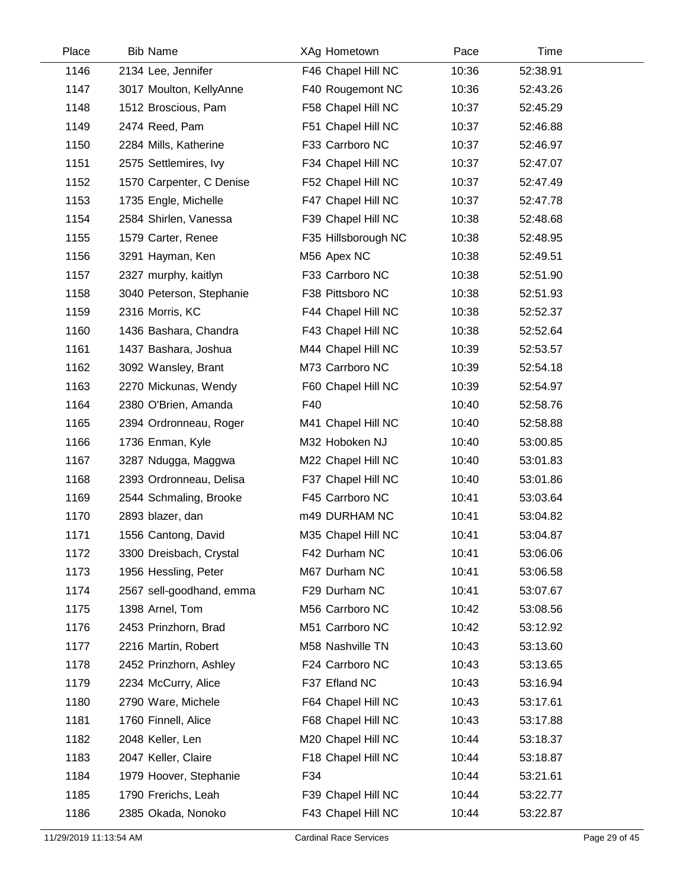| Place | Bib | Name | XAg | Hometown | Pace | Time |
|---|---|---|---|---|---|---|
| 1146 | 2134 | Lee, Jennifer | F46 | Chapel Hill NC | 10:36 | 52:38.91 |
| 1147 | 3017 | Moulton, KellyAnne | F40 | Rougemont NC | 10:36 | 52:43.26 |
| 1148 | 1512 | Broscious, Pam | F58 | Chapel Hill NC | 10:37 | 52:45.29 |
| 1149 | 2474 | Reed, Pam | F51 | Chapel Hill NC | 10:37 | 52:46.88 |
| 1150 | 2284 | Mills, Katherine | F33 | Carrboro NC | 10:37 | 52:46.97 |
| 1151 | 2575 | Settlemires, Ivy | F34 | Chapel Hill NC | 10:37 | 52:47.07 |
| 1152 | 1570 | Carpenter, C Denise | F52 | Chapel Hill NC | 10:37 | 52:47.49 |
| 1153 | 1735 | Engle, Michelle | F47 | Chapel Hill NC | 10:37 | 52:47.78 |
| 1154 | 2584 | Shirlen, Vanessa | F39 | Chapel Hill NC | 10:38 | 52:48.68 |
| 1155 | 1579 | Carter, Renee | F35 | Hillsborough NC | 10:38 | 52:48.95 |
| 1156 | 3291 | Hayman, Ken | M56 | Apex NC | 10:38 | 52:49.51 |
| 1157 | 2327 | murphy, kaitlyn | F33 | Carrboro NC | 10:38 | 52:51.90 |
| 1158 | 3040 | Peterson, Stephanie | F38 | Pittsboro NC | 10:38 | 52:51.93 |
| 1159 | 2316 | Morris, KC | F44 | Chapel Hill NC | 10:38 | 52:52.37 |
| 1160 | 1436 | Bashara, Chandra | F43 | Chapel Hill NC | 10:38 | 52:52.64 |
| 1161 | 1437 | Bashara, Joshua | M44 | Chapel Hill NC | 10:39 | 52:53.57 |
| 1162 | 3092 | Wansley, Brant | M73 | Carrboro NC | 10:39 | 52:54.18 |
| 1163 | 2270 | Mickunas, Wendy | F60 | Chapel Hill NC | 10:39 | 52:54.97 |
| 1164 | 2380 | O'Brien, Amanda | F40 | | 10:40 | 52:58.76 |
| 1165 | 2394 | Ordronneau, Roger | M41 | Chapel Hill NC | 10:40 | 52:58.88 |
| 1166 | 1736 | Enman, Kyle | M32 | Hoboken NJ | 10:40 | 53:00.85 |
| 1167 | 3287 | Ndugga, Maggwa | M22 | Chapel Hill NC | 10:40 | 53:01.83 |
| 1168 | 2393 | Ordronneau, Delisa | F37 | Chapel Hill NC | 10:40 | 53:01.86 |
| 1169 | 2544 | Schmaling, Brooke | F45 | Carrboro NC | 10:41 | 53:03.64 |
| 1170 | 2893 | blazer, dan | m49 | DURHAM NC | 10:41 | 53:04.82 |
| 1171 | 1556 | Cantong, David | M35 | Chapel Hill NC | 10:41 | 53:04.87 |
| 1172 | 3300 | Dreisbach, Crystal | F42 | Durham NC | 10:41 | 53:06.06 |
| 1173 | 1956 | Hessling, Peter | M67 | Durham NC | 10:41 | 53:06.58 |
| 1174 | 2567 | sell-goodhand, emma | F29 | Durham NC | 10:41 | 53:07.67 |
| 1175 | 1398 | Arnel, Tom | M56 | Carrboro NC | 10:42 | 53:08.56 |
| 1176 | 2453 | Prinzhorn, Brad | M51 | Carrboro NC | 10:42 | 53:12.92 |
| 1177 | 2216 | Martin, Robert | M58 | Nashville TN | 10:43 | 53:13.60 |
| 1178 | 2452 | Prinzhorn, Ashley | F24 | Carrboro NC | 10:43 | 53:13.65 |
| 1179 | 2234 | McCurry, Alice | F37 | Efland NC | 10:43 | 53:16.94 |
| 1180 | 2790 | Ware, Michele | F64 | Chapel Hill NC | 10:43 | 53:17.61 |
| 1181 | 1760 | Finnell, Alice | F68 | Chapel Hill NC | 10:43 | 53:17.88 |
| 1182 | 2048 | Keller, Len | M20 | Chapel Hill NC | 10:44 | 53:18.37 |
| 1183 | 2047 | Keller, Claire | F18 | Chapel Hill NC | 10:44 | 53:18.87 |
| 1184 | 1979 | Hoover, Stephanie | F34 | | 10:44 | 53:21.61 |
| 1185 | 1790 | Frerichs, Leah | F39 | Chapel Hill NC | 10:44 | 53:22.77 |
| 1186 | 2385 | Okada, Nonoko | F43 | Chapel Hill NC | 10:44 | 53:22.87 |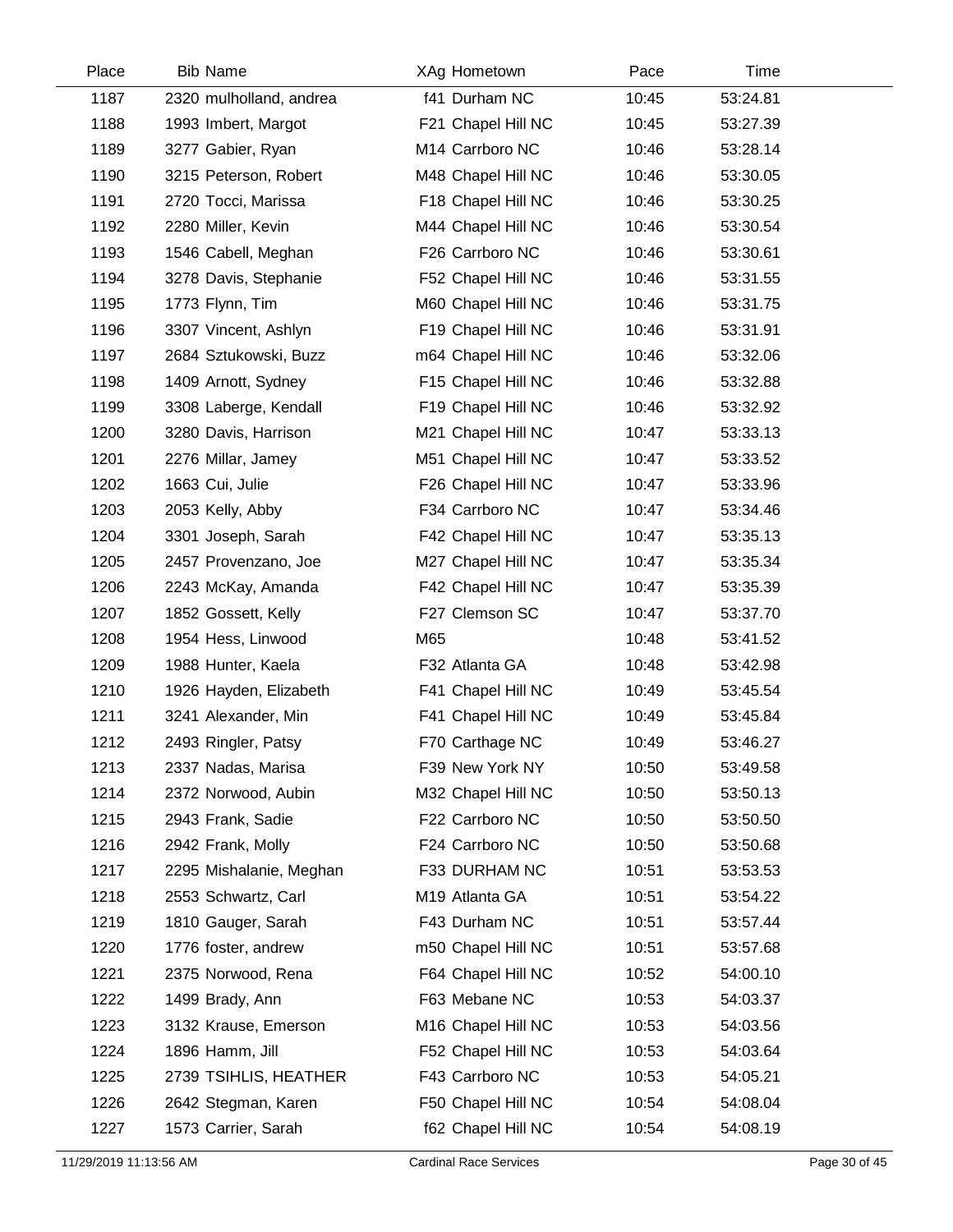| Place | Bib Name | XAg Hometown | Pace | Time |
|---|---|---|---|---|
| 1187 | 2320 mulholland, andrea | f41 Durham NC | 10:45 | 53:24.81 |
| 1188 | 1993 Imbert, Margot | F21 Chapel Hill NC | 10:45 | 53:27.39 |
| 1189 | 3277 Gabier, Ryan | M14 Carrboro NC | 10:46 | 53:28.14 |
| 1190 | 3215 Peterson, Robert | M48 Chapel Hill NC | 10:46 | 53:30.05 |
| 1191 | 2720 Tocci, Marissa | F18 Chapel Hill NC | 10:46 | 53:30.25 |
| 1192 | 2280 Miller, Kevin | M44 Chapel Hill NC | 10:46 | 53:30.54 |
| 1193 | 1546 Cabell, Meghan | F26 Carrboro NC | 10:46 | 53:30.61 |
| 1194 | 3278 Davis, Stephanie | F52 Chapel Hill NC | 10:46 | 53:31.55 |
| 1195 | 1773 Flynn, Tim | M60 Chapel Hill NC | 10:46 | 53:31.75 |
| 1196 | 3307 Vincent, Ashlyn | F19 Chapel Hill NC | 10:46 | 53:31.91 |
| 1197 | 2684 Sztukowski, Buzz | m64 Chapel Hill NC | 10:46 | 53:32.06 |
| 1198 | 1409 Arnott, Sydney | F15 Chapel Hill NC | 10:46 | 53:32.88 |
| 1199 | 3308 Laberge, Kendall | F19 Chapel Hill NC | 10:46 | 53:32.92 |
| 1200 | 3280 Davis, Harrison | M21 Chapel Hill NC | 10:47 | 53:33.13 |
| 1201 | 2276 Millar, Jamey | M51 Chapel Hill NC | 10:47 | 53:33.52 |
| 1202 | 1663 Cui, Julie | F26 Chapel Hill NC | 10:47 | 53:33.96 |
| 1203 | 2053 Kelly, Abby | F34 Carrboro NC | 10:47 | 53:34.46 |
| 1204 | 3301 Joseph, Sarah | F42 Chapel Hill NC | 10:47 | 53:35.13 |
| 1205 | 2457 Provenzano, Joe | M27 Chapel Hill NC | 10:47 | 53:35.34 |
| 1206 | 2243 McKay, Amanda | F42 Chapel Hill NC | 10:47 | 53:35.39 |
| 1207 | 1852 Gossett, Kelly | F27 Clemson SC | 10:47 | 53:37.70 |
| 1208 | 1954 Hess, Linwood | M65 | 10:48 | 53:41.52 |
| 1209 | 1988 Hunter, Kaela | F32 Atlanta GA | 10:48 | 53:42.98 |
| 1210 | 1926 Hayden, Elizabeth | F41 Chapel Hill NC | 10:49 | 53:45.54 |
| 1211 | 3241 Alexander, Min | F41 Chapel Hill NC | 10:49 | 53:45.84 |
| 1212 | 2493 Ringler, Patsy | F70 Carthage NC | 10:49 | 53:46.27 |
| 1213 | 2337 Nadas, Marisa | F39 New York NY | 10:50 | 53:49.58 |
| 1214 | 2372 Norwood, Aubin | M32 Chapel Hill NC | 10:50 | 53:50.13 |
| 1215 | 2943 Frank, Sadie | F22 Carrboro NC | 10:50 | 53:50.50 |
| 1216 | 2942 Frank, Molly | F24 Carrboro NC | 10:50 | 53:50.68 |
| 1217 | 2295 Mishalanie, Meghan | F33 DURHAM NC | 10:51 | 53:53.53 |
| 1218 | 2553 Schwartz, Carl | M19 Atlanta GA | 10:51 | 53:54.22 |
| 1219 | 1810 Gauger, Sarah | F43 Durham NC | 10:51 | 53:57.44 |
| 1220 | 1776 foster, andrew | m50 Chapel Hill NC | 10:51 | 53:57.68 |
| 1221 | 2375 Norwood, Rena | F64 Chapel Hill NC | 10:52 | 54:00.10 |
| 1222 | 1499 Brady, Ann | F63 Mebane NC | 10:53 | 54:03.37 |
| 1223 | 3132 Krause, Emerson | M16 Chapel Hill NC | 10:53 | 54:03.56 |
| 1224 | 1896 Hamm, Jill | F52 Chapel Hill NC | 10:53 | 54:03.64 |
| 1225 | 2739 TSIHLIS, HEATHER | F43 Carrboro NC | 10:53 | 54:05.21 |
| 1226 | 2642 Stegman, Karen | F50 Chapel Hill NC | 10:54 | 54:08.04 |
| 1227 | 1573 Carrier, Sarah | f62 Chapel Hill NC | 10:54 | 54:08.19 |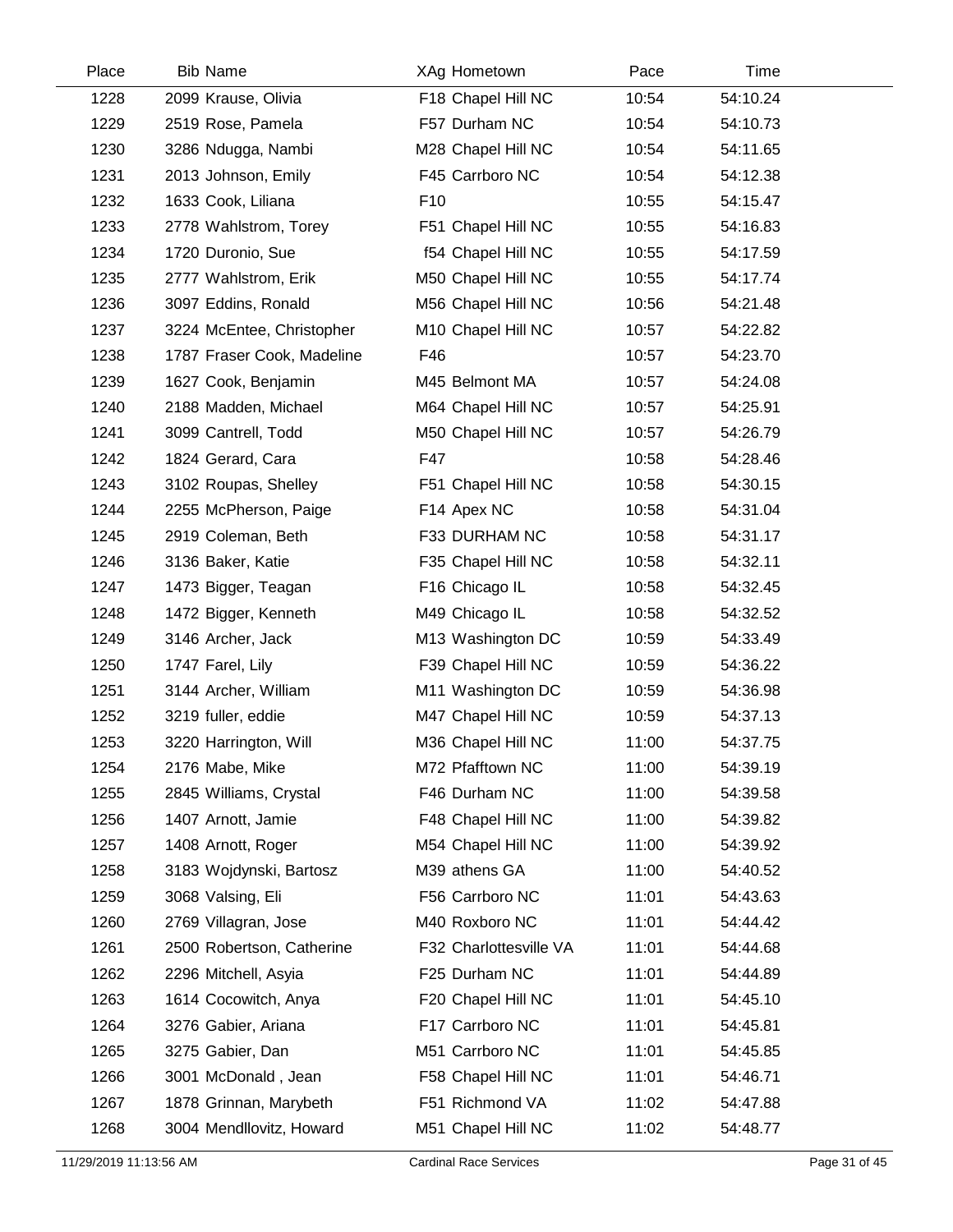| Place | Bib | Name | XAg | Hometown | Pace | Time |
|---|---|---|---|---|---|---|
| 1228 | 2099 | Krause, Olivia | F18 | Chapel Hill NC | 10:54 | 54:10.24 |
| 1229 | 2519 | Rose, Pamela | F57 | Durham NC | 10:54 | 54:10.73 |
| 1230 | 3286 | Ndugga, Nambi | M28 | Chapel Hill NC | 10:54 | 54:11.65 |
| 1231 | 2013 | Johnson, Emily | F45 | Carrboro NC | 10:54 | 54:12.38 |
| 1232 | 1633 | Cook, Liliana | F10 | | 10:55 | 54:15.47 |
| 1233 | 2778 | Wahlstrom, Torey | F51 | Chapel Hill NC | 10:55 | 54:16.83 |
| 1234 | 1720 | Duronio, Sue | f54 | Chapel Hill NC | 10:55 | 54:17.59 |
| 1235 | 2777 | Wahlstrom, Erik | M50 | Chapel Hill NC | 10:55 | 54:17.74 |
| 1236 | 3097 | Eddins, Ronald | M56 | Chapel Hill NC | 10:56 | 54:21.48 |
| 1237 | 3224 | McEntee, Christopher | M10 | Chapel Hill NC | 10:57 | 54:22.82 |
| 1238 | 1787 | Fraser Cook, Madeline | F46 | | 10:57 | 54:23.70 |
| 1239 | 1627 | Cook, Benjamin | M45 | Belmont MA | 10:57 | 54:24.08 |
| 1240 | 2188 | Madden, Michael | M64 | Chapel Hill NC | 10:57 | 54:25.91 |
| 1241 | 3099 | Cantrell, Todd | M50 | Chapel Hill NC | 10:57 | 54:26.79 |
| 1242 | 1824 | Gerard, Cara | F47 | | 10:58 | 54:28.46 |
| 1243 | 3102 | Roupas, Shelley | F51 | Chapel Hill NC | 10:58 | 54:30.15 |
| 1244 | 2255 | McPherson, Paige | F14 | Apex NC | 10:58 | 54:31.04 |
| 1245 | 2919 | Coleman, Beth | F33 | DURHAM NC | 10:58 | 54:31.17 |
| 1246 | 3136 | Baker, Katie | F35 | Chapel Hill NC | 10:58 | 54:32.11 |
| 1247 | 1473 | Bigger, Teagan | F16 | Chicago IL | 10:58 | 54:32.45 |
| 1248 | 1472 | Bigger, Kenneth | M49 | Chicago IL | 10:58 | 54:32.52 |
| 1249 | 3146 | Archer, Jack | M13 | Washington DC | 10:59 | 54:33.49 |
| 1250 | 1747 | Farel, Lily | F39 | Chapel Hill NC | 10:59 | 54:36.22 |
| 1251 | 3144 | Archer, William | M11 | Washington DC | 10:59 | 54:36.98 |
| 1252 | 3219 | fuller, eddie | M47 | Chapel Hill NC | 10:59 | 54:37.13 |
| 1253 | 3220 | Harrington, Will | M36 | Chapel Hill NC | 11:00 | 54:37.75 |
| 1254 | 2176 | Mabe, Mike | M72 | Pfafftown NC | 11:00 | 54:39.19 |
| 1255 | 2845 | Williams, Crystal | F46 | Durham NC | 11:00 | 54:39.58 |
| 1256 | 1407 | Arnott, Jamie | F48 | Chapel Hill NC | 11:00 | 54:39.82 |
| 1257 | 1408 | Arnott, Roger | M54 | Chapel Hill NC | 11:00 | 54:39.92 |
| 1258 | 3183 | Wojdynski, Bartosz | M39 | athens GA | 11:00 | 54:40.52 |
| 1259 | 3068 | Valsing, Eli | F56 | Carrboro NC | 11:01 | 54:43.63 |
| 1260 | 2769 | Villagran, Jose | M40 | Roxboro NC | 11:01 | 54:44.42 |
| 1261 | 2500 | Robertson, Catherine | F32 | Charlottesville VA | 11:01 | 54:44.68 |
| 1262 | 2296 | Mitchell, Asyia | F25 | Durham NC | 11:01 | 54:44.89 |
| 1263 | 1614 | Cocowitch, Anya | F20 | Chapel Hill NC | 11:01 | 54:45.10 |
| 1264 | 3276 | Gabier, Ariana | F17 | Carrboro NC | 11:01 | 54:45.81 |
| 1265 | 3275 | Gabier, Dan | M51 | Carrboro NC | 11:01 | 54:45.85 |
| 1266 | 3001 | McDonald , Jean | F58 | Chapel Hill NC | 11:01 | 54:46.71 |
| 1267 | 1878 | Grinnan, Marybeth | F51 | Richmond VA | 11:02 | 54:47.88 |
| 1268 | 3004 | Mendllovitz, Howard | M51 | Chapel Hill NC | 11:02 | 54:48.77 |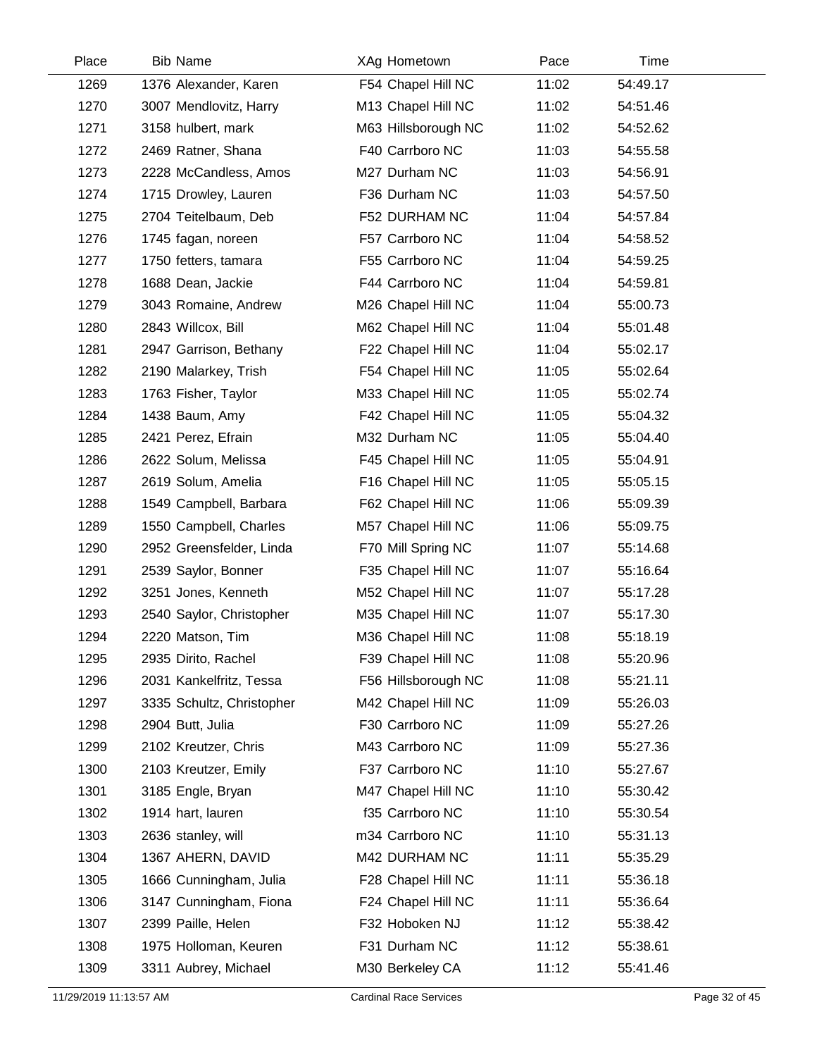| Place | Bib | Name | XAg | Hometown | Pace | Time |
|---|---|---|---|---|---|---|
| 1269 | 1376 | Alexander, Karen | F54 | Chapel Hill NC | 11:02 | 54:49.17 |
| 1270 | 3007 | Mendlovitz, Harry | M13 | Chapel Hill NC | 11:02 | 54:51.46 |
| 1271 | 3158 | hulbert, mark | M63 | Hillsborough NC | 11:02 | 54:52.62 |
| 1272 | 2469 | Ratner, Shana | F40 | Carrboro NC | 11:03 | 54:55.58 |
| 1273 | 2228 | McCandless, Amos | M27 | Durham NC | 11:03 | 54:56.91 |
| 1274 | 1715 | Drowley, Lauren | F36 | Durham NC | 11:03 | 54:57.50 |
| 1275 | 2704 | Teitelbaum, Deb | F52 | DURHAM NC | 11:04 | 54:57.84 |
| 1276 | 1745 | fagan, noreen | F57 | Carrboro NC | 11:04 | 54:58.52 |
| 1277 | 1750 | fetters, tamara | F55 | Carrboro NC | 11:04 | 54:59.25 |
| 1278 | 1688 | Dean, Jackie | F44 | Carrboro NC | 11:04 | 54:59.81 |
| 1279 | 3043 | Romaine, Andrew | M26 | Chapel Hill NC | 11:04 | 55:00.73 |
| 1280 | 2843 | Willcox, Bill | M62 | Chapel Hill NC | 11:04 | 55:01.48 |
| 1281 | 2947 | Garrison, Bethany | F22 | Chapel Hill NC | 11:04 | 55:02.17 |
| 1282 | 2190 | Malarkey, Trish | F54 | Chapel Hill NC | 11:05 | 55:02.64 |
| 1283 | 1763 | Fisher, Taylor | M33 | Chapel Hill NC | 11:05 | 55:02.74 |
| 1284 | 1438 | Baum, Amy | F42 | Chapel Hill NC | 11:05 | 55:04.32 |
| 1285 | 2421 | Perez, Efrain | M32 | Durham NC | 11:05 | 55:04.40 |
| 1286 | 2622 | Solum, Melissa | F45 | Chapel Hill NC | 11:05 | 55:04.91 |
| 1287 | 2619 | Solum, Amelia | F16 | Chapel Hill NC | 11:05 | 55:05.15 |
| 1288 | 1549 | Campbell, Barbara | F62 | Chapel Hill NC | 11:06 | 55:09.39 |
| 1289 | 1550 | Campbell, Charles | M57 | Chapel Hill NC | 11:06 | 55:09.75 |
| 1290 | 2952 | Greensfelder, Linda | F70 | Mill Spring NC | 11:07 | 55:14.68 |
| 1291 | 2539 | Saylor, Bonner | F35 | Chapel Hill NC | 11:07 | 55:16.64 |
| 1292 | 3251 | Jones, Kenneth | M52 | Chapel Hill NC | 11:07 | 55:17.28 |
| 1293 | 2540 | Saylor, Christopher | M35 | Chapel Hill NC | 11:07 | 55:17.30 |
| 1294 | 2220 | Matson, Tim | M36 | Chapel Hill NC | 11:08 | 55:18.19 |
| 1295 | 2935 | Dirito, Rachel | F39 | Chapel Hill NC | 11:08 | 55:20.96 |
| 1296 | 2031 | Kankelfritz, Tessa | F56 | Hillsborough NC | 11:08 | 55:21.11 |
| 1297 | 3335 | Schultz, Christopher | M42 | Chapel Hill NC | 11:09 | 55:26.03 |
| 1298 | 2904 | Butt, Julia | F30 | Carrboro NC | 11:09 | 55:27.26 |
| 1299 | 2102 | Kreutzer, Chris | M43 | Carrboro NC | 11:09 | 55:27.36 |
| 1300 | 2103 | Kreutzer, Emily | F37 | Carrboro NC | 11:10 | 55:27.67 |
| 1301 | 3185 | Engle, Bryan | M47 | Chapel Hill NC | 11:10 | 55:30.42 |
| 1302 | 1914 | hart, lauren | f35 | Carrboro NC | 11:10 | 55:30.54 |
| 1303 | 2636 | stanley, will | m34 | Carrboro NC | 11:10 | 55:31.13 |
| 1304 | 1367 | AHERN, DAVID | M42 | DURHAM NC | 11:11 | 55:35.29 |
| 1305 | 1666 | Cunningham, Julia | F28 | Chapel Hill NC | 11:11 | 55:36.18 |
| 1306 | 3147 | Cunningham, Fiona | F24 | Chapel Hill NC | 11:11 | 55:36.64 |
| 1307 | 2399 | Paille, Helen | F32 | Hoboken NJ | 11:12 | 55:38.42 |
| 1308 | 1975 | Holloman, Keuren | F31 | Durham NC | 11:12 | 55:38.61 |
| 1309 | 3311 | Aubrey, Michael | M30 | Berkeley CA | 11:12 | 55:41.46 |

11/29/2019 11:13:57 AM Cardinal Race Services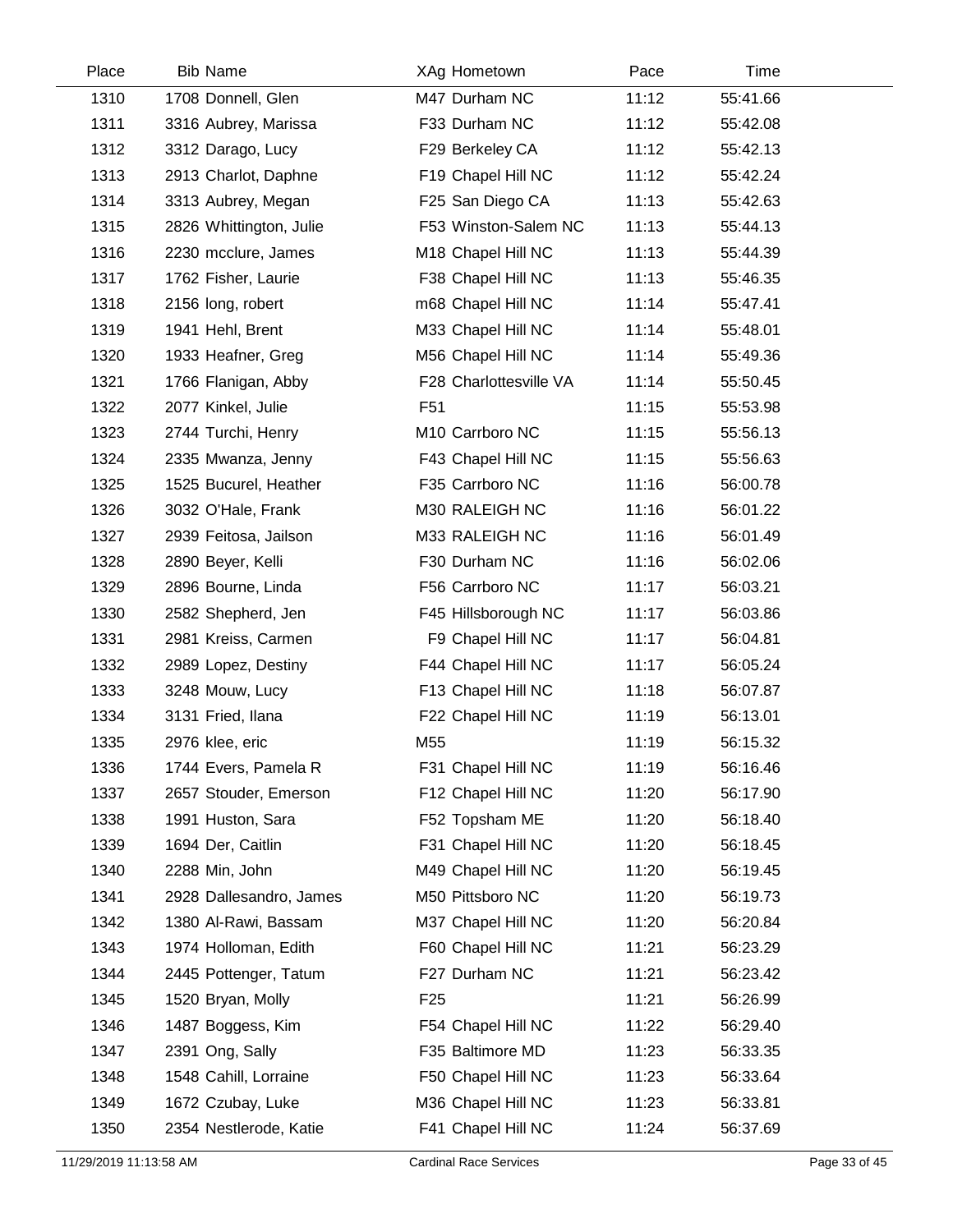| Place | Bib | Name | XAg | Hometown | Pace | Time |
|---|---|---|---|---|---|---|
| 1310 | 1708 | Donnell, Glen | M47 | Durham NC | 11:12 | 55:41.66 |
| 1311 | 3316 | Aubrey, Marissa | F33 | Durham NC | 11:12 | 55:42.08 |
| 1312 | 3312 | Darago, Lucy | F29 | Berkeley CA | 11:12 | 55:42.13 |
| 1313 | 2913 | Charlot, Daphne | F19 | Chapel Hill NC | 11:12 | 55:42.24 |
| 1314 | 3313 | Aubrey, Megan | F25 | San Diego CA | 11:13 | 55:42.63 |
| 1315 | 2826 | Whittington, Julie | F53 | Winston-Salem NC | 11:13 | 55:44.13 |
| 1316 | 2230 | mcclure, James | M18 | Chapel Hill NC | 11:13 | 55:44.39 |
| 1317 | 1762 | Fisher, Laurie | F38 | Chapel Hill NC | 11:13 | 55:46.35 |
| 1318 | 2156 | long, robert | m68 | Chapel Hill NC | 11:14 | 55:47.41 |
| 1319 | 1941 | Hehl, Brent | M33 | Chapel Hill NC | 11:14 | 55:48.01 |
| 1320 | 1933 | Heafner, Greg | M56 | Chapel Hill NC | 11:14 | 55:49.36 |
| 1321 | 1766 | Flanigan, Abby | F28 | Charlottesville VA | 11:14 | 55:50.45 |
| 1322 | 2077 | Kinkel, Julie | F51 | | 11:15 | 55:53.98 |
| 1323 | 2744 | Turchi, Henry | M10 | Carrboro NC | 11:15 | 55:56.13 |
| 1324 | 2335 | Mwanza, Jenny | F43 | Chapel Hill NC | 11:15 | 55:56.63 |
| 1325 | 1525 | Bucurel, Heather | F35 | Carrboro NC | 11:16 | 56:00.78 |
| 1326 | 3032 | O'Hale, Frank | M30 | RALEIGH NC | 11:16 | 56:01.22 |
| 1327 | 2939 | Feitosa, Jailson | M33 | RALEIGH NC | 11:16 | 56:01.49 |
| 1328 | 2890 | Beyer, Kelli | F30 | Durham NC | 11:16 | 56:02.06 |
| 1329 | 2896 | Bourne, Linda | F56 | Carrboro NC | 11:17 | 56:03.21 |
| 1330 | 2582 | Shepherd, Jen | F45 | Hillsborough NC | 11:17 | 56:03.86 |
| 1331 | 2981 | Kreiss, Carmen | F9 | Chapel Hill NC | 11:17 | 56:04.81 |
| 1332 | 2989 | Lopez, Destiny | F44 | Chapel Hill NC | 11:17 | 56:05.24 |
| 1333 | 3248 | Mouw, Lucy | F13 | Chapel Hill NC | 11:18 | 56:07.87 |
| 1334 | 3131 | Fried, Ilana | F22 | Chapel Hill NC | 11:19 | 56:13.01 |
| 1335 | 2976 | klee, eric | M55 | | 11:19 | 56:15.32 |
| 1336 | 1744 | Evers, Pamela R | F31 | Chapel Hill NC | 11:19 | 56:16.46 |
| 1337 | 2657 | Stouder, Emerson | F12 | Chapel Hill NC | 11:20 | 56:17.90 |
| 1338 | 1991 | Huston, Sara | F52 | Topsham ME | 11:20 | 56:18.40 |
| 1339 | 1694 | Der, Caitlin | F31 | Chapel Hill NC | 11:20 | 56:18.45 |
| 1340 | 2288 | Min, John | M49 | Chapel Hill NC | 11:20 | 56:19.45 |
| 1341 | 2928 | Dallesandro, James | M50 | Pittsboro NC | 11:20 | 56:19.73 |
| 1342 | 1380 | Al-Rawi, Bassam | M37 | Chapel Hill NC | 11:20 | 56:20.84 |
| 1343 | 1974 | Holloman, Edith | F60 | Chapel Hill NC | 11:21 | 56:23.29 |
| 1344 | 2445 | Pottenger, Tatum | F27 | Durham NC | 11:21 | 56:23.42 |
| 1345 | 1520 | Bryan, Molly | F25 | | 11:21 | 56:26.99 |
| 1346 | 1487 | Boggess, Kim | F54 | Chapel Hill NC | 11:22 | 56:29.40 |
| 1347 | 2391 | Ong, Sally | F35 | Baltimore MD | 11:23 | 56:33.35 |
| 1348 | 1548 | Cahill, Lorraine | F50 | Chapel Hill NC | 11:23 | 56:33.64 |
| 1349 | 1672 | Czubay, Luke | M36 | Chapel Hill NC | 11:23 | 56:33.81 |
| 1350 | 2354 | Nestlerode, Katie | F41 | Chapel Hill NC | 11:24 | 56:37.69 |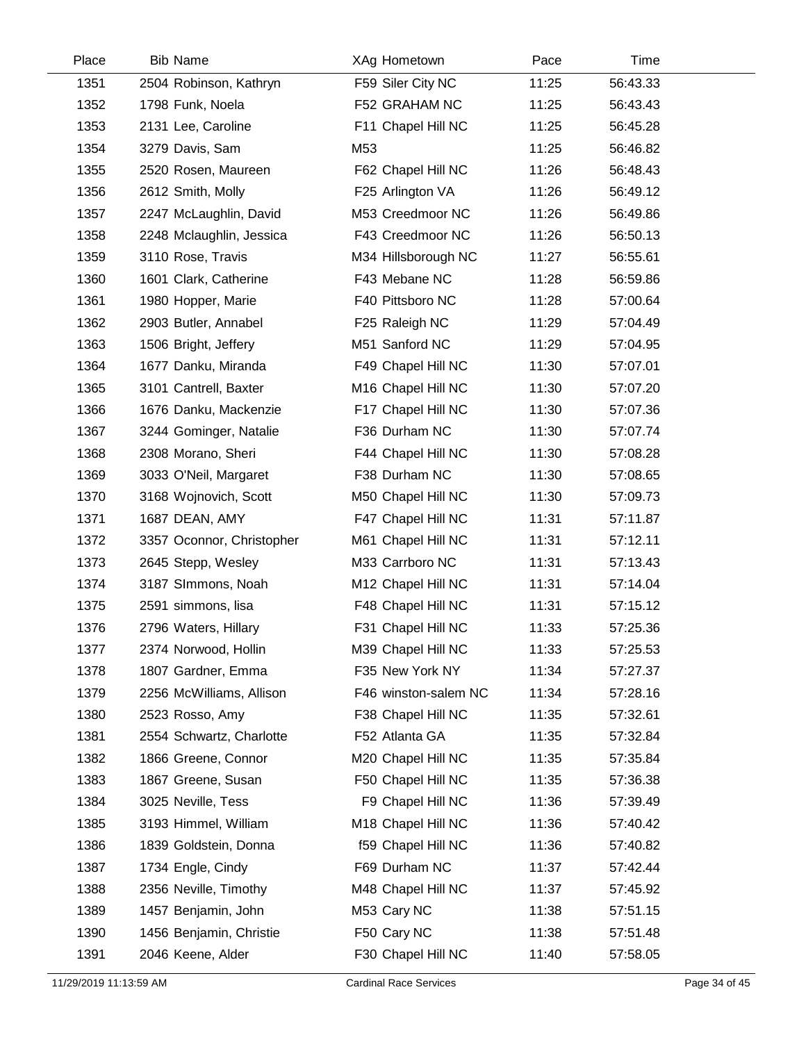| Place | Bib | Name | XAg | Hometown | Pace | Time |
|---|---|---|---|---|---|---|
| 1351 | 2504 | Robinson, Kathryn | F59 | Siler City NC | 11:25 | 56:43.33 |
| 1352 | 1798 | Funk, Noela | F52 | GRAHAM NC | 11:25 | 56:43.43 |
| 1353 | 2131 | Lee, Caroline | F11 | Chapel Hill NC | 11:25 | 56:45.28 |
| 1354 | 3279 | Davis, Sam | M53 | | 11:25 | 56:46.82 |
| 1355 | 2520 | Rosen, Maureen | F62 | Chapel Hill NC | 11:26 | 56:48.43 |
| 1356 | 2612 | Smith, Molly | F25 | Arlington VA | 11:26 | 56:49.12 |
| 1357 | 2247 | McLaughlin, David | M53 | Creedmoor NC | 11:26 | 56:49.86 |
| 1358 | 2248 | Mclaughlin, Jessica | F43 | Creedmoor NC | 11:26 | 56:50.13 |
| 1359 | 3110 | Rose, Travis | M34 | Hillsborough NC | 11:27 | 56:55.61 |
| 1360 | 1601 | Clark, Catherine | F43 | Mebane NC | 11:28 | 56:59.86 |
| 1361 | 1980 | Hopper, Marie | F40 | Pittsboro NC | 11:28 | 57:00.64 |
| 1362 | 2903 | Butler, Annabel | F25 | Raleigh NC | 11:29 | 57:04.49 |
| 1363 | 1506 | Bright, Jeffery | M51 | Sanford NC | 11:29 | 57:04.95 |
| 1364 | 1677 | Danku, Miranda | F49 | Chapel Hill NC | 11:30 | 57:07.01 |
| 1365 | 3101 | Cantrell, Baxter | M16 | Chapel Hill NC | 11:30 | 57:07.20 |
| 1366 | 1676 | Danku, Mackenzie | F17 | Chapel Hill NC | 11:30 | 57:07.36 |
| 1367 | 3244 | Gominger, Natalie | F36 | Durham NC | 11:30 | 57:07.74 |
| 1368 | 2308 | Morano, Sheri | F44 | Chapel Hill NC | 11:30 | 57:08.28 |
| 1369 | 3033 | O'Neil, Margaret | F38 | Durham NC | 11:30 | 57:08.65 |
| 1370 | 3168 | Wojnovich, Scott | M50 | Chapel Hill NC | 11:30 | 57:09.73 |
| 1371 | 1687 | DEAN, AMY | F47 | Chapel Hill NC | 11:31 | 57:11.87 |
| 1372 | 3357 | Oconnor, Christopher | M61 | Chapel Hill NC | 11:31 | 57:12.11 |
| 1373 | 2645 | Stepp, Wesley | M33 | Carrboro NC | 11:31 | 57:13.43 |
| 1374 | 3187 | SImmons, Noah | M12 | Chapel Hill NC | 11:31 | 57:14.04 |
| 1375 | 2591 | simmons, lisa | F48 | Chapel Hill NC | 11:31 | 57:15.12 |
| 1376 | 2796 | Waters, Hillary | F31 | Chapel Hill NC | 11:33 | 57:25.36 |
| 1377 | 2374 | Norwood, Hollin | M39 | Chapel Hill NC | 11:33 | 57:25.53 |
| 1378 | 1807 | Gardner, Emma | F35 | New York NY | 11:34 | 57:27.37 |
| 1379 | 2256 | McWilliams, Allison | F46 | winston-salem NC | 11:34 | 57:28.16 |
| 1380 | 2523 | Rosso, Amy | F38 | Chapel Hill NC | 11:35 | 57:32.61 |
| 1381 | 2554 | Schwartz, Charlotte | F52 | Atlanta GA | 11:35 | 57:32.84 |
| 1382 | 1866 | Greene, Connor | M20 | Chapel Hill NC | 11:35 | 57:35.84 |
| 1383 | 1867 | Greene, Susan | F50 | Chapel Hill NC | 11:35 | 57:36.38 |
| 1384 | 3025 | Neville, Tess | F9 | Chapel Hill NC | 11:36 | 57:39.49 |
| 1385 | 3193 | Himmel, William | M18 | Chapel Hill NC | 11:36 | 57:40.42 |
| 1386 | 1839 | Goldstein, Donna | f59 | Chapel Hill NC | 11:36 | 57:40.82 |
| 1387 | 1734 | Engle, Cindy | F69 | Durham NC | 11:37 | 57:42.44 |
| 1388 | 2356 | Neville, Timothy | M48 | Chapel Hill NC | 11:37 | 57:45.92 |
| 1389 | 1457 | Benjamin, John | M53 | Cary NC | 11:38 | 57:51.15 |
| 1390 | 1456 | Benjamin, Christie | F50 | Cary NC | 11:38 | 57:51.48 |
| 1391 | 2046 | Keene, Alder | F30 | Chapel Hill NC | 11:40 | 57:58.05 |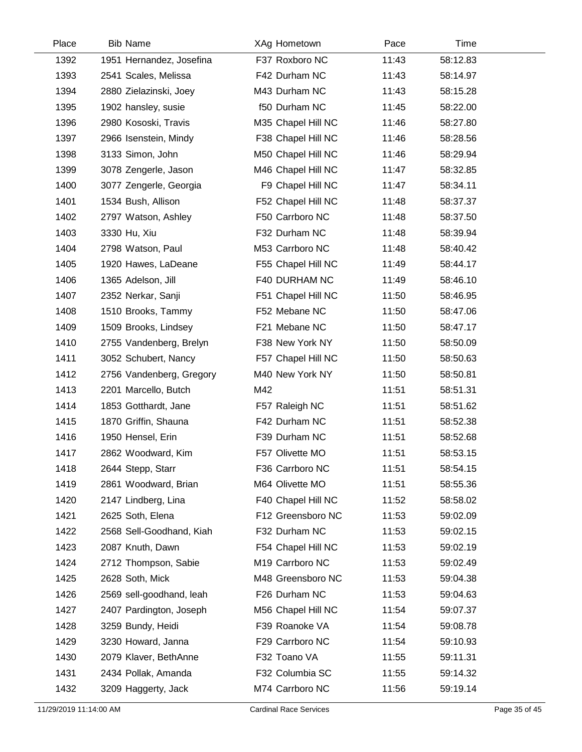| Place | Bib | Name | XAg | Hometown | Pace | Time |
|---|---|---|---|---|---|---|
| 1392 | 1951 | Hernandez, Josefina | F37 | Roxboro NC | 11:43 | 58:12.83 |
| 1393 | 2541 | Scales, Melissa | F42 | Durham NC | 11:43 | 58:14.97 |
| 1394 | 2880 | Zielazinski, Joey | M43 | Durham NC | 11:43 | 58:15.28 |
| 1395 | 1902 | hansley, susie | f50 | Durham NC | 11:45 | 58:22.00 |
| 1396 | 2980 | Kososki, Travis | M35 | Chapel Hill NC | 11:46 | 58:27.80 |
| 1397 | 2966 | Isenstein, Mindy | F38 | Chapel Hill NC | 11:46 | 58:28.56 |
| 1398 | 3133 | Simon, John | M50 | Chapel Hill NC | 11:46 | 58:29.94 |
| 1399 | 3078 | Zengerle, Jason | M46 | Chapel Hill NC | 11:47 | 58:32.85 |
| 1400 | 3077 | Zengerle, Georgia | F9 | Chapel Hill NC | 11:47 | 58:34.11 |
| 1401 | 1534 | Bush, Allison | F52 | Chapel Hill NC | 11:48 | 58:37.37 |
| 1402 | 2797 | Watson, Ashley | F50 | Carrboro NC | 11:48 | 58:37.50 |
| 1403 | 3330 | Hu, Xiu | F32 | Durham NC | 11:48 | 58:39.94 |
| 1404 | 2798 | Watson, Paul | M53 | Carrboro NC | 11:48 | 58:40.42 |
| 1405 | 1920 | Hawes, LaDeane | F55 | Chapel Hill NC | 11:49 | 58:44.17 |
| 1406 | 1365 | Adelson, Jill | F40 | DURHAM NC | 11:49 | 58:46.10 |
| 1407 | 2352 | Nerkar, Sanji | F51 | Chapel Hill NC | 11:50 | 58:46.95 |
| 1408 | 1510 | Brooks, Tammy | F52 | Mebane NC | 11:50 | 58:47.06 |
| 1409 | 1509 | Brooks, Lindsey | F21 | Mebane NC | 11:50 | 58:47.17 |
| 1410 | 2755 | Vandenberg, Brelyn | F38 | New York NY | 11:50 | 58:50.09 |
| 1411 | 3052 | Schubert, Nancy | F57 | Chapel Hill NC | 11:50 | 58:50.63 |
| 1412 | 2756 | Vandenberg, Gregory | M40 | New York NY | 11:50 | 58:50.81 |
| 1413 | 2201 | Marcello, Butch | M42 | | 11:51 | 58:51.31 |
| 1414 | 1853 | Gotthardt, Jane | F57 | Raleigh NC | 11:51 | 58:51.62 |
| 1415 | 1870 | Griffin, Shauna | F42 | Durham NC | 11:51 | 58:52.38 |
| 1416 | 1950 | Hensel, Erin | F39 | Durham NC | 11:51 | 58:52.68 |
| 1417 | 2862 | Woodward, Kim | F57 | Olivette MO | 11:51 | 58:53.15 |
| 1418 | 2644 | Stepp, Starr | F36 | Carrboro NC | 11:51 | 58:54.15 |
| 1419 | 2861 | Woodward, Brian | M64 | Olivette MO | 11:51 | 58:55.36 |
| 1420 | 2147 | Lindberg, Lina | F40 | Chapel Hill NC | 11:52 | 58:58.02 |
| 1421 | 2625 | Soth, Elena | F12 | Greensboro NC | 11:53 | 59:02.09 |
| 1422 | 2568 | Sell-Goodhand, Kiah | F32 | Durham NC | 11:53 | 59:02.15 |
| 1423 | 2087 | Knuth, Dawn | F54 | Chapel Hill NC | 11:53 | 59:02.19 |
| 1424 | 2712 | Thompson, Sabie | M19 | Carrboro NC | 11:53 | 59:02.49 |
| 1425 | 2628 | Soth, Mick | M48 | Greensboro NC | 11:53 | 59:04.38 |
| 1426 | 2569 | sell-goodhand, leah | F26 | Durham NC | 11:53 | 59:04.63 |
| 1427 | 2407 | Pardington, Joseph | M56 | Chapel Hill NC | 11:54 | 59:07.37 |
| 1428 | 3259 | Bundy, Heidi | F39 | Roanoke VA | 11:54 | 59:08.78 |
| 1429 | 3230 | Howard, Janna | F29 | Carrboro NC | 11:54 | 59:10.93 |
| 1430 | 2079 | Klaver, BethAnne | F32 | Toano VA | 11:55 | 59:11.31 |
| 1431 | 2434 | Pollak, Amanda | F32 | Columbia SC | 11:55 | 59:14.32 |
| 1432 | 3209 | Haggerty, Jack | M74 | Carrboro NC | 11:56 | 59:19.14 |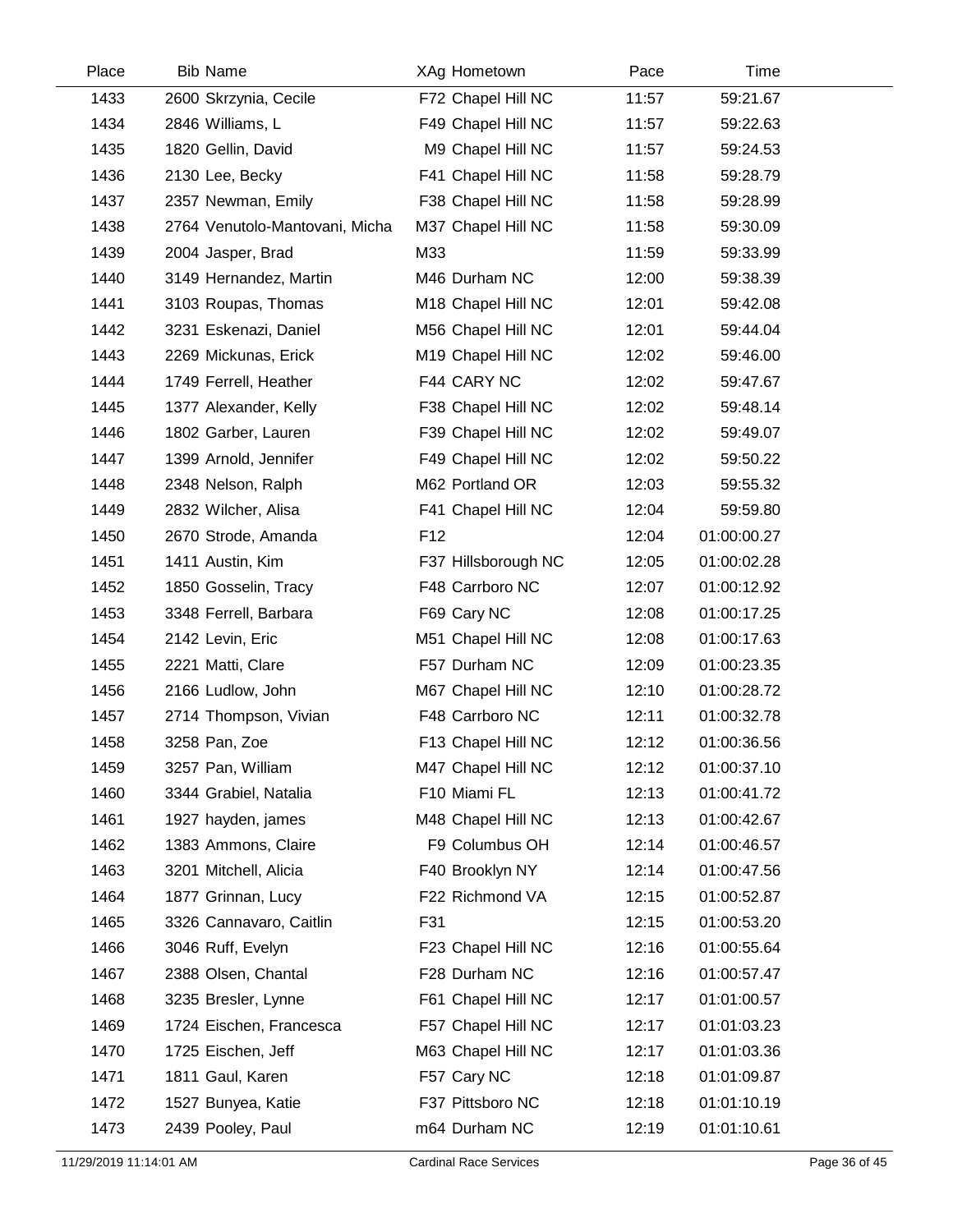| Place | Bib | Name | XAg | Hometown | Pace | Time |
|---|---|---|---|---|---|---|
| 1433 | 2600 | Skrzynia, Cecile | F72 | Chapel Hill NC | 11:57 | 59:21.67 |
| 1434 | 2846 | Williams, L | F49 | Chapel Hill NC | 11:57 | 59:22.63 |
| 1435 | 1820 | Gellin, David | M9 | Chapel Hill NC | 11:57 | 59:24.53 |
| 1436 | 2130 | Lee, Becky | F41 | Chapel Hill NC | 11:58 | 59:28.79 |
| 1437 | 2357 | Newman, Emily | F38 | Chapel Hill NC | 11:58 | 59:28.99 |
| 1438 | 2764 | Venutolo-Mantovani, Micha | M37 | Chapel Hill NC | 11:58 | 59:30.09 |
| 1439 | 2004 | Jasper, Brad | M33 | | 11:59 | 59:33.99 |
| 1440 | 3149 | Hernandez, Martin | M46 | Durham NC | 12:00 | 59:38.39 |
| 1441 | 3103 | Roupas, Thomas | M18 | Chapel Hill NC | 12:01 | 59:42.08 |
| 1442 | 3231 | Eskenazi, Daniel | M56 | Chapel Hill NC | 12:01 | 59:44.04 |
| 1443 | 2269 | Mickunas, Erick | M19 | Chapel Hill NC | 12:02 | 59:46.00 |
| 1444 | 1749 | Ferrell, Heather | F44 | CARY NC | 12:02 | 59:47.67 |
| 1445 | 1377 | Alexander, Kelly | F38 | Chapel Hill NC | 12:02 | 59:48.14 |
| 1446 | 1802 | Garber, Lauren | F39 | Chapel Hill NC | 12:02 | 59:49.07 |
| 1447 | 1399 | Arnold, Jennifer | F49 | Chapel Hill NC | 12:02 | 59:50.22 |
| 1448 | 2348 | Nelson, Ralph | M62 | Portland OR | 12:03 | 59:55.32 |
| 1449 | 2832 | Wilcher, Alisa | F41 | Chapel Hill NC | 12:04 | 59:59.80 |
| 1450 | 2670 | Strode, Amanda | F12 | | 12:04 | 01:00:00.27 |
| 1451 | 1411 | Austin, Kim | F37 | Hillsborough NC | 12:05 | 01:00:02.28 |
| 1452 | 1850 | Gosselin, Tracy | F48 | Carrboro NC | 12:07 | 01:00:12.92 |
| 1453 | 3348 | Ferrell, Barbara | F69 | Cary NC | 12:08 | 01:00:17.25 |
| 1454 | 2142 | Levin, Eric | M51 | Chapel Hill NC | 12:08 | 01:00:17.63 |
| 1455 | 2221 | Matti, Clare | F57 | Durham NC | 12:09 | 01:00:23.35 |
| 1456 | 2166 | Ludlow, John | M67 | Chapel Hill NC | 12:10 | 01:00:28.72 |
| 1457 | 2714 | Thompson, Vivian | F48 | Carrboro NC | 12:11 | 01:00:32.78 |
| 1458 | 3258 | Pan, Zoe | F13 | Chapel Hill NC | 12:12 | 01:00:36.56 |
| 1459 | 3257 | Pan, William | M47 | Chapel Hill NC | 12:12 | 01:00:37.10 |
| 1460 | 3344 | Grabiel, Natalia | F10 | Miami FL | 12:13 | 01:00:41.72 |
| 1461 | 1927 | hayden, james | M48 | Chapel Hill NC | 12:13 | 01:00:42.67 |
| 1462 | 1383 | Ammons, Claire | F9 | Columbus OH | 12:14 | 01:00:46.57 |
| 1463 | 3201 | Mitchell, Alicia | F40 | Brooklyn NY | 12:14 | 01:00:47.56 |
| 1464 | 1877 | Grinnan, Lucy | F22 | Richmond VA | 12:15 | 01:00:52.87 |
| 1465 | 3326 | Cannavaro, Caitlin | F31 | | 12:15 | 01:00:53.20 |
| 1466 | 3046 | Ruff, Evelyn | F23 | Chapel Hill NC | 12:16 | 01:00:55.64 |
| 1467 | 2388 | Olsen, Chantal | F28 | Durham NC | 12:16 | 01:00:57.47 |
| 1468 | 3235 | Bresler, Lynne | F61 | Chapel Hill NC | 12:17 | 01:01:00.57 |
| 1469 | 1724 | Eischen, Francesca | F57 | Chapel Hill NC | 12:17 | 01:01:03.23 |
| 1470 | 1725 | Eischen, Jeff | M63 | Chapel Hill NC | 12:17 | 01:01:03.36 |
| 1471 | 1811 | Gaul, Karen | F57 | Cary NC | 12:18 | 01:01:09.87 |
| 1472 | 1527 | Bunyea, Katie | F37 | Pittsboro NC | 12:18 | 01:01:10.19 |
| 1473 | 2439 | Pooley, Paul | m64 | Durham NC | 12:19 | 01:01:10.61 |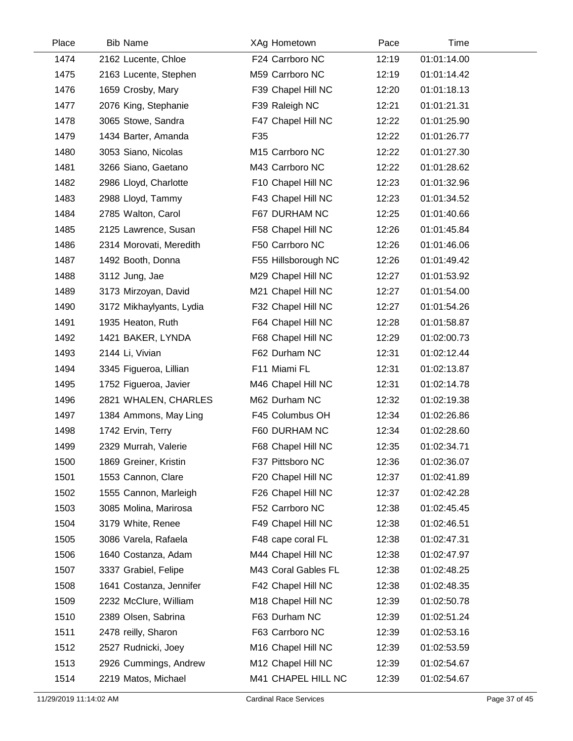| Place | Bib | Name | XAg | Hometown | Pace | Time |
|---|---|---|---|---|---|---|
| 1474 | 2162 | Lucente, Chloe | F24 | Carrboro NC | 12:19 | 01:01:14.00 |
| 1475 | 2163 | Lucente, Stephen | M59 | Carrboro NC | 12:19 | 01:01:14.42 |
| 1476 | 1659 | Crosby, Mary | F39 | Chapel Hill NC | 12:20 | 01:01:18.13 |
| 1477 | 2076 | King, Stephanie | F39 | Raleigh NC | 12:21 | 01:01:21.31 |
| 1478 | 3065 | Stowe, Sandra | F47 | Chapel Hill NC | 12:22 | 01:01:25.90 |
| 1479 | 1434 | Barter, Amanda | F35 | | 12:22 | 01:01:26.77 |
| 1480 | 3053 | Siano, Nicolas | M15 | Carrboro NC | 12:22 | 01:01:27.30 |
| 1481 | 3266 | Siano, Gaetano | M43 | Carrboro NC | 12:22 | 01:01:28.62 |
| 1482 | 2986 | Lloyd, Charlotte | F10 | Chapel Hill NC | 12:23 | 01:01:32.96 |
| 1483 | 2988 | Lloyd, Tammy | F43 | Chapel Hill NC | 12:23 | 01:01:34.52 |
| 1484 | 2785 | Walton, Carol | F67 | DURHAM NC | 12:25 | 01:01:40.66 |
| 1485 | 2125 | Lawrence, Susan | F58 | Chapel Hill NC | 12:26 | 01:01:45.84 |
| 1486 | 2314 | Morovati, Meredith | F50 | Carrboro NC | 12:26 | 01:01:46.06 |
| 1487 | 1492 | Booth, Donna | F55 | Hillsborough NC | 12:26 | 01:01:49.42 |
| 1488 | 3112 | Jung, Jae | M29 | Chapel Hill NC | 12:27 | 01:01:53.92 |
| 1489 | 3173 | Mirzoyan, David | M21 | Chapel Hill NC | 12:27 | 01:01:54.00 |
| 1490 | 3172 | Mikhaylyants, Lydia | F32 | Chapel Hill NC | 12:27 | 01:01:54.26 |
| 1491 | 1935 | Heaton, Ruth | F64 | Chapel Hill NC | 12:28 | 01:01:58.87 |
| 1492 | 1421 | BAKER, LYNDA | F68 | Chapel Hill NC | 12:29 | 01:02:00.73 |
| 1493 | 2144 | Li, Vivian | F62 | Durham NC | 12:31 | 01:02:12.44 |
| 1494 | 3345 | Figueroa, Lillian | F11 | Miami FL | 12:31 | 01:02:13.87 |
| 1495 | 1752 | Figueroa, Javier | M46 | Chapel Hill NC | 12:31 | 01:02:14.78 |
| 1496 | 2821 | WHALEN, CHARLES | M62 | Durham NC | 12:32 | 01:02:19.38 |
| 1497 | 1384 | Ammons, May Ling | F45 | Columbus OH | 12:34 | 01:02:26.86 |
| 1498 | 1742 | Ervin, Terry | F60 | DURHAM NC | 12:34 | 01:02:28.60 |
| 1499 | 2329 | Murrah, Valerie | F68 | Chapel Hill NC | 12:35 | 01:02:34.71 |
| 1500 | 1869 | Greiner, Kristin | F37 | Pittsboro NC | 12:36 | 01:02:36.07 |
| 1501 | 1553 | Cannon, Clare | F20 | Chapel Hill NC | 12:37 | 01:02:41.89 |
| 1502 | 1555 | Cannon, Marleigh | F26 | Chapel Hill NC | 12:37 | 01:02:42.28 |
| 1503 | 3085 | Molina, Marirosa | F52 | Carrboro NC | 12:38 | 01:02:45.45 |
| 1504 | 3179 | White, Renee | F49 | Chapel Hill NC | 12:38 | 01:02:46.51 |
| 1505 | 3086 | Varela, Rafaela | F48 | cape coral FL | 12:38 | 01:02:47.31 |
| 1506 | 1640 | Costanza, Adam | M44 | Chapel Hill NC | 12:38 | 01:02:47.97 |
| 1507 | 3337 | Grabiel, Felipe | M43 | Coral Gables FL | 12:38 | 01:02:48.25 |
| 1508 | 1641 | Costanza, Jennifer | F42 | Chapel Hill NC | 12:38 | 01:02:48.35 |
| 1509 | 2232 | McClure, William | M18 | Chapel Hill NC | 12:39 | 01:02:50.78 |
| 1510 | 2389 | Olsen, Sabrina | F63 | Durham NC | 12:39 | 01:02:51.24 |
| 1511 | 2478 | reilly, Sharon | F63 | Carrboro NC | 12:39 | 01:02:53.16 |
| 1512 | 2527 | Rudnicki, Joey | M16 | Chapel Hill NC | 12:39 | 01:02:53.59 |
| 1513 | 2926 | Cummings, Andrew | M12 | Chapel Hill NC | 12:39 | 01:02:54.67 |
| 1514 | 2219 | Matos, Michael | M41 | CHAPEL HILL NC | 12:39 | 01:02:54.67 |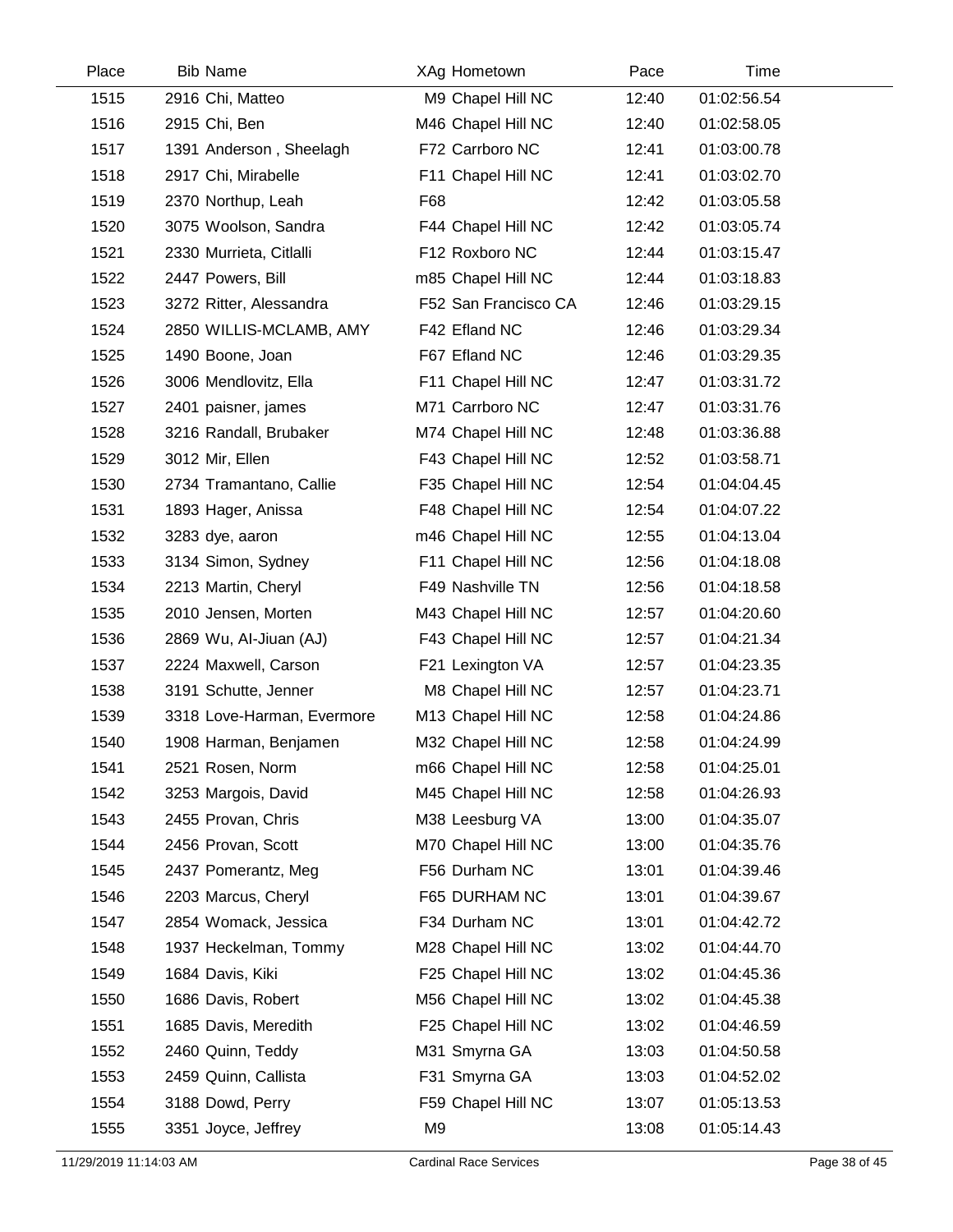| Place | Bib | Name | XAg | Hometown | Pace | Time |
|---|---|---|---|---|---|---|
| 1515 | 2916 | Chi, Matteo | M9 | Chapel Hill NC | 12:40 | 01:02:56.54 |
| 1516 | 2915 | Chi, Ben | M46 | Chapel Hill NC | 12:40 | 01:02:58.05 |
| 1517 | 1391 | Anderson , Sheelagh | F72 | Carrboro NC | 12:41 | 01:03:00.78 |
| 1518 | 2917 | Chi, Mirabelle | F11 | Chapel Hill NC | 12:41 | 01:03:02.70 |
| 1519 | 2370 | Northup, Leah | F68 | | 12:42 | 01:03:05.58 |
| 1520 | 3075 | Woolson, Sandra | F44 | Chapel Hill NC | 12:42 | 01:03:05.74 |
| 1521 | 2330 | Murrieta, Citlalli | F12 | Roxboro NC | 12:44 | 01:03:15.47 |
| 1522 | 2447 | Powers, Bill | m85 | Chapel Hill NC | 12:44 | 01:03:18.83 |
| 1523 | 3272 | Ritter, Alessandra | F52 | San Francisco CA | 12:46 | 01:03:29.15 |
| 1524 | 2850 | WILLIS-MCLAMB, AMY | F42 | Efland NC | 12:46 | 01:03:29.34 |
| 1525 | 1490 | Boone, Joan | F67 | Efland NC | 12:46 | 01:03:29.35 |
| 1526 | 3006 | Mendlovitz, Ella | F11 | Chapel Hill NC | 12:47 | 01:03:31.72 |
| 1527 | 2401 | paisner, james | M71 | Carrboro NC | 12:47 | 01:03:31.76 |
| 1528 | 3216 | Randall, Brubaker | M74 | Chapel Hill NC | 12:48 | 01:03:36.88 |
| 1529 | 3012 | Mir, Ellen | F43 | Chapel Hill NC | 12:52 | 01:03:58.71 |
| 1530 | 2734 | Tramantano, Callie | F35 | Chapel Hill NC | 12:54 | 01:04:04.45 |
| 1531 | 1893 | Hager, Anissa | F48 | Chapel Hill NC | 12:54 | 01:04:07.22 |
| 1532 | 3283 | dye, aaron | m46 | Chapel Hill NC | 12:55 | 01:04:13.04 |
| 1533 | 3134 | Simon, Sydney | F11 | Chapel Hill NC | 12:56 | 01:04:18.08 |
| 1534 | 2213 | Martin, Cheryl | F49 | Nashville TN | 12:56 | 01:04:18.58 |
| 1535 | 2010 | Jensen, Morten | M43 | Chapel Hill NC | 12:57 | 01:04:20.60 |
| 1536 | 2869 | Wu, AI-Jiuan (AJ) | F43 | Chapel Hill NC | 12:57 | 01:04:21.34 |
| 1537 | 2224 | Maxwell, Carson | F21 | Lexington VA | 12:57 | 01:04:23.35 |
| 1538 | 3191 | Schutte, Jenner | M8 | Chapel Hill NC | 12:57 | 01:04:23.71 |
| 1539 | 3318 | Love-Harman, Evermore | M13 | Chapel Hill NC | 12:58 | 01:04:24.86 |
| 1540 | 1908 | Harman, Benjamen | M32 | Chapel Hill NC | 12:58 | 01:04:24.99 |
| 1541 | 2521 | Rosen, Norm | m66 | Chapel Hill NC | 12:58 | 01:04:25.01 |
| 1542 | 3253 | Margois, David | M45 | Chapel Hill NC | 12:58 | 01:04:26.93 |
| 1543 | 2455 | Provan, Chris | M38 | Leesburg VA | 13:00 | 01:04:35.07 |
| 1544 | 2456 | Provan, Scott | M70 | Chapel Hill NC | 13:00 | 01:04:35.76 |
| 1545 | 2437 | Pomerantz, Meg | F56 | Durham NC | 13:01 | 01:04:39.46 |
| 1546 | 2203 | Marcus, Cheryl | F65 | DURHAM NC | 13:01 | 01:04:39.67 |
| 1547 | 2854 | Womack, Jessica | F34 | Durham NC | 13:01 | 01:04:42.72 |
| 1548 | 1937 | Heckelman, Tommy | M28 | Chapel Hill NC | 13:02 | 01:04:44.70 |
| 1549 | 1684 | Davis, Kiki | F25 | Chapel Hill NC | 13:02 | 01:04:45.36 |
| 1550 | 1686 | Davis, Robert | M56 | Chapel Hill NC | 13:02 | 01:04:45.38 |
| 1551 | 1685 | Davis, Meredith | F25 | Chapel Hill NC | 13:02 | 01:04:46.59 |
| 1552 | 2460 | Quinn, Teddy | M31 | Smyrna GA | 13:03 | 01:04:50.58 |
| 1553 | 2459 | Quinn, Callista | F31 | Smyrna GA | 13:03 | 01:04:52.02 |
| 1554 | 3188 | Dowd, Perry | F59 | Chapel Hill NC | 13:07 | 01:05:13.53 |
| 1555 | 3351 | Joyce, Jeffrey | M9 | | 13:08 | 01:05:14.43 |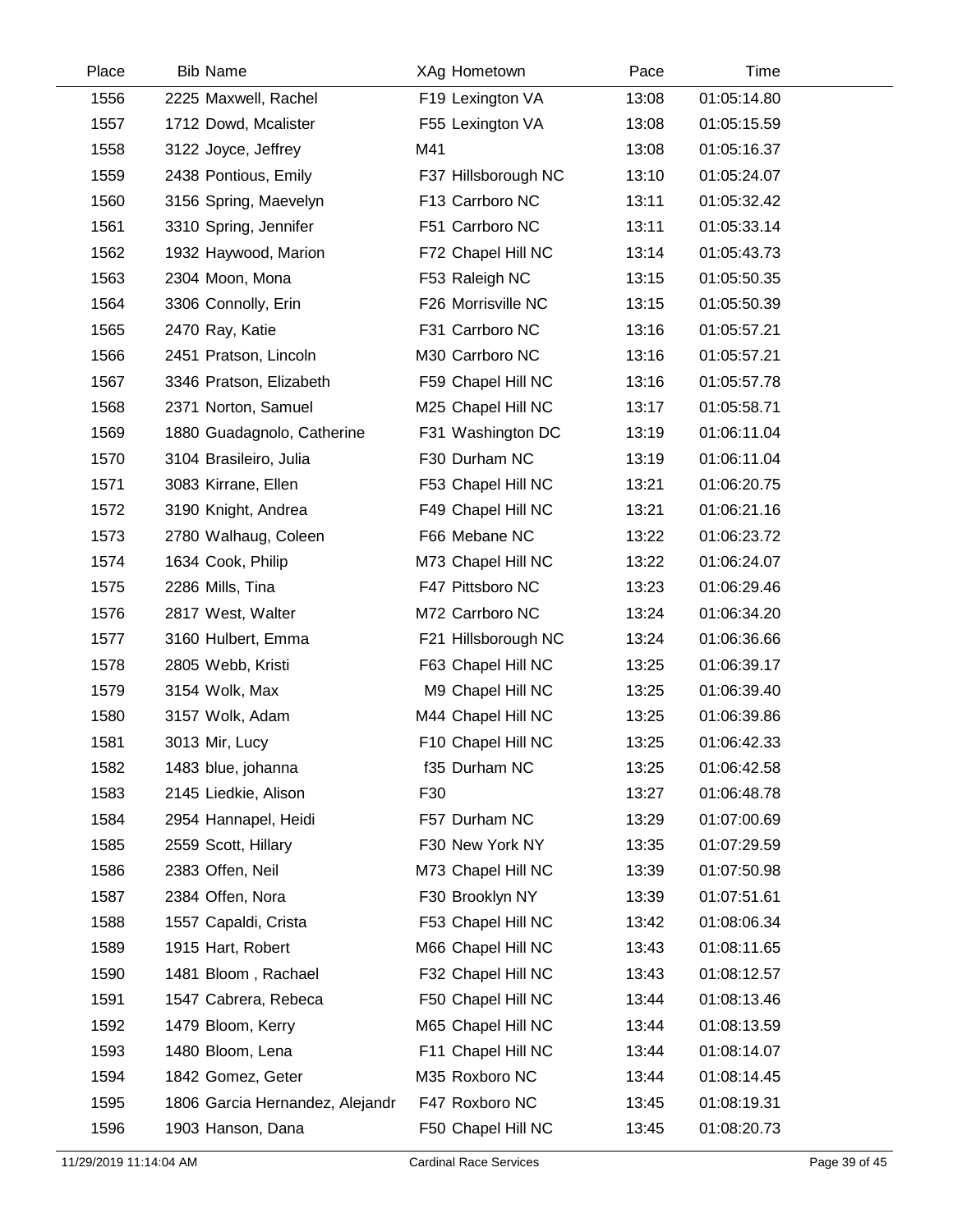| Place | Bib | Name | XAg | Hometown | Pace | Time |
|---|---|---|---|---|---|---|
| 1556 | 2225 | Maxwell, Rachel | F19 | Lexington VA | 13:08 | 01:05:14.80 |
| 1557 | 1712 | Dowd, Mcalister | F55 | Lexington VA | 13:08 | 01:05:15.59 |
| 1558 | 3122 | Joyce, Jeffrey | M41 | | 13:08 | 01:05:16.37 |
| 1559 | 2438 | Pontious, Emily | F37 | Hillsborough NC | 13:10 | 01:05:24.07 |
| 1560 | 3156 | Spring, Maevelyn | F13 | Carrboro NC | 13:11 | 01:05:32.42 |
| 1561 | 3310 | Spring, Jennifer | F51 | Carrboro NC | 13:11 | 01:05:33.14 |
| 1562 | 1932 | Haywood, Marion | F72 | Chapel Hill NC | 13:14 | 01:05:43.73 |
| 1563 | 2304 | Moon, Mona | F53 | Raleigh NC | 13:15 | 01:05:50.35 |
| 1564 | 3306 | Connolly, Erin | F26 | Morrisville NC | 13:15 | 01:05:50.39 |
| 1565 | 2470 | Ray, Katie | F31 | Carrboro NC | 13:16 | 01:05:57.21 |
| 1566 | 2451 | Pratson, Lincoln | M30 | Carrboro NC | 13:16 | 01:05:57.21 |
| 1567 | 3346 | Pratson, Elizabeth | F59 | Chapel Hill NC | 13:16 | 01:05:57.78 |
| 1568 | 2371 | Norton, Samuel | M25 | Chapel Hill NC | 13:17 | 01:05:58.71 |
| 1569 | 1880 | Guadagnolo, Catherine | F31 | Washington DC | 13:19 | 01:06:11.04 |
| 1570 | 3104 | Brasileiro, Julia | F30 | Durham NC | 13:19 | 01:06:11.04 |
| 1571 | 3083 | Kirrane, Ellen | F53 | Chapel Hill NC | 13:21 | 01:06:20.75 |
| 1572 | 3190 | Knight, Andrea | F49 | Chapel Hill NC | 13:21 | 01:06:21.16 |
| 1573 | 2780 | Walhaug, Coleen | F66 | Mebane NC | 13:22 | 01:06:23.72 |
| 1574 | 1634 | Cook, Philip | M73 | Chapel Hill NC | 13:22 | 01:06:24.07 |
| 1575 | 2286 | Mills, Tina | F47 | Pittsboro NC | 13:23 | 01:06:29.46 |
| 1576 | 2817 | West, Walter | M72 | Carrboro NC | 13:24 | 01:06:34.20 |
| 1577 | 3160 | Hulbert, Emma | F21 | Hillsborough NC | 13:24 | 01:06:36.66 |
| 1578 | 2805 | Webb, Kristi | F63 | Chapel Hill NC | 13:25 | 01:06:39.17 |
| 1579 | 3154 | Wolk, Max | M9 | Chapel Hill NC | 13:25 | 01:06:39.40 |
| 1580 | 3157 | Wolk, Adam | M44 | Chapel Hill NC | 13:25 | 01:06:39.86 |
| 1581 | 3013 | Mir, Lucy | F10 | Chapel Hill NC | 13:25 | 01:06:42.33 |
| 1582 | 1483 | blue, johanna | f35 | Durham NC | 13:25 | 01:06:42.58 |
| 1583 | 2145 | Liedkie, Alison | F30 | | 13:27 | 01:06:48.78 |
| 1584 | 2954 | Hannapel, Heidi | F57 | Durham NC | 13:29 | 01:07:00.69 |
| 1585 | 2559 | Scott, Hillary | F30 | New York NY | 13:35 | 01:07:29.59 |
| 1586 | 2383 | Offen, Neil | M73 | Chapel Hill NC | 13:39 | 01:07:50.98 |
| 1587 | 2384 | Offen, Nora | F30 | Brooklyn NY | 13:39 | 01:07:51.61 |
| 1588 | 1557 | Capaldi, Crista | F53 | Chapel Hill NC | 13:42 | 01:08:06.34 |
| 1589 | 1915 | Hart, Robert | M66 | Chapel Hill NC | 13:43 | 01:08:11.65 |
| 1590 | 1481 | Bloom , Rachael | F32 | Chapel Hill NC | 13:43 | 01:08:12.57 |
| 1591 | 1547 | Cabrera, Rebeca | F50 | Chapel Hill NC | 13:44 | 01:08:13.46 |
| 1592 | 1479 | Bloom, Kerry | M65 | Chapel Hill NC | 13:44 | 01:08:13.59 |
| 1593 | 1480 | Bloom, Lena | F11 | Chapel Hill NC | 13:44 | 01:08:14.07 |
| 1594 | 1842 | Gomez, Geter | M35 | Roxboro NC | 13:44 | 01:08:14.45 |
| 1595 | 1806 | Garcia Hernandez, Alejandr | F47 | Roxboro NC | 13:45 | 01:08:19.31 |
| 1596 | 1903 | Hanson, Dana | F50 | Chapel Hill NC | 13:45 | 01:08:20.73 |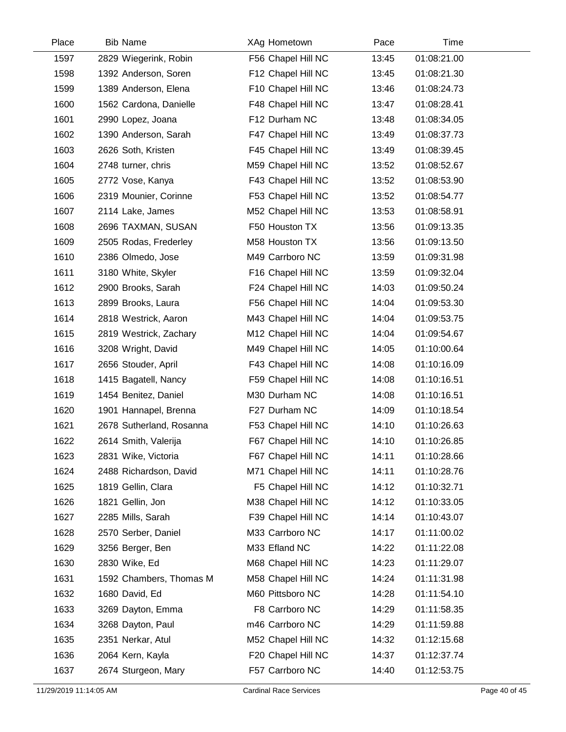| Place | Bib | Name | XAg | Hometown | Pace | Time |
|---|---|---|---|---|---|---|
| 1597 | 2829 | Wiegerink, Robin | F56 | Chapel Hill NC | 13:45 | 01:08:21.00 |
| 1598 | 1392 | Anderson, Soren | F12 | Chapel Hill NC | 13:45 | 01:08:21.30 |
| 1599 | 1389 | Anderson, Elena | F10 | Chapel Hill NC | 13:46 | 01:08:24.73 |
| 1600 | 1562 | Cardona, Danielle | F48 | Chapel Hill NC | 13:47 | 01:08:28.41 |
| 1601 | 2990 | Lopez, Joana | F12 | Durham NC | 13:48 | 01:08:34.05 |
| 1602 | 1390 | Anderson, Sarah | F47 | Chapel Hill NC | 13:49 | 01:08:37.73 |
| 1603 | 2626 | Soth, Kristen | F45 | Chapel Hill NC | 13:49 | 01:08:39.45 |
| 1604 | 2748 | turner, chris | M59 | Chapel Hill NC | 13:52 | 01:08:52.67 |
| 1605 | 2772 | Vose, Kanya | F43 | Chapel Hill NC | 13:52 | 01:08:53.90 |
| 1606 | 2319 | Mounier, Corinne | F53 | Chapel Hill NC | 13:52 | 01:08:54.77 |
| 1607 | 2114 | Lake, James | M52 | Chapel Hill NC | 13:53 | 01:08:58.91 |
| 1608 | 2696 | TAXMAN, SUSAN | F50 | Houston TX | 13:56 | 01:09:13.35 |
| 1609 | 2505 | Rodas, Frederley | M58 | Houston TX | 13:56 | 01:09:13.50 |
| 1610 | 2386 | Olmedo, Jose | M49 | Carrboro NC | 13:59 | 01:09:31.98 |
| 1611 | 3180 | White, Skyler | F16 | Chapel Hill NC | 13:59 | 01:09:32.04 |
| 1612 | 2900 | Brooks, Sarah | F24 | Chapel Hill NC | 14:03 | 01:09:50.24 |
| 1613 | 2899 | Brooks, Laura | F56 | Chapel Hill NC | 14:04 | 01:09:53.30 |
| 1614 | 2818 | Westrick, Aaron | M43 | Chapel Hill NC | 14:04 | 01:09:53.75 |
| 1615 | 2819 | Westrick, Zachary | M12 | Chapel Hill NC | 14:04 | 01:09:54.67 |
| 1616 | 3208 | Wright, David | M49 | Chapel Hill NC | 14:05 | 01:10:00.64 |
| 1617 | 2656 | Stouder, April | F43 | Chapel Hill NC | 14:08 | 01:10:16.09 |
| 1618 | 1415 | Bagatell, Nancy | F59 | Chapel Hill NC | 14:08 | 01:10:16.51 |
| 1619 | 1454 | Benitez, Daniel | M30 | Durham NC | 14:08 | 01:10:16.51 |
| 1620 | 1901 | Hannapel, Brenna | F27 | Durham NC | 14:09 | 01:10:18.54 |
| 1621 | 2678 | Sutherland, Rosanna | F53 | Chapel Hill NC | 14:10 | 01:10:26.63 |
| 1622 | 2614 | Smith, Valerija | F67 | Chapel Hill NC | 14:10 | 01:10:26.85 |
| 1623 | 2831 | Wike, Victoria | F67 | Chapel Hill NC | 14:11 | 01:10:28.66 |
| 1624 | 2488 | Richardson, David | M71 | Chapel Hill NC | 14:11 | 01:10:28.76 |
| 1625 | 1819 | Gellin, Clara | F5 | Chapel Hill NC | 14:12 | 01:10:32.71 |
| 1626 | 1821 | Gellin, Jon | M38 | Chapel Hill NC | 14:12 | 01:10:33.05 |
| 1627 | 2285 | Mills, Sarah | F39 | Chapel Hill NC | 14:14 | 01:10:43.07 |
| 1628 | 2570 | Serber, Daniel | M33 | Carrboro NC | 14:17 | 01:11:00.02 |
| 1629 | 3256 | Berger, Ben | M33 | Efland NC | 14:22 | 01:11:22.08 |
| 1630 | 2830 | Wike, Ed | M68 | Chapel Hill NC | 14:23 | 01:11:29.07 |
| 1631 | 1592 | Chambers, Thomas M | M58 | Chapel Hill NC | 14:24 | 01:11:31.98 |
| 1632 | 1680 | David, Ed | M60 | Pittsboro NC | 14:28 | 01:11:54.10 |
| 1633 | 3269 | Dayton, Emma | F8 | Carrboro NC | 14:29 | 01:11:58.35 |
| 1634 | 3268 | Dayton, Paul | m46 | Carrboro NC | 14:29 | 01:11:59.88 |
| 1635 | 2351 | Nerkar, Atul | M52 | Chapel Hill NC | 14:32 | 01:12:15.68 |
| 1636 | 2064 | Kern, Kayla | F20 | Chapel Hill NC | 14:37 | 01:12:37.74 |
| 1637 | 2674 | Sturgeon, Mary | F57 | Carrboro NC | 14:40 | 01:12:53.75 |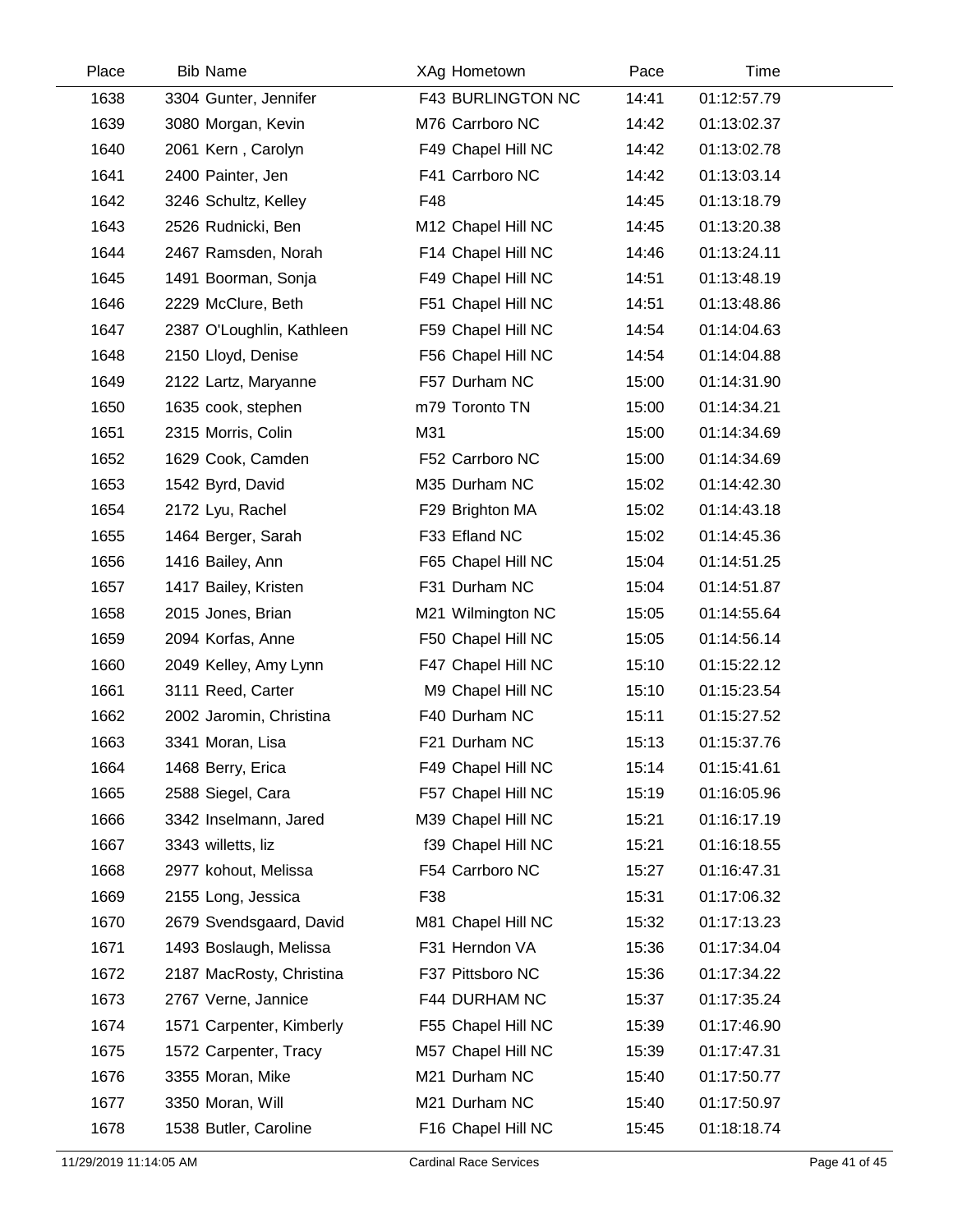| Place | Bib | Name | XAg | Hometown | Pace | Time |
|---|---|---|---|---|---|---|
| 1638 | 3304 | Gunter, Jennifer | F43 | BURLINGTON NC | 14:41 | 01:12:57.79 |
| 1639 | 3080 | Morgan, Kevin | M76 | Carrboro NC | 14:42 | 01:13:02.37 |
| 1640 | 2061 | Kern , Carolyn | F49 | Chapel Hill NC | 14:42 | 01:13:02.78 |
| 1641 | 2400 | Painter, Jen | F41 | Carrboro NC | 14:42 | 01:13:03.14 |
| 1642 | 3246 | Schultz, Kelley | F48 | | 14:45 | 01:13:18.79 |
| 1643 | 2526 | Rudnicki, Ben | M12 | Chapel Hill NC | 14:45 | 01:13:20.38 |
| 1644 | 2467 | Ramsden, Norah | F14 | Chapel Hill NC | 14:46 | 01:13:24.11 |
| 1645 | 1491 | Boorman, Sonja | F49 | Chapel Hill NC | 14:51 | 01:13:48.19 |
| 1646 | 2229 | McClure, Beth | F51 | Chapel Hill NC | 14:51 | 01:13:48.86 |
| 1647 | 2387 | O'Loughlin, Kathleen | F59 | Chapel Hill NC | 14:54 | 01:14:04.63 |
| 1648 | 2150 | Lloyd, Denise | F56 | Chapel Hill NC | 14:54 | 01:14:04.88 |
| 1649 | 2122 | Lartz, Maryanne | F57 | Durham NC | 15:00 | 01:14:31.90 |
| 1650 | 1635 | cook, stephen | m79 | Toronto TN | 15:00 | 01:14:34.21 |
| 1651 | 2315 | Morris, Colin | M31 | | 15:00 | 01:14:34.69 |
| 1652 | 1629 | Cook, Camden | F52 | Carrboro NC | 15:00 | 01:14:34.69 |
| 1653 | 1542 | Byrd, David | M35 | Durham NC | 15:02 | 01:14:42.30 |
| 1654 | 2172 | Lyu, Rachel | F29 | Brighton MA | 15:02 | 01:14:43.18 |
| 1655 | 1464 | Berger, Sarah | F33 | Efland NC | 15:02 | 01:14:45.36 |
| 1656 | 1416 | Bailey, Ann | F65 | Chapel Hill NC | 15:04 | 01:14:51.25 |
| 1657 | 1417 | Bailey, Kristen | F31 | Durham NC | 15:04 | 01:14:51.87 |
| 1658 | 2015 | Jones, Brian | M21 | Wilmington NC | 15:05 | 01:14:55.64 |
| 1659 | 2094 | Korfas, Anne | F50 | Chapel Hill NC | 15:05 | 01:14:56.14 |
| 1660 | 2049 | Kelley, Amy Lynn | F47 | Chapel Hill NC | 15:10 | 01:15:22.12 |
| 1661 | 3111 | Reed, Carter | M9 | Chapel Hill NC | 15:10 | 01:15:23.54 |
| 1662 | 2002 | Jaromin, Christina | F40 | Durham NC | 15:11 | 01:15:27.52 |
| 1663 | 3341 | Moran, Lisa | F21 | Durham NC | 15:13 | 01:15:37.76 |
| 1664 | 1468 | Berry, Erica | F49 | Chapel Hill NC | 15:14 | 01:15:41.61 |
| 1665 | 2588 | Siegel, Cara | F57 | Chapel Hill NC | 15:19 | 01:16:05.96 |
| 1666 | 3342 | Inselmann, Jared | M39 | Chapel Hill NC | 15:21 | 01:16:17.19 |
| 1667 | 3343 | willetts, liz | f39 | Chapel Hill NC | 15:21 | 01:16:18.55 |
| 1668 | 2977 | kohout, Melissa | F54 | Carrboro NC | 15:27 | 01:16:47.31 |
| 1669 | 2155 | Long, Jessica | F38 | | 15:31 | 01:17:06.32 |
| 1670 | 2679 | Svendsgaard, David | M81 | Chapel Hill NC | 15:32 | 01:17:13.23 |
| 1671 | 1493 | Boslaugh, Melissa | F31 | Herndon VA | 15:36 | 01:17:34.04 |
| 1672 | 2187 | MacRosty, Christina | F37 | Pittsboro NC | 15:36 | 01:17:34.22 |
| 1673 | 2767 | Verne, Jannice | F44 | DURHAM NC | 15:37 | 01:17:35.24 |
| 1674 | 1571 | Carpenter, Kimberly | F55 | Chapel Hill NC | 15:39 | 01:17:46.90 |
| 1675 | 1572 | Carpenter, Tracy | M57 | Chapel Hill NC | 15:39 | 01:17:47.31 |
| 1676 | 3355 | Moran, Mike | M21 | Durham NC | 15:40 | 01:17:50.77 |
| 1677 | 3350 | Moran, Will | M21 | Durham NC | 15:40 | 01:17:50.97 |
| 1678 | 1538 | Butler, Caroline | F16 | Chapel Hill NC | 15:45 | 01:18:18.74 |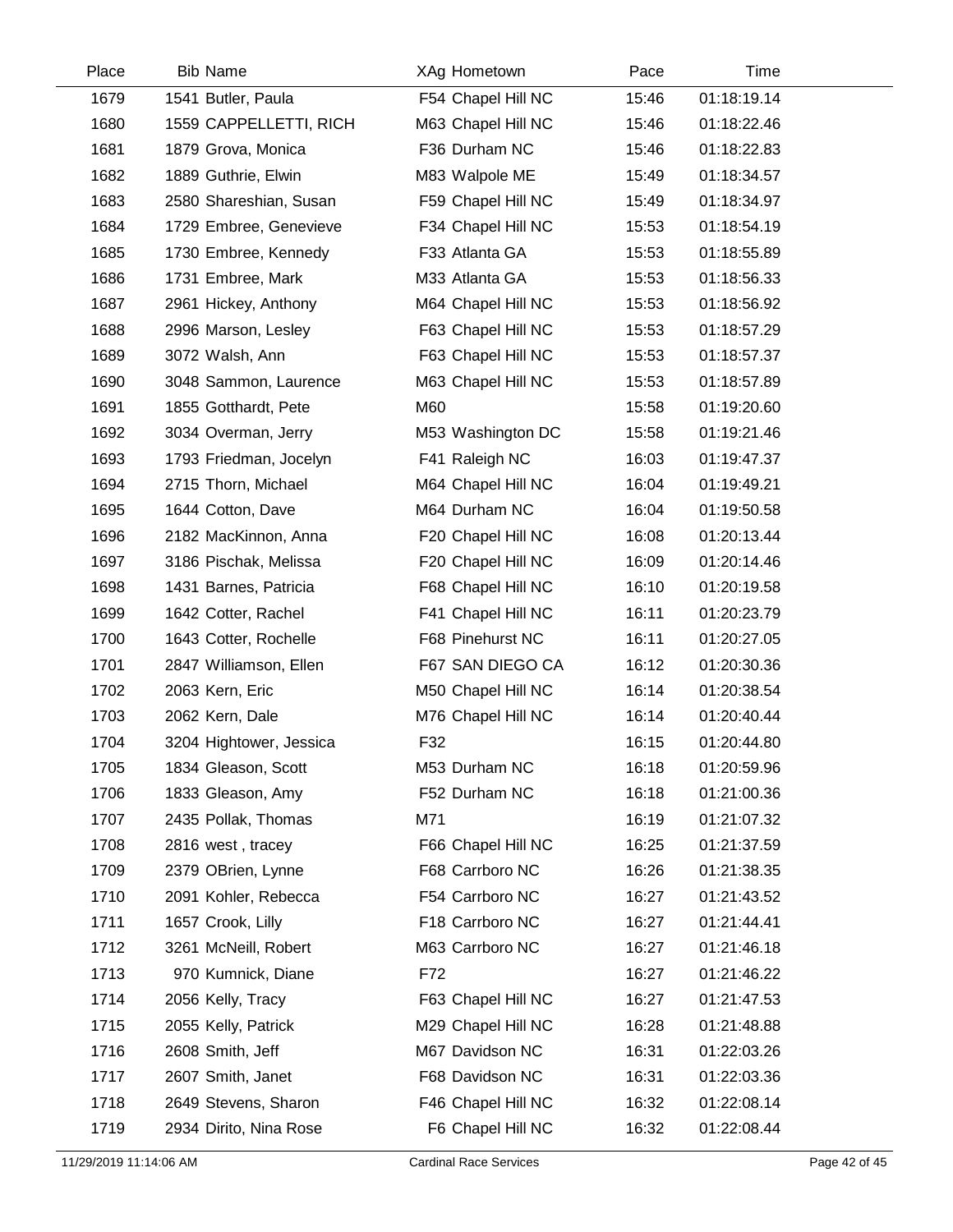| Place | Bib | Name | XAg | Hometown | Pace | Time |
|---|---|---|---|---|---|---|
| 1679 | 1541 | Butler, Paula | F54 | Chapel Hill NC | 15:46 | 01:18:19.14 |
| 1680 | 1559 | CAPPELLETTI, RICH | M63 | Chapel Hill NC | 15:46 | 01:18:22.46 |
| 1681 | 1879 | Grova, Monica | F36 | Durham NC | 15:46 | 01:18:22.83 |
| 1682 | 1889 | Guthrie, Elwin | M83 | Walpole ME | 15:49 | 01:18:34.57 |
| 1683 | 2580 | Shareshian, Susan | F59 | Chapel Hill NC | 15:49 | 01:18:34.97 |
| 1684 | 1729 | Embree, Genevieve | F34 | Chapel Hill NC | 15:53 | 01:18:54.19 |
| 1685 | 1730 | Embree, Kennedy | F33 | Atlanta GA | 15:53 | 01:18:55.89 |
| 1686 | 1731 | Embree, Mark | M33 | Atlanta GA | 15:53 | 01:18:56.33 |
| 1687 | 2961 | Hickey, Anthony | M64 | Chapel Hill NC | 15:53 | 01:18:56.92 |
| 1688 | 2996 | Marson, Lesley | F63 | Chapel Hill NC | 15:53 | 01:18:57.29 |
| 1689 | 3072 | Walsh, Ann | F63 | Chapel Hill NC | 15:53 | 01:18:57.37 |
| 1690 | 3048 | Sammon, Laurence | M63 | Chapel Hill NC | 15:53 | 01:18:57.89 |
| 1691 | 1855 | Gotthardt, Pete | M60 | | 15:58 | 01:19:20.60 |
| 1692 | 3034 | Overman, Jerry | M53 | Washington DC | 15:58 | 01:19:21.46 |
| 1693 | 1793 | Friedman, Jocelyn | F41 | Raleigh NC | 16:03 | 01:19:47.37 |
| 1694 | 2715 | Thorn, Michael | M64 | Chapel Hill NC | 16:04 | 01:19:49.21 |
| 1695 | 1644 | Cotton, Dave | M64 | Durham NC | 16:04 | 01:19:50.58 |
| 1696 | 2182 | MacKinnon, Anna | F20 | Chapel Hill NC | 16:08 | 01:20:13.44 |
| 1697 | 3186 | Pischak, Melissa | F20 | Chapel Hill NC | 16:09 | 01:20:14.46 |
| 1698 | 1431 | Barnes, Patricia | F68 | Chapel Hill NC | 16:10 | 01:20:19.58 |
| 1699 | 1642 | Cotter, Rachel | F41 | Chapel Hill NC | 16:11 | 01:20:23.79 |
| 1700 | 1643 | Cotter, Rochelle | F68 | Pinehurst NC | 16:11 | 01:20:27.05 |
| 1701 | 2847 | Williamson, Ellen | F67 | SAN DIEGO CA | 16:12 | 01:20:30.36 |
| 1702 | 2063 | Kern, Eric | M50 | Chapel Hill NC | 16:14 | 01:20:38.54 |
| 1703 | 2062 | Kern, Dale | M76 | Chapel Hill NC | 16:14 | 01:20:40.44 |
| 1704 | 3204 | Hightower, Jessica | F32 | | 16:15 | 01:20:44.80 |
| 1705 | 1834 | Gleason, Scott | M53 | Durham NC | 16:18 | 01:20:59.96 |
| 1706 | 1833 | Gleason, Amy | F52 | Durham NC | 16:18 | 01:21:00.36 |
| 1707 | 2435 | Pollak, Thomas | M71 | | 16:19 | 01:21:07.32 |
| 1708 | 2816 | west , tracey | F66 | Chapel Hill NC | 16:25 | 01:21:37.59 |
| 1709 | 2379 | OBrien, Lynne | F68 | Carrboro NC | 16:26 | 01:21:38.35 |
| 1710 | 2091 | Kohler, Rebecca | F54 | Carrboro NC | 16:27 | 01:21:43.52 |
| 1711 | 1657 | Crook, Lilly | F18 | Carrboro NC | 16:27 | 01:21:44.41 |
| 1712 | 3261 | McNeill, Robert | M63 | Carrboro NC | 16:27 | 01:21:46.18 |
| 1713 | 970 | Kumnick, Diane | F72 | | 16:27 | 01:21:46.22 |
| 1714 | 2056 | Kelly, Tracy | F63 | Chapel Hill NC | 16:27 | 01:21:47.53 |
| 1715 | 2055 | Kelly, Patrick | M29 | Chapel Hill NC | 16:28 | 01:21:48.88 |
| 1716 | 2608 | Smith, Jeff | M67 | Davidson NC | 16:31 | 01:22:03.26 |
| 1717 | 2607 | Smith, Janet | F68 | Davidson NC | 16:31 | 01:22:03.36 |
| 1718 | 2649 | Stevens, Sharon | F46 | Chapel Hill NC | 16:32 | 01:22:08.14 |
| 1719 | 2934 | Dirito, Nina Rose | F6 | Chapel Hill NC | 16:32 | 01:22:08.44 |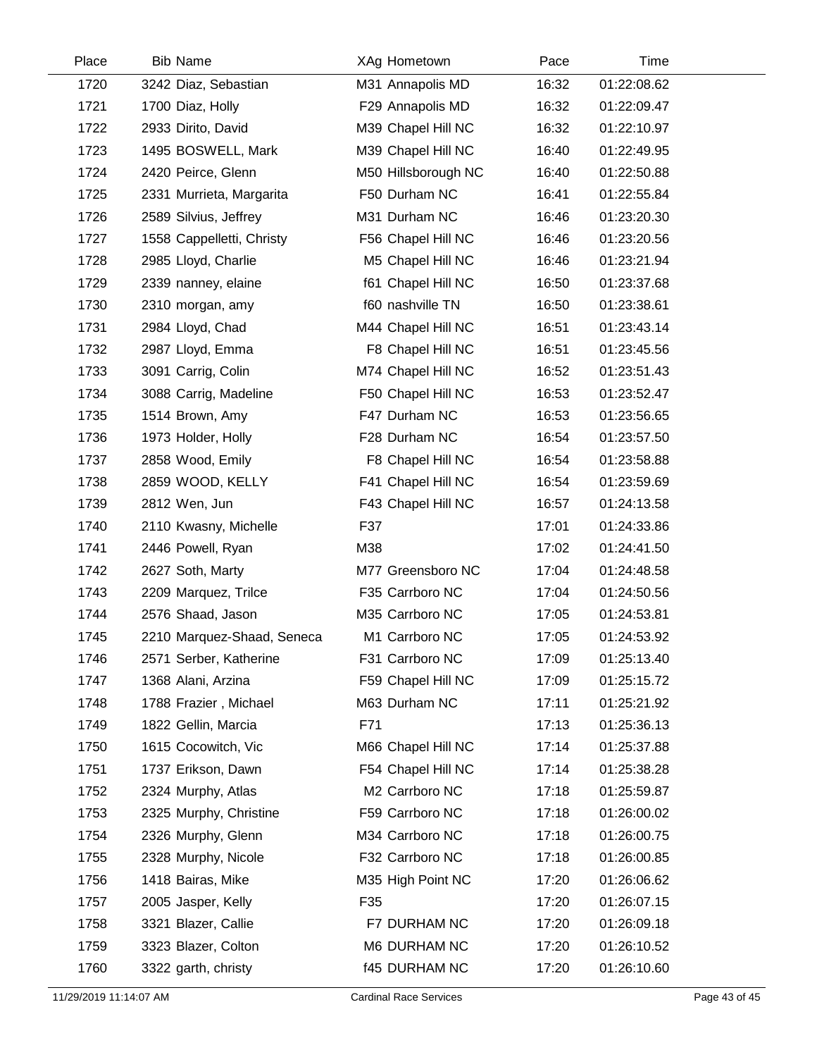| Place | Bib | Name | XAg | Hometown | Pace | Time |
|---|---|---|---|---|---|---|
| 1720 | 3242 | Diaz, Sebastian | M31 | Annapolis MD | 16:32 | 01:22:08.62 |
| 1721 | 1700 | Diaz, Holly | F29 | Annapolis MD | 16:32 | 01:22:09.47 |
| 1722 | 2933 | Dirito, David | M39 | Chapel Hill NC | 16:32 | 01:22:10.97 |
| 1723 | 1495 | BOSWELL, Mark | M39 | Chapel Hill NC | 16:40 | 01:22:49.95 |
| 1724 | 2420 | Peirce, Glenn | M50 | Hillsborough NC | 16:40 | 01:22:50.88 |
| 1725 | 2331 | Murrieta, Margarita | F50 | Durham NC | 16:41 | 01:22:55.84 |
| 1726 | 2589 | Silvius, Jeffrey | M31 | Durham NC | 16:46 | 01:23:20.30 |
| 1727 | 1558 | Cappelletti, Christy | F56 | Chapel Hill NC | 16:46 | 01:23:20.56 |
| 1728 | 2985 | Lloyd, Charlie | M5 | Chapel Hill NC | 16:46 | 01:23:21.94 |
| 1729 | 2339 | nanney, elaine | f61 | Chapel Hill NC | 16:50 | 01:23:37.68 |
| 1730 | 2310 | morgan, amy | f60 | nashville TN | 16:50 | 01:23:38.61 |
| 1731 | 2984 | Lloyd, Chad | M44 | Chapel Hill NC | 16:51 | 01:23:43.14 |
| 1732 | 2987 | Lloyd, Emma | F8 | Chapel Hill NC | 16:51 | 01:23:45.56 |
| 1733 | 3091 | Carrig, Colin | M74 | Chapel Hill NC | 16:52 | 01:23:51.43 |
| 1734 | 3088 | Carrig, Madeline | F50 | Chapel Hill NC | 16:53 | 01:23:52.47 |
| 1735 | 1514 | Brown, Amy | F47 | Durham NC | 16:53 | 01:23:56.65 |
| 1736 | 1973 | Holder, Holly | F28 | Durham NC | 16:54 | 01:23:57.50 |
| 1737 | 2858 | Wood, Emily | F8 | Chapel Hill NC | 16:54 | 01:23:58.88 |
| 1738 | 2859 | WOOD, KELLY | F41 | Chapel Hill NC | 16:54 | 01:23:59.69 |
| 1739 | 2812 | Wen, Jun | F43 | Chapel Hill NC | 16:57 | 01:24:13.58 |
| 1740 | 2110 | Kwasny, Michelle | F37 | | 17:01 | 01:24:33.86 |
| 1741 | 2446 | Powell, Ryan | M38 | | 17:02 | 01:24:41.50 |
| 1742 | 2627 | Soth, Marty | M77 | Greensboro NC | 17:04 | 01:24:48.58 |
| 1743 | 2209 | Marquez, Trilce | F35 | Carrboro NC | 17:04 | 01:24:50.56 |
| 1744 | 2576 | Shaad, Jason | M35 | Carrboro NC | 17:05 | 01:24:53.81 |
| 1745 | 2210 | Marquez-Shaad, Seneca | M1 | Carrboro NC | 17:05 | 01:24:53.92 |
| 1746 | 2571 | Serber, Katherine | F31 | Carrboro NC | 17:09 | 01:25:13.40 |
| 1747 | 1368 | Alani, Arzina | F59 | Chapel Hill NC | 17:09 | 01:25:15.72 |
| 1748 | 1788 | Frazier , Michael | M63 | Durham NC | 17:11 | 01:25:21.92 |
| 1749 | 1822 | Gellin, Marcia | F71 | | 17:13 | 01:25:36.13 |
| 1750 | 1615 | Cocowitch, Vic | M66 | Chapel Hill NC | 17:14 | 01:25:37.88 |
| 1751 | 1737 | Erikson, Dawn | F54 | Chapel Hill NC | 17:14 | 01:25:38.28 |
| 1752 | 2324 | Murphy, Atlas | M2 | Carrboro NC | 17:18 | 01:25:59.87 |
| 1753 | 2325 | Murphy, Christine | F59 | Carrboro NC | 17:18 | 01:26:00.02 |
| 1754 | 2326 | Murphy, Glenn | M34 | Carrboro NC | 17:18 | 01:26:00.75 |
| 1755 | 2328 | Murphy, Nicole | F32 | Carrboro NC | 17:18 | 01:26:00.85 |
| 1756 | 1418 | Bairas, Mike | M35 | High Point NC | 17:20 | 01:26:06.62 |
| 1757 | 2005 | Jasper, Kelly | F35 | | 17:20 | 01:26:07.15 |
| 1758 | 3321 | Blazer, Callie | F7 | DURHAM NC | 17:20 | 01:26:09.18 |
| 1759 | 3323 | Blazer, Colton | M6 | DURHAM NC | 17:20 | 01:26:10.52 |
| 1760 | 3322 | garth, christy | f45 | DURHAM NC | 17:20 | 01:26:10.60 |

11/29/2019 11:14:07 AM Cardinal Race Services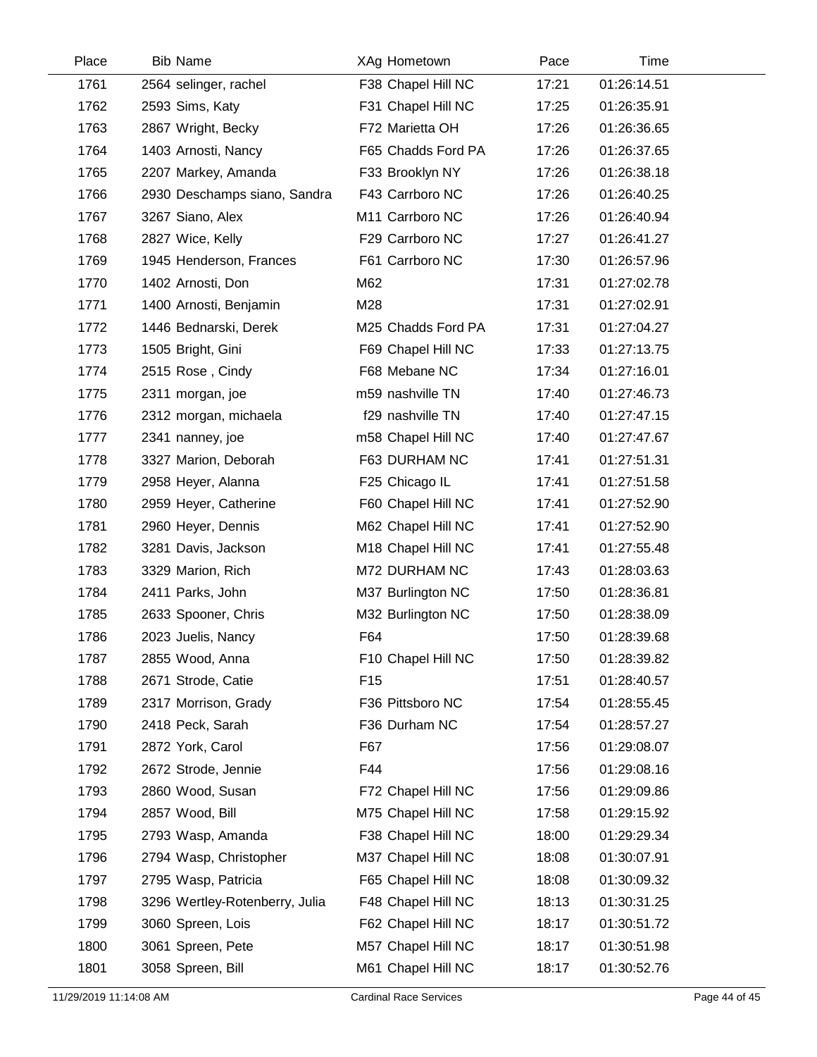| Place | Bib | Name | XAg | Hometown | Pace | Time |
|---|---|---|---|---|---|---|
| 1761 | 2564 | selinger, rachel | F38 | Chapel Hill NC | 17:21 | 01:26:14.51 |
| 1762 | 2593 | Sims, Katy | F31 | Chapel Hill NC | 17:25 | 01:26:35.91 |
| 1763 | 2867 | Wright, Becky | F72 | Marietta OH | 17:26 | 01:26:36.65 |
| 1764 | 1403 | Arnosti, Nancy | F65 | Chadds Ford PA | 17:26 | 01:26:37.65 |
| 1765 | 2207 | Markey, Amanda | F33 | Brooklyn NY | 17:26 | 01:26:38.18 |
| 1766 | 2930 | Deschamps siano, Sandra | F43 | Carrboro NC | 17:26 | 01:26:40.25 |
| 1767 | 3267 | Siano, Alex | M11 | Carrboro NC | 17:26 | 01:26:40.94 |
| 1768 | 2827 | Wice, Kelly | F29 | Carrboro NC | 17:27 | 01:26:41.27 |
| 1769 | 1945 | Henderson, Frances | F61 | Carrboro NC | 17:30 | 01:26:57.96 |
| 1770 | 1402 | Arnosti, Don | M62 | | 17:31 | 01:27:02.78 |
| 1771 | 1400 | Arnosti, Benjamin | M28 | | 17:31 | 01:27:02.91 |
| 1772 | 1446 | Bednarski, Derek | M25 | Chadds Ford PA | 17:31 | 01:27:04.27 |
| 1773 | 1505 | Bright, Gini | F69 | Chapel Hill NC | 17:33 | 01:27:13.75 |
| 1774 | 2515 | Rose , Cindy | F68 | Mebane NC | 17:34 | 01:27:16.01 |
| 1775 | 2311 | morgan, joe | m59 | nashville TN | 17:40 | 01:27:46.73 |
| 1776 | 2312 | morgan, michaela | f29 | nashville TN | 17:40 | 01:27:47.15 |
| 1777 | 2341 | nanney, joe | m58 | Chapel Hill NC | 17:40 | 01:27:47.67 |
| 1778 | 3327 | Marion, Deborah | F63 | DURHAM NC | 17:41 | 01:27:51.31 |
| 1779 | 2958 | Heyer, Alanna | F25 | Chicago IL | 17:41 | 01:27:51.58 |
| 1780 | 2959 | Heyer, Catherine | F60 | Chapel Hill NC | 17:41 | 01:27:52.90 |
| 1781 | 2960 | Heyer, Dennis | M62 | Chapel Hill NC | 17:41 | 01:27:52.90 |
| 1782 | 3281 | Davis, Jackson | M18 | Chapel Hill NC | 17:41 | 01:27:55.48 |
| 1783 | 3329 | Marion, Rich | M72 | DURHAM NC | 17:43 | 01:28:03.63 |
| 1784 | 2411 | Parks, John | M37 | Burlington NC | 17:50 | 01:28:36.81 |
| 1785 | 2633 | Spooner, Chris | M32 | Burlington NC | 17:50 | 01:28:38.09 |
| 1786 | 2023 | Juelis, Nancy | F64 | | 17:50 | 01:28:39.68 |
| 1787 | 2855 | Wood, Anna | F10 | Chapel Hill NC | 17:50 | 01:28:39.82 |
| 1788 | 2671 | Strode, Catie | F15 | | 17:51 | 01:28:40.57 |
| 1789 | 2317 | Morrison, Grady | F36 | Pittsboro NC | 17:54 | 01:28:55.45 |
| 1790 | 2418 | Peck, Sarah | F36 | Durham NC | 17:54 | 01:28:57.27 |
| 1791 | 2872 | York, Carol | F67 | | 17:56 | 01:29:08.07 |
| 1792 | 2672 | Strode, Jennie | F44 | | 17:56 | 01:29:08.16 |
| 1793 | 2860 | Wood, Susan | F72 | Chapel Hill NC | 17:56 | 01:29:09.86 |
| 1794 | 2857 | Wood, Bill | M75 | Chapel Hill NC | 17:58 | 01:29:15.92 |
| 1795 | 2793 | Wasp, Amanda | F38 | Chapel Hill NC | 18:00 | 01:29:29.34 |
| 1796 | 2794 | Wasp, Christopher | M37 | Chapel Hill NC | 18:08 | 01:30:07.91 |
| 1797 | 2795 | Wasp, Patricia | F65 | Chapel Hill NC | 18:08 | 01:30:09.32 |
| 1798 | 3296 | Wertley-Rotenberry, Julia | F48 | Chapel Hill NC | 18:13 | 01:30:31.25 |
| 1799 | 3060 | Spreen, Lois | F62 | Chapel Hill NC | 18:17 | 01:30:51.72 |
| 1800 | 3061 | Spreen, Pete | M57 | Chapel Hill NC | 18:17 | 01:30:51.98 |
| 1801 | 3058 | Spreen, Bill | M61 | Chapel Hill NC | 18:17 | 01:30:52.76 |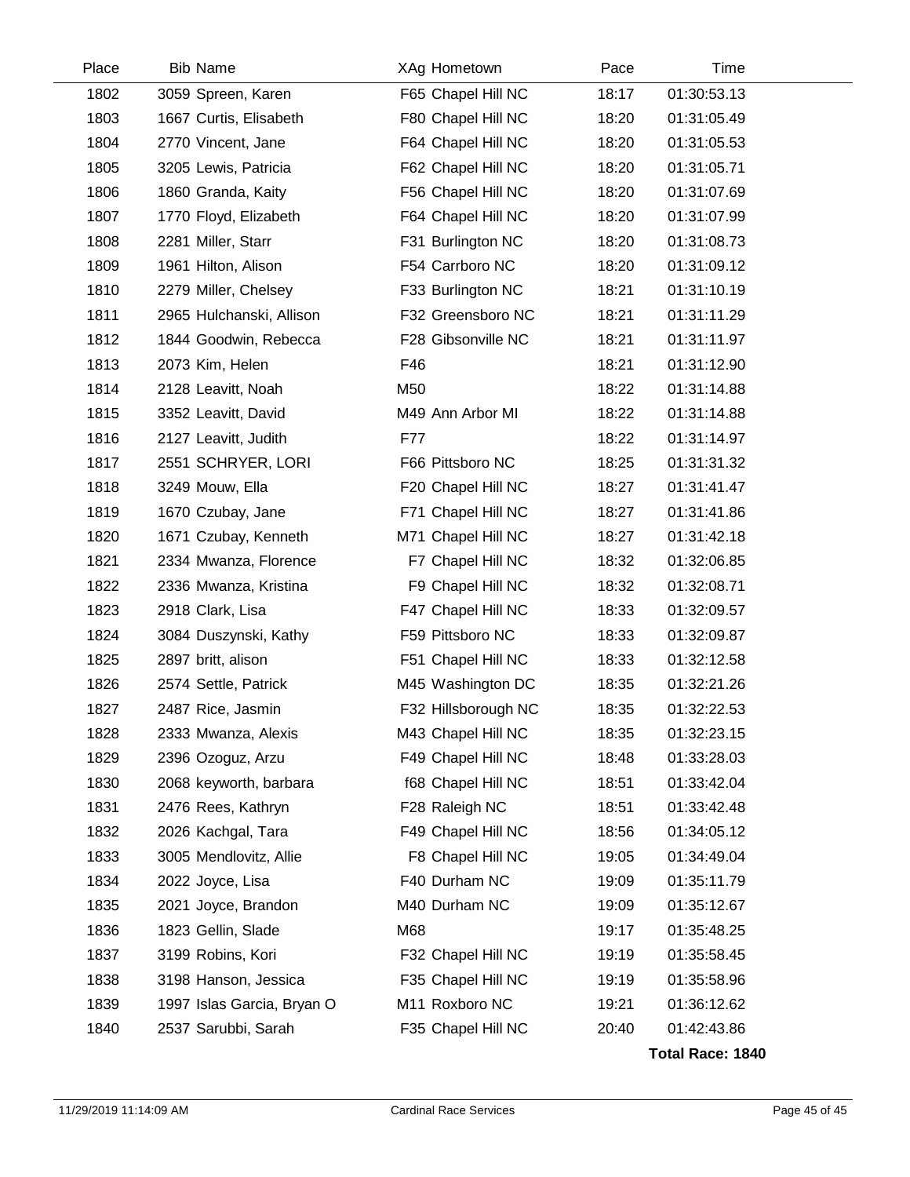| Place | Bib | Name | XAg | Hometown | Pace | Time |
|---|---|---|---|---|---|---|
| 1802 | 3059 | Spreen, Karen | F65 | Chapel Hill NC | 18:17 | 01:30:53.13 |
| 1803 | 1667 | Curtis, Elisabeth | F80 | Chapel Hill NC | 18:20 | 01:31:05.49 |
| 1804 | 2770 | Vincent, Jane | F64 | Chapel Hill NC | 18:20 | 01:31:05.53 |
| 1805 | 3205 | Lewis, Patricia | F62 | Chapel Hill NC | 18:20 | 01:31:05.71 |
| 1806 | 1860 | Granda, Kaity | F56 | Chapel Hill NC | 18:20 | 01:31:07.69 |
| 1807 | 1770 | Floyd, Elizabeth | F64 | Chapel Hill NC | 18:20 | 01:31:07.99 |
| 1808 | 2281 | Miller, Starr | F31 | Burlington NC | 18:20 | 01:31:08.73 |
| 1809 | 1961 | Hilton, Alison | F54 | Carrboro NC | 18:20 | 01:31:09.12 |
| 1810 | 2279 | Miller, Chelsey | F33 | Burlington NC | 18:21 | 01:31:10.19 |
| 1811 | 2965 | Hulchanski, Allison | F32 | Greensboro NC | 18:21 | 01:31:11.29 |
| 1812 | 1844 | Goodwin, Rebecca | F28 | Gibsonville NC | 18:21 | 01:31:11.97 |
| 1813 | 2073 | Kim, Helen | F46 | | 18:21 | 01:31:12.90 |
| 1814 | 2128 | Leavitt, Noah | M50 | | 18:22 | 01:31:14.88 |
| 1815 | 3352 | Leavitt, David | M49 | Ann Arbor MI | 18:22 | 01:31:14.88 |
| 1816 | 2127 | Leavitt, Judith | F77 | | 18:22 | 01:31:14.97 |
| 1817 | 2551 | SCHRYER, LORI | F66 | Pittsboro NC | 18:25 | 01:31:31.32 |
| 1818 | 3249 | Mouw, Ella | F20 | Chapel Hill NC | 18:27 | 01:31:41.47 |
| 1819 | 1670 | Czubay, Jane | F71 | Chapel Hill NC | 18:27 | 01:31:41.86 |
| 1820 | 1671 | Czubay, Kenneth | M71 | Chapel Hill NC | 18:27 | 01:31:42.18 |
| 1821 | 2334 | Mwanza, Florence | F7 | Chapel Hill NC | 18:32 | 01:32:06.85 |
| 1822 | 2336 | Mwanza, Kristina | F9 | Chapel Hill NC | 18:32 | 01:32:08.71 |
| 1823 | 2918 | Clark, Lisa | F47 | Chapel Hill NC | 18:33 | 01:32:09.57 |
| 1824 | 3084 | Duszynski, Kathy | F59 | Pittsboro NC | 18:33 | 01:32:09.87 |
| 1825 | 2897 | britt, alison | F51 | Chapel Hill NC | 18:33 | 01:32:12.58 |
| 1826 | 2574 | Settle, Patrick | M45 | Washington DC | 18:35 | 01:32:21.26 |
| 1827 | 2487 | Rice, Jasmin | F32 | Hillsborough NC | 18:35 | 01:32:22.53 |
| 1828 | 2333 | Mwanza, Alexis | M43 | Chapel Hill NC | 18:35 | 01:32:23.15 |
| 1829 | 2396 | Ozoguz, Arzu | F49 | Chapel Hill NC | 18:48 | 01:33:28.03 |
| 1830 | 2068 | keyworth, barbara | f68 | Chapel Hill NC | 18:51 | 01:33:42.04 |
| 1831 | 2476 | Rees, Kathryn | F28 | Raleigh NC | 18:51 | 01:33:42.48 |
| 1832 | 2026 | Kachgal, Tara | F49 | Chapel Hill NC | 18:56 | 01:34:05.12 |
| 1833 | 3005 | Mendlovitz, Allie | F8 | Chapel Hill NC | 19:05 | 01:34:49.04 |
| 1834 | 2022 | Joyce, Lisa | F40 | Durham NC | 19:09 | 01:35:11.79 |
| 1835 | 2021 | Joyce, Brandon | M40 | Durham NC | 19:09 | 01:35:12.67 |
| 1836 | 1823 | Gellin, Slade | M68 | | 19:17 | 01:35:48.25 |
| 1837 | 3199 | Robins, Kori | F32 | Chapel Hill NC | 19:19 | 01:35:58.45 |
| 1838 | 3198 | Hanson, Jessica | F35 | Chapel Hill NC | 19:19 | 01:35:58.96 |
| 1839 | 1997 | Islas Garcia, Bryan O | M11 | Roxboro NC | 19:21 | 01:36:12.62 |
| 1840 | 2537 | Sarubbi, Sarah | F35 | Chapel Hill NC | 20:40 | 01:42:43.86 |

**Total Race: 1840**

11/29/2019 11:14:09 AM Cardinal Race Services